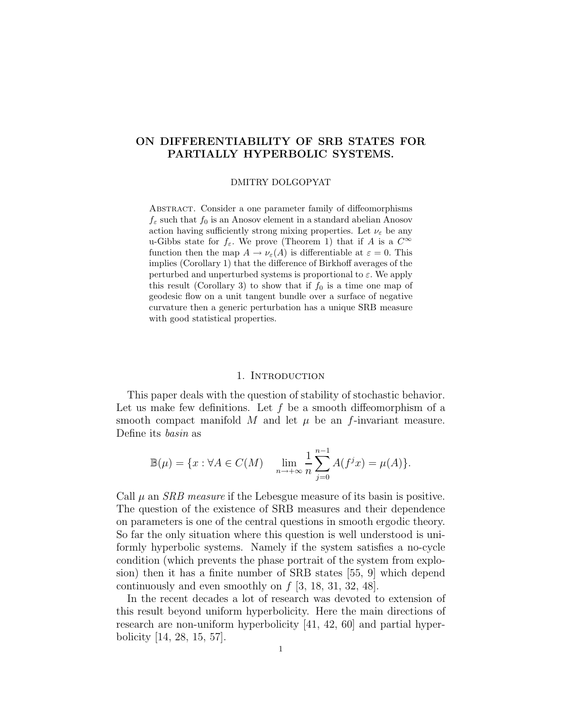# ON DIFFERENTIABILITY OF SRB STATES FOR PARTIALLY HYPERBOLIC SYSTEMS.

DMITRY DOLGOPYAT

Abstract. Consider a one parameter family of diffeomorphisms $f_\varepsilon$ such that $f_0$ is an Anosov element in a standard abelian Anosov action having sufficiently strong mixing properties. Let $\nu_\varepsilon$ be any u-Gibbs state for $f_\varepsilon$. We prove (Theorem 1) that if $A$ is a $C^\infty$ function then the map $A \to \nu_\varepsilon(A)$ is differentiable at $\varepsilon = 0$. This implies (Corollary 1) that the difference of Birkhoff averages of the perturbed and unperturbed systems is proportional to $\varepsilon$. We apply this result (Corollary 3) to show that if $f_0$ is a time one map of geodesic flow on a unit tangent bundle over a surface of negative curvature then a generic perturbation has a unique SRB measure with good statistical properties.

## 1. Introduction

This paper deals with the question of stability of stochastic behavior. Let us make few definitions. Let $f$ be a smooth diffeomorphism of a smooth compact manifold $M$ and let $\mu$ be an $f$-invariant measure. Define its *basin* as

$$\mathbb{B}(\mu) = \{x : \forall A \in C(M) \quad \lim_{n\to+\infty} \frac{1}{n} \sum_{j=0}^{n-1} A(f^j x) = \mu(A)\}.$$

Call $\mu$ an *SRB measure* if the Lebesgue measure of its basin is positive. The question of the existence of SRB measures and their dependence on parameters is one of the central questions in smooth ergodic theory. So far the only situation where this question is well understood is uniformly hyperbolic systems. Namely if the system satisfies a no-cycle condition (which prevents the phase portrait of the system from explosion) then it has a finite number of SRB states [55, 9] which depend continuously and even smoothly on $f$ [3, 18, 31, 32, 48].

In the recent decades a lot of research was devoted to extension of this result beyond uniform hyperbolicity. Here the main directions of research are non-uniform hyperbolicity [41, 42, 60] and partial hyperbolicity [14, 28, 15, 57].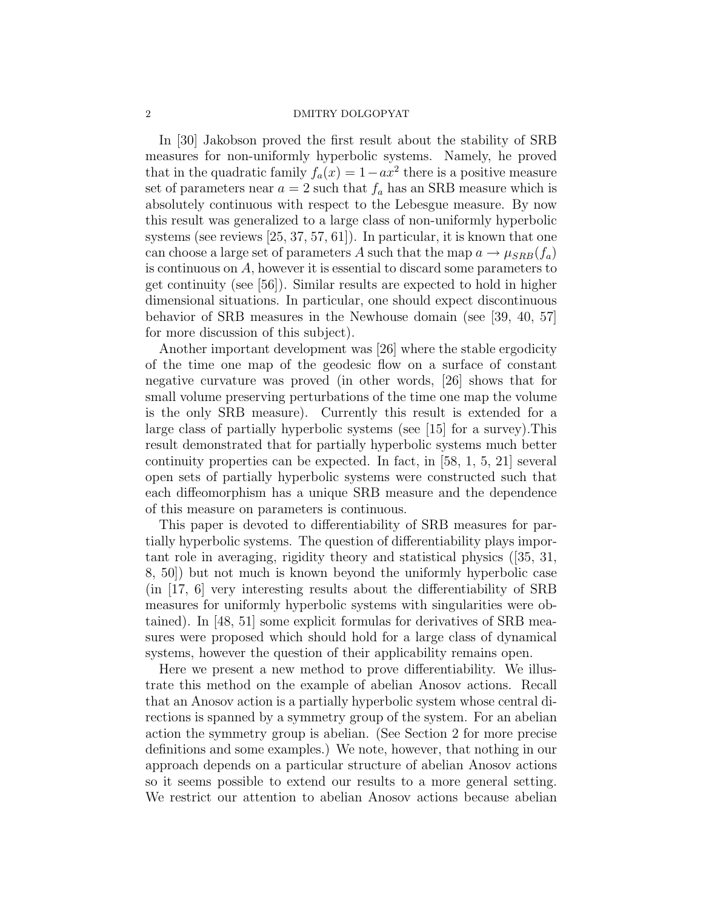In [30] Jakobson proved the first result about the stability of SRB measures for non-uniformly hyperbolic systems. Namely, he proved that in the quadratic family $f_a(x) = 1 - ax^2$ there is a positive measure set of parameters near $a = 2$ such that $f_a$ has an SRB measure which is absolutely continuous with respect to the Lebesgue measure. By now this result was generalized to a large class of non-uniformly hyperbolic systems (see reviews [25, 37, 57, 61]). In particular, it is known that one can choose a large set of parameters $A$ such that the map $a \to \mu_{SRB}(f_a)$ is continuous on $A$, however it is essential to discard some parameters to get continuity (see [56]). Similar results are expected to hold in higher dimensional situations. In particular, one should expect discontinuous behavior of SRB measures in the Newhouse domain (see [39, 40, 57] for more discussion of this subject).

Another important development was [26] where the stable ergodicity of the time one map of the geodesic flow on a surface of constant negative curvature was proved (in other words, [26] shows that for small volume preserving perturbations of the time one map the volume is the only SRB measure). Currently this result is extended for a large class of partially hyperbolic systems (see [15] for a survey).This result demonstrated that for partially hyperbolic systems much better continuity properties can be expected. In fact, in [58, 1, 5, 21] several open sets of partially hyperbolic systems were constructed such that each diffeomorphism has a unique SRB measure and the dependence of this measure on parameters is continuous.

This paper is devoted to differentiability of SRB measures for partially hyperbolic systems. The question of differentiability plays important role in averaging, rigidity theory and statistical physics ([35, 31, 8, 50]) but not much is known beyond the uniformly hyperbolic case (in [17, 6] very interesting results about the differentiability of SRB measures for uniformly hyperbolic systems with singularities were obtained). In [48, 51] some explicit formulas for derivatives of SRB measures were proposed which should hold for a large class of dynamical systems, however the question of their applicability remains open.

Here we present a new method to prove differentiability. We illustrate this method on the example of abelian Anosov actions. Recall that an Anosov action is a partially hyperbolic system whose central directions is spanned by a symmetry group of the system. For an abelian action the symmetry group is abelian. (See Section 2 for more precise definitions and some examples.) We note, however, that nothing in our approach depends on a particular structure of abelian Anosov actions so it seems possible to extend our results to a more general setting. We restrict our attention to abelian Anosov actions because abelian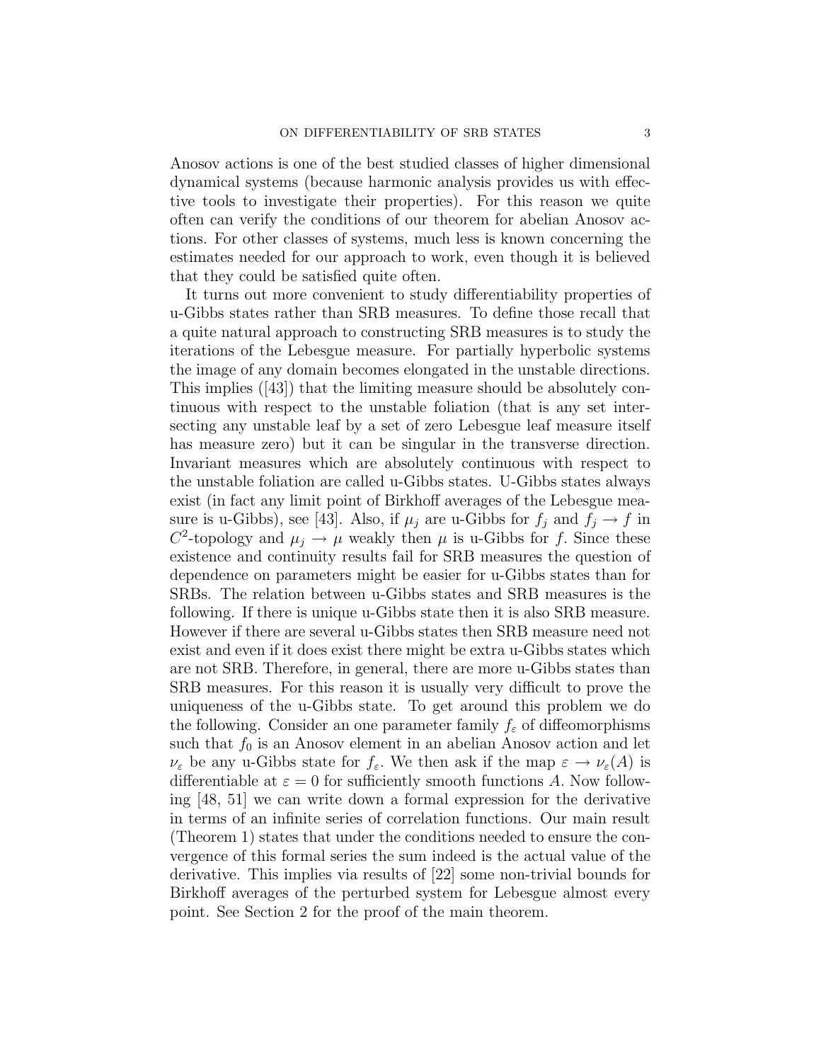Anosov actions is one of the best studied classes of higher dimensional dynamical systems (because harmonic analysis provides us with effective tools to investigate their properties). For this reason we quite often can verify the conditions of our theorem for abelian Anosov actions. For other classes of systems, much less is known concerning the estimates needed for our approach to work, even though it is believed that they could be satisfied quite often.

It turns out more convenient to study differentiability properties of u-Gibbs states rather than SRB measures. To define those recall that a quite natural approach to constructing SRB measures is to study the iterations of the Lebesgue measure. For partially hyperbolic systems the image of any domain becomes elongated in the unstable directions. This implies ([43]) that the limiting measure should be absolutely continuous with respect to the unstable foliation (that is any set intersecting any unstable leaf by a set of zero Lebesgue leaf measure itself has measure zero) but it can be singular in the transverse direction. Invariant measures which are absolutely continuous with respect to the unstable foliation are called u-Gibbs states. U-Gibbs states always exist (in fact any limit point of Birkhoff averages of the Lebesgue measure is u-Gibbs), see [43]. Also, if $\mu_j$ are u-Gibbs for $f_j$ and $f_j \to f$ in $C^2$-topology and $\mu_j \to \mu$ weakly then $\mu$ is u-Gibbs for $f$. Since these existence and continuity results fail for SRB measures the question of dependence on parameters might be easier for u-Gibbs states than for SRBs. The relation between u-Gibbs states and SRB measures is the following. If there is unique u-Gibbs state then it is also SRB measure. However if there are several u-Gibbs states then SRB measure need not exist and even if it does exist there might be extra u-Gibbs states which are not SRB. Therefore, in general, there are more u-Gibbs states than SRB measures. For this reason it is usually very difficult to prove the uniqueness of the u-Gibbs state. To get around this problem we do the following. Consider an one parameter family $f_\varepsilon$ of diffeomorphisms such that $f_0$ is an Anosov element in an abelian Anosov action and let $\nu_\varepsilon$ be any u-Gibbs state for $f_\varepsilon$. We then ask if the map $\varepsilon \to \nu_\varepsilon(A)$ is differentiable at $\varepsilon = 0$ for sufficiently smooth functions $A$. Now following [48, 51] we can write down a formal expression for the derivative in terms of an infinite series of correlation functions. Our main result (Theorem 1) states that under the conditions needed to ensure the convergence of this formal series the sum indeed is the actual value of the derivative. This implies via results of [22] some non-trivial bounds for Birkhoff averages of the perturbed system for Lebesgue almost every point. See Section 2 for the proof of the main theorem.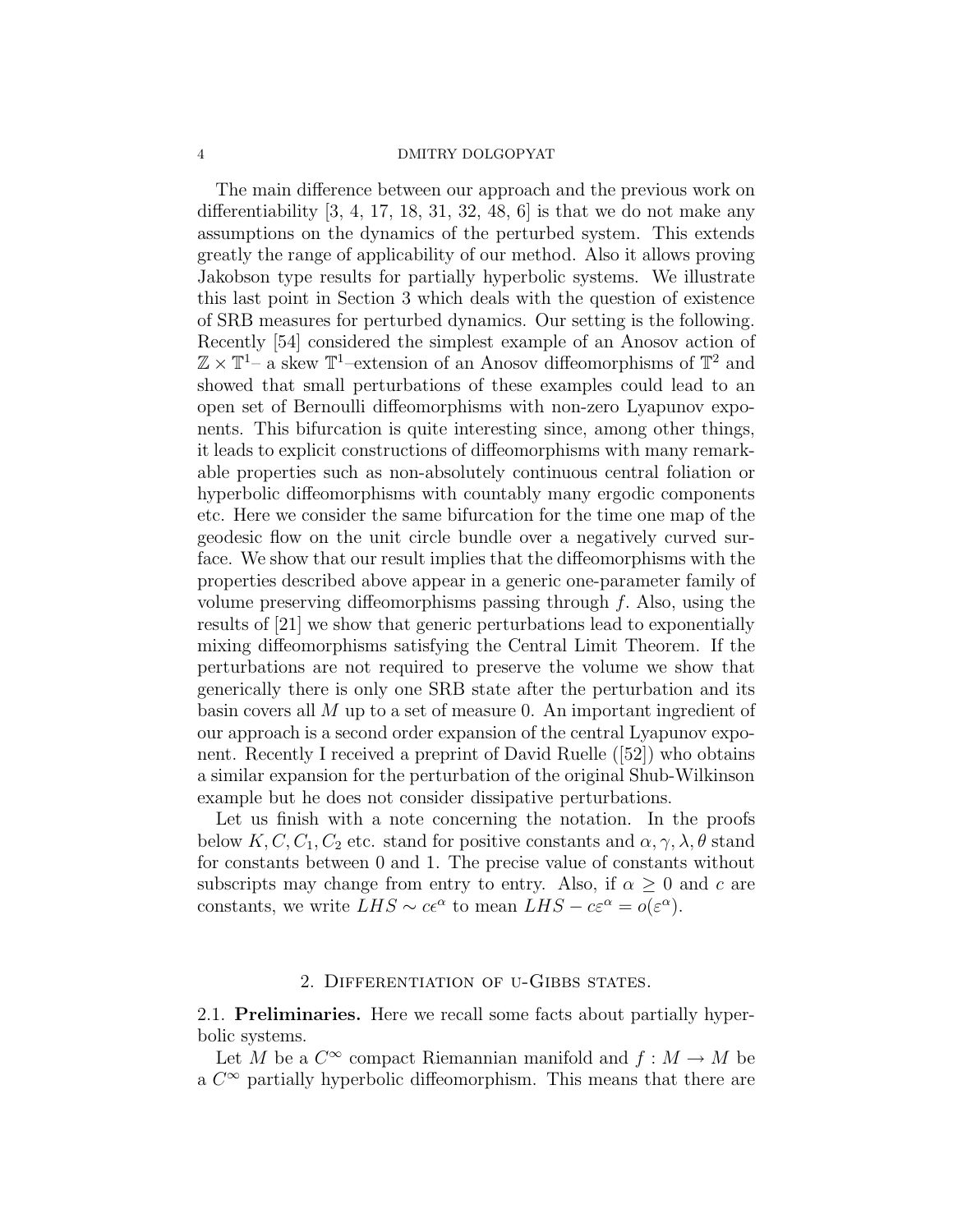The main difference between our approach and the previous work on differentiability [3, 4, 17, 18, 31, 32, 48, 6] is that we do not make any assumptions on the dynamics of the perturbed system. This extends greatly the range of applicability of our method. Also it allows proving Jakobson type results for partially hyperbolic systems. We illustrate this last point in Section 3 which deals with the question of existence of SRB measures for perturbed dynamics. Our setting is the following. Recently [54] considered the simplest example of an Anosov action of $\mathbb{Z} \times \mathbb{T}^1$– a skew $\mathbb{T}^1$–extension of an Anosov diffeomorphisms of $\mathbb{T}^2$ and showed that small perturbations of these examples could lead to an open set of Bernoulli diffeomorphisms with non-zero Lyapunov exponents. This bifurcation is quite interesting since, among other things, it leads to explicit constructions of diffeomorphisms with many remarkable properties such as non-absolutely continuous central foliation or hyperbolic diffeomorphisms with countably many ergodic components etc. Here we consider the same bifurcation for the time one map of the geodesic flow on the unit circle bundle over a negatively curved surface. We show that our result implies that the diffeomorphisms with the properties described above appear in a generic one-parameter family of volume preserving diffeomorphisms passing through $f$. Also, using the results of [21] we show that generic perturbations lead to exponentially mixing diffeomorphisms satisfying the Central Limit Theorem. If the perturbations are not required to preserve the volume we show that generically there is only one SRB state after the perturbation and its basin covers all $M$ up to a set of measure 0. An important ingredient of our approach is a second order expansion of the central Lyapunov exponent. Recently I received a preprint of David Ruelle ([52]) who obtains a similar expansion for the perturbation of the original Shub-Wilkinson example but he does not consider dissipative perturbations.

Let us finish with a note concerning the notation. In the proofs below $K, C, C_1, C_2$ etc. stand for positive constants and $\alpha, \gamma, \lambda, \theta$ stand for constants between 0 and 1. The precise value of constants without subscripts may change from entry to entry. Also, if $\alpha \geq 0$ and $c$ are constants, we write $LHS \sim c\epsilon^\alpha$ to mean $LHS - c\varepsilon^\alpha = o(\varepsilon^\alpha)$.

## 2. Differentiation of u-Gibbs states.

**2.1. Preliminaries.** Here we recall some facts about partially hyperbolic systems.

Let $M$ be a $C^\infty$ compact Riemannian manifold and $f : M \to M$ be a $C^\infty$ partially hyperbolic diffeomorphism. This means that there are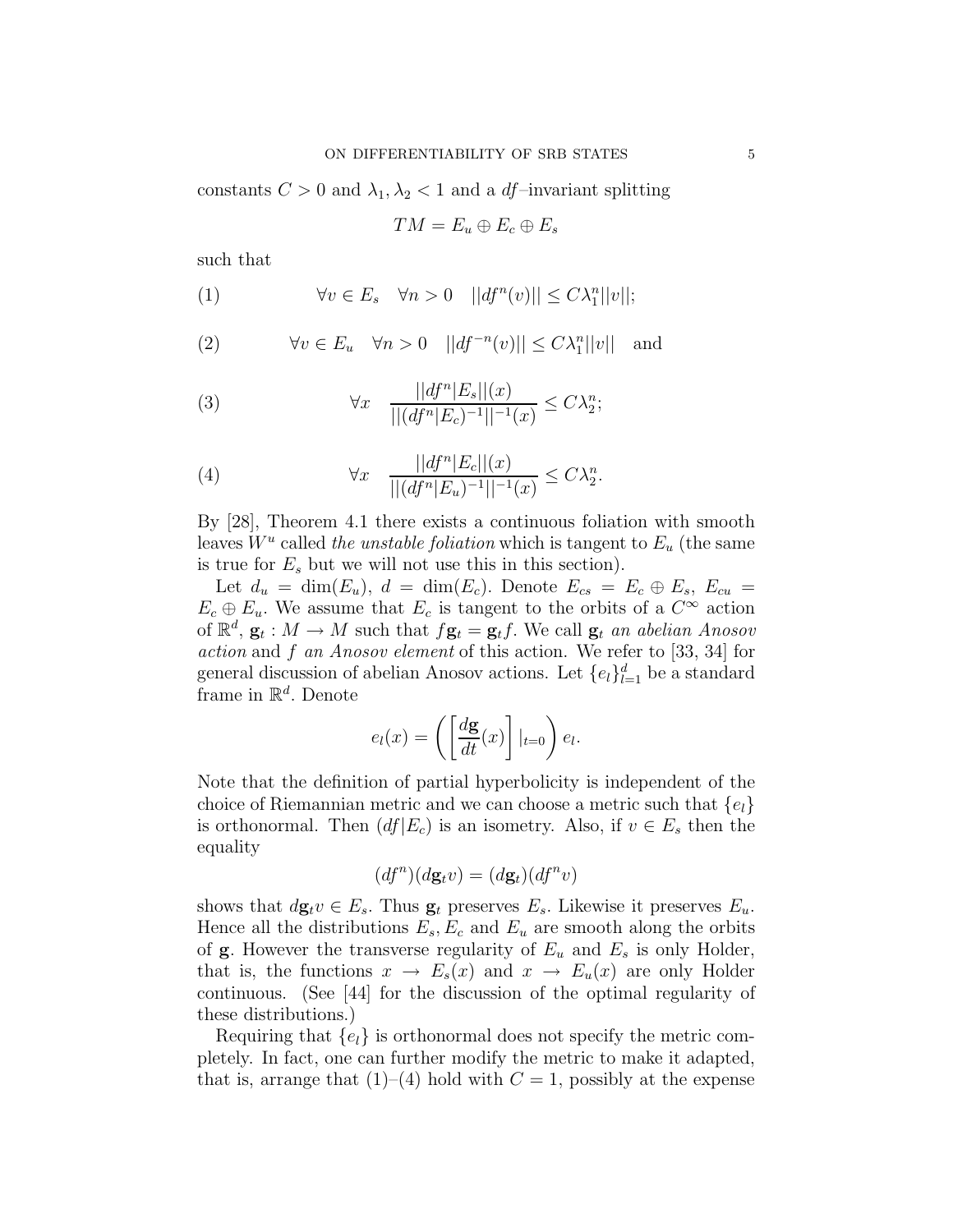constants $C > 0$ and $\lambda_1, \lambda_2 < 1$ and a $df$–invariant splitting

$$TM = E_u \oplus E_c \oplus E_s$$

such that

$$\forall v \in E_s \quad \forall n > 0 \quad ||df^n(v)|| \leq C\lambda_1^n ||v||; \tag{1}$$

$$\forall v \in E_u \quad \forall n > 0 \quad ||df^{-n}(v)|| \leq C\lambda_1^n ||v|| \quad \text{and} \tag{2}$$

$$\forall x \quad \frac{||df^n|E_s||(x)}{||(df^n|E_c)^{-1}||^{-1}(x)} \leq C\lambda_2^n; \tag{3}$$

$$\forall x \quad \frac{||df^n|E_c||(x)}{||(df^n|E_u)^{-1}||^{-1}(x)} \leq C\lambda_2^n. \tag{4}$$

By [28], Theorem 4.1 there exists a continuous foliation with smooth leaves $W^u$ called *the unstable foliation* which is tangent to $E_u$ (the same is true for $E_s$ but we will not use this in this section).

Let $d_u = \dim(E_u)$, $d = \dim(E_c)$. Denote $E_{cs} = E_c \oplus E_s$, $E_{cu} = E_c \oplus E_u$. We assume that $E_c$ is tangent to the orbits of a $C^\infty$ action of $\mathbb{R}^d$, $\mathbf{g}_t : M \to M$ such that $f\mathbf{g}_t = \mathbf{g}_t f$. We call $\mathbf{g}_t$ *an abelian Anosov action* and $f$ *an Anosov element* of this action. We refer to [33, 34] for general discussion of abelian Anosov actions. Let $\{e_l\}_{l=1}^d$ be a standard frame in $\mathbb{R}^d$. Denote

$$e_l(x) = \left( \left[ \frac{d\mathbf{g}}{dt}(x) \right] |_{t=0} \right) e_l.$$

Note that the definition of partial hyperbolicity is independent of the choice of Riemannian metric and we can choose a metric such that $\{e_l\}$ is orthonormal. Then $(df|E_c)$ is an isometry. Also, if $v \in E_s$ then the equality

$$(df^n)(d\mathbf{g}_t v) = (d\mathbf{g}_t)(df^n v)$$

shows that $d\mathbf{g}_t v \in E_s$. Thus $\mathbf{g}_t$ preserves $E_s$. Likewise it preserves $E_u$. Hence all the distributions $E_s, E_c$ and $E_u$ are smooth along the orbits of $\mathbf{g}$. However the transverse regularity of $E_u$ and $E_s$ is only Holder, that is, the functions $x \to E_s(x)$ and $x \to E_u(x)$ are only Holder continuous. (See [44] for the discussion of the optimal regularity of these distributions.)

Requiring that $\{e_l\}$ is orthonormal does not specify the metric completely. In fact, one can further modify the metric to make it adapted, that is, arrange that (1)–(4) hold with $C = 1$, possibly at the expense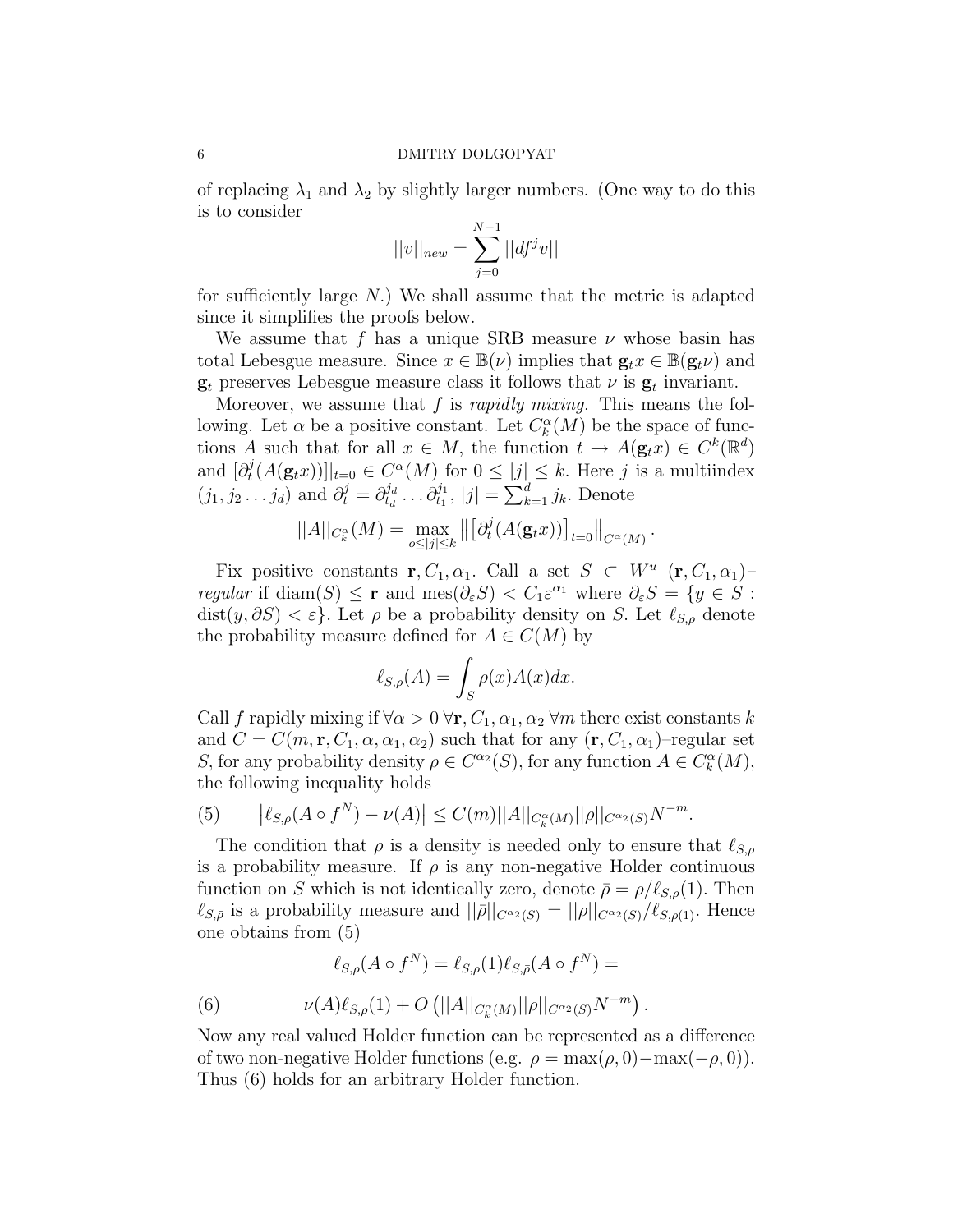of replacing $\lambda_1$ and $\lambda_2$ by slightly larger numbers. (One way to do this is to consider

$$||v||_{new} = \sum_{j=0}^{N-1} ||df^j v||$$

for sufficiently large $N$.) We shall assume that the metric is adapted since it simplifies the proofs below.

We assume that $f$ has a unique SRB measure $\nu$ whose basin has total Lebesgue measure. Since $x \in \mathbb{B}(\nu)$ implies that $\mathbf{g}_t x \in \mathbb{B}(\mathbf{g}_t \nu)$ and $\mathbf{g}_t$ preserves Lebesgue measure class it follows that $\nu$ is $\mathbf{g}_t$ invariant.

Moreover, we assume that $f$ is *rapidly mixing*. This means the following. Let $\alpha$ be a positive constant. Let $C^\alpha_k(M)$ be the space of functions $A$ such that for all $x \in M$, the function $t \to A(\mathbf{g}_t x) \in C^k(\mathbb{R}^d)$ and $[\partial_t^j(A(\mathbf{g}_t x))]|_{t=0} \in C^\alpha(M)$ for $0 \leq |j| \leq k$. Here $j$ is a multiindex $(j_1, j_2 \dots j_d)$ and $\partial_t^j = \partial_{t_d}^{j_d} \dots \partial_{t_1}^{j_1}$, $|j| = \sum_{k=1}^d j_k$. Denote

$$||A||_{C^\alpha_k(M)} = \max_{o \leq |j| \leq k} \left\| \left[\partial_t^j (A(\mathbf{g}_t x))\right]_{t=0} \right\|_{C^\alpha(M)}.$$

Fix positive constants $\mathbf{r}, C_1, \alpha_1$. Call a set $S \subset W^u$ $(\mathbf{r}, C_1, \alpha_1)$–*regular* if $\operatorname{diam}(S) \leq \mathbf{r}$ and $\operatorname{mes}(\partial_\varepsilon S) < C_1 \varepsilon^{\alpha_1}$ where $\partial_\varepsilon S = \{y \in S : \operatorname{dist}(y, \partial S) < \varepsilon\}$. Let $\rho$ be a probability density on $S$. Let $\ell_{S,\rho}$ denote the probability measure defined for $A \in C(M)$ by

$$\ell_{S,\rho}(A) = \int_S \rho(x) A(x) dx.$$

Call $f$ rapidly mixing if $\forall \alpha > 0$ $\forall \mathbf{r}, C_1, \alpha_1, \alpha_2$ $\forall m$ there exist constants $k$ and $C = C(m, \mathbf{r}, C_1, \alpha, \alpha_1, \alpha_2)$ such that for any $(\mathbf{r}, C_1, \alpha_1)$–regular set $S$, for any probability density $\rho \in C^{\alpha_2}(S)$, for any function $A \in C^\alpha_k(M)$, the following inequality holds

$$\left|\ell_{S,\rho}(A \circ f^N) - \nu(A)\right| \leq C(m) ||A||_{C^\alpha_k(M)} ||\rho||_{C^{\alpha_2}(S)} N^{-m}. \tag{5}$$

The condition that $\rho$ is a density is needed only to ensure that $\ell_{S,\rho}$ is a probability measure. If $\rho$ is any non-negative Holder continuous function on $S$ which is not identically zero, denote $\bar{\rho} = \rho / \ell_{S,\rho}(1)$. Then $\ell_{S,\bar{\rho}}$ is a probability measure and $||\bar{\rho}||_{C^{\alpha_2}(S)} = ||\rho||_{C^{\alpha_2}(S)} / \ell_{S,\rho(1)}$. Hence one obtains from (5)

$$\ell_{S,\rho}(A \circ f^N) = \ell_{S,\rho}(1) \ell_{S,\bar{\rho}}(A \circ f^N) =$$

$$\nu(A) \ell_{S,\rho}(1) + O\left(||A||_{C^\alpha_k(M)} ||\rho||_{C^{\alpha_2}(S)} N^{-m}\right). \tag{6}$$

Now any real valued Holder function can be represented as a difference of two non-negative Holder functions (e.g. $\rho = \max(\rho, 0) - \max(-\rho, 0)$). Thus (6) holds for an arbitrary Holder function.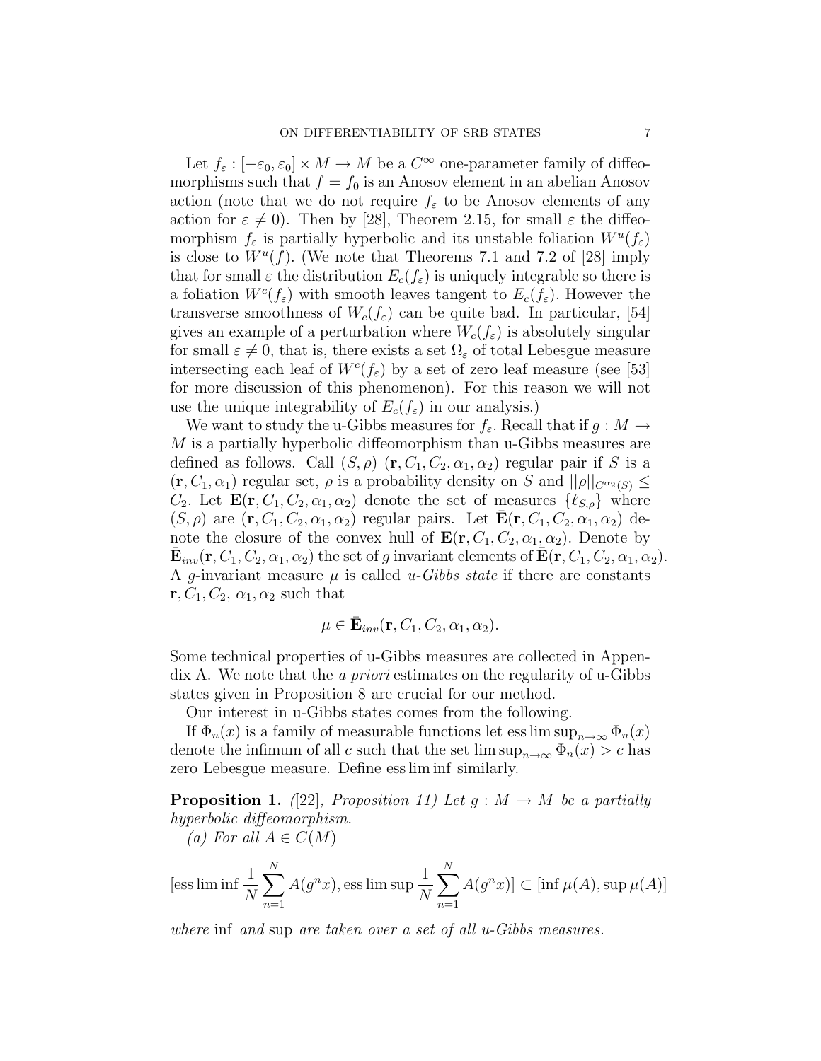Let $f_\varepsilon : [-\varepsilon_0, \varepsilon_0] \times M \to M$ be a $C^\infty$ one-parameter family of diffeomorphisms such that $f = f_0$ is an Anosov element in an abelian Anosov action (note that we do not require $f_\varepsilon$ to be Anosov elements of any action for $\varepsilon \neq 0$). Then by [28], Theorem 2.15, for small $\varepsilon$ the diffeomorphism $f_\varepsilon$ is partially hyperbolic and its unstable foliation $W^u(f_\varepsilon)$ is close to $W^u(f)$. (We note that Theorems 7.1 and 7.2 of [28] imply that for small $\varepsilon$ the distribution $E_c(f_\varepsilon)$ is uniquely integrable so there is a foliation $W^c(f_\varepsilon)$ with smooth leaves tangent to $E_c(f_\varepsilon)$. However the transverse smoothness of $W_c(f_\varepsilon)$ can be quite bad. In particular, [54] gives an example of a perturbation where $W_c(f_\varepsilon)$ is absolutely singular for small $\varepsilon \neq 0$, that is, there exists a set $\Omega_\varepsilon$ of total Lebesgue measure intersecting each leaf of $W^c(f_\varepsilon)$ by a set of zero leaf measure (see [53] for more discussion of this phenomenon). For this reason we will not use the unique integrability of $E_c(f_\varepsilon)$ in our analysis.)

We want to study the u-Gibbs measures for $f_\varepsilon$. Recall that if $g : M \to M$ is a partially hyperbolic diffeomorphism than u-Gibbs measures are defined as follows. Call $(S, \rho)$ $(\mathbf{r}, C_1, C_2, \alpha_1, \alpha_2)$ regular pair if $S$ is a $(\mathbf{r}, C_1, \alpha_1)$ regular set, $\rho$ is a probability density on $S$ and $||\rho||_{C^{\alpha_2}(S)} \leq C_2$. Let $\mathbf{E}(\mathbf{r}, C_1, C_2, \alpha_1, \alpha_2)$ denote the set of measures $\{\ell_{S,\rho}\}$ where $(S, \rho)$ are $(\mathbf{r}, C_1, C_2, \alpha_1, \alpha_2)$ regular pairs. Let $\bar{\mathbf{E}}(\mathbf{r}, C_1, C_2, \alpha_1, \alpha_2)$ denote the closure of the convex hull of $\mathbf{E}(\mathbf{r}, C_1, C_2, \alpha_1, \alpha_2)$. Denote by $\bar{\mathbf{E}}_{inv}(\mathbf{r}, C_1, C_2, \alpha_1, \alpha_2)$ the set of $g$ invariant elements of $\bar{\mathbf{E}}(\mathbf{r}, C_1, C_2, \alpha_1, \alpha_2)$. A $g$-invariant measure $\mu$ is called *u-Gibbs state* if there are constants $\mathbf{r}, C_1, C_2, \alpha_1, \alpha_2$ such that

$$\mu \in \bar{\mathbf{E}}_{inv}(\mathbf{r}, C_1, C_2, \alpha_1, \alpha_2).$$

Some technical properties of u-Gibbs measures are collected in Appendix A. We note that the *a priori* estimates on the regularity of u-Gibbs states given in Proposition 8 are crucial for our method.

Our interest in u-Gibbs states comes from the following.

If $\Phi_n(x)$ is a family of measurable functions let $\operatorname{ess\,lim\,sup}_{n\to\infty} \Phi_n(x)$ denote the infimum of all $c$ such that the set $\limsup_{n\to\infty} \Phi_n(x) > c$ has zero Lebesgue measure. Define $\operatorname{ess\,lim\,inf}$ similarly.

**Proposition 1.** *([22], Proposition 11) Let $g : M \to M$ be a partially hyperbolic diffeomorphism.*

*(a) For all $A \in C(M)$*

$$[\operatorname{ess\,lim\,inf} \frac{1}{N} \sum_{n=1}^{N} A(g^n x), \operatorname{ess\,lim\,sup} \frac{1}{N} \sum_{n=1}^{N} A(g^n x)] \subset [\inf \mu(A), \sup \mu(A)]$$

*where* inf *and* sup *are taken over a set of all u-Gibbs measures.*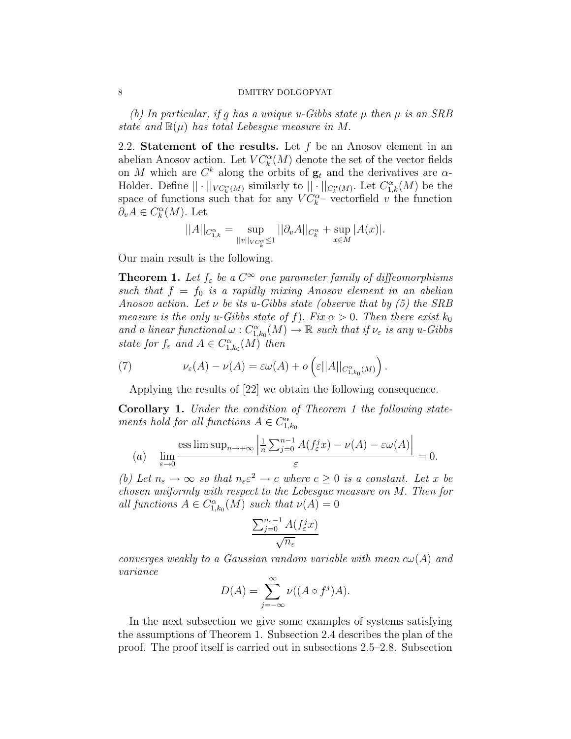*(b) In particular, if $g$ has a unique u-Gibbs state $\mu$ then $\mu$ is an SRB state and $\mathbb{B}(\mu)$ has total Lebesgue measure in $M$.*

### 2.2. Statement of the results.

Let $f$ be an Anosov element in an abelian Anosov action. Let $VC^\alpha_k(M)$ denote the set of the vector fields on $M$ which are $C^k$ along the orbits of $\mathbf{g}_t$ and the derivatives are $\alpha$-Holder. Define $||\cdot||_{VC^\alpha_k(M)}$ similarly to $||\cdot||_{C^\alpha_k(M)}$. Let $C^\alpha_{1,k}(M)$ be the space of functions such that for any $VC^\alpha_k-$ vectorfield $v$ the function $\partial_v A \in C^\alpha_k(M)$. Let

$$||A||_{C^\alpha_{1,k}} = \sup_{||v||_{VC^\alpha_k} \leq 1} ||\partial_v A||_{C^\alpha_k} + \sup_{x\in M} |A(x)|.$$

Our main result is the following.

**Theorem 1.** *Let $f_\varepsilon$ be a $C^\infty$ one parameter family of diffeomorphisms such that $f = f_0$ is a rapidly mixing Anosov element in an abelian Anosov action. Let $\nu$ be its u-Gibbs state (observe that by (5) the SRB measure is the only u-Gibbs state of $f$). Fix $\alpha > 0$. Then there exist $k_0$ and a linear functional $\omega : C^\alpha_{1,k_0}(M) \to \mathbb{R}$ such that if $\nu_\varepsilon$ is any u-Gibbs state for $f_\varepsilon$ and $A \in C^\alpha_{1,k_0}(M)$ then*

$$\nu_\varepsilon(A) - \nu(A) = \varepsilon\omega(A) + o\left(\varepsilon ||A||_{C^\alpha_{1,k_0}(M)}\right). \tag{7}$$

Applying the results of [22] we obtain the following consequence.

**Corollary 1.** *Under the condition of Theorem 1 the following statements hold for all functions $A \in C^\alpha_{1,k_0}$*

$$(a) \quad \lim_{\varepsilon\to 0} \frac{\operatorname{ess\,lim\,sup}_{n\to+\infty} \left|\frac{1}{n}\sum_{j=0}^{n-1} A(f^j_\varepsilon x) - \nu(A) - \varepsilon\omega(A)\right|}{\varepsilon} = 0.$$

*(b) Let $n_\varepsilon \to \infty$ so that $n_\varepsilon \varepsilon^2 \to c$ where $c \geq 0$ is a constant. Let $x$ be chosen uniformly with respect to the Lebesgue measure on $M$. Then for all functions $A \in C^\alpha_{1,k_0}(M)$ such that $\nu(A) = 0$*

$$\frac{\sum_{j=0}^{n_\varepsilon - 1} A(f^j_\varepsilon x)}{\sqrt{n_\varepsilon}}$$

*converges weakly to a Gaussian random variable with mean $c\omega(A)$ and variance*

$$D(A) = \sum_{j=-\infty}^{\infty} \nu((A\circ f^j)A).$$

In the next subsection we give some examples of systems satisfying the assumptions of Theorem 1. Subsection 2.4 describes the plan of the proof. The proof itself is carried out in subsections 2.5–2.8. Subsection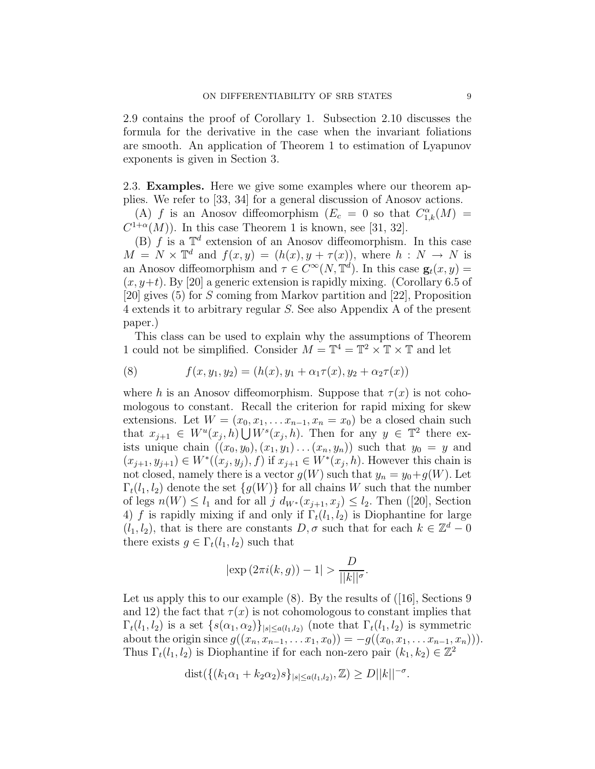2.9 contains the proof of Corollary 1. Subsection 2.10 discusses the formula for the derivative in the case when the invariant foliations are smooth. An application of Theorem 1 to estimation of Lyapunov exponents is given in Section 3.

2.3. **Examples.** Here we give some examples where our theorem applies. We refer to [33, 34] for a general discussion of Anosov actions.

(A) $f$ is an Anosov diffeomorphism ($E_c = 0$ so that $C^{\alpha}_{1,k}(M) = C^{1+\alpha}(M)$). In this case Theorem 1 is known, see [31, 32].

(B) $f$ is a $\mathbb{T}^d$ extension of an Anosov diffeomorphism. In this case $M = N \times \mathbb{T}^d$ and $f(x, y) = (h(x), y + \tau(x))$, where $h : N \to N$ is an Anosov diffeomorphism and $\tau \in C^\infty(N, \mathbb{T}^d)$. In this case $\mathbf{g}_t(x, y) = (x, y+t)$. By [20] a generic extension is rapidly mixing. (Corollary 6.5 of [20] gives (5) for $S$ coming from Markov partition and [22], Proposition 4 extends it to arbitrary regular $S$. See also Appendix A of the present paper.)

This class can be used to explain why the assumptions of Theorem 1 could not be simplified. Consider $M = \mathbb{T}^4 = \mathbb{T}^2 \times \mathbb{T} \times \mathbb{T}$ and let

$$f(x, y_1, y_2) = (h(x), y_1 + \alpha_1 \tau(x), y_2 + \alpha_2 \tau(x)) \tag{8}$$

where $h$ is an Anosov diffeomorphism. Suppose that $\tau(x)$ is not cohomologous to constant. Recall the criterion for rapid mixing for skew extensions. Let $W = (x_0, x_1, \dots x_{n-1}, x_n = x_0)$ be a closed chain such that $x_{j+1} \in W^u(x_j, h) \bigcup W^s(x_j, h)$. Then for any $y \in \mathbb{T}^2$ there exists unique chain $((x_0, y_0), (x_1, y_1) \dots (x_n, y_n))$ such that $y_0 = y$ and $(x_{j+1}, y_{j+1}) \in W^*((x_j, y_j), f)$ if $x_{j+1} \in W^*(x_j, h)$. However this chain is not closed, namely there is a vector $g(W)$ such that $y_n = y_0 + g(W)$. Let $\Gamma_t(l_1, l_2)$ denote the set $\{g(W)\}$ for all chains $W$ such that the number of legs $n(W) \le l_1$ and for all $j$ $d_{W^*}(x_{j+1}, x_j) \le l_2$. Then ([20], Section 4) $f$ is rapidly mixing if and only if $\Gamma_t(l_1, l_2)$ is Diophantine for large $(l_1, l_2)$, that is there are constants $D, \sigma$ such that for each $k \in \mathbb{Z}^d - 0$ there exists $g \in \Gamma_t(l_1, l_2)$ such that

$$|\exp(2\pi i(k, g)) - 1| > \frac{D}{||k||^{\sigma}}.$$

Let us apply this to our example (8). By the results of ([16], Sections 9 and 12) the fact that $\tau(x)$ is not cohomologous to constant implies that $\Gamma_t(l_1, l_2)$ is a set $\{s(\alpha_1, \alpha_2)\}_{|s| \le a(l_1, l_2)}$ (note that $\Gamma_t(l_1, l_2)$ is symmetric about the origin since $g((x_n, x_{n-1}, \dots x_1, x_0)) = -g((x_0, x_1, \dots x_{n-1}, x_n))$). Thus $\Gamma_t(l_1, l_2)$ is Diophantine if for each non-zero pair $(k_1, k_2) \in \mathbb{Z}^2$

$$\text{dist}(\{(k_1\alpha_1 + k_2\alpha_2)s\}_{|s| \le a(l_1, l_2)}, \mathbb{Z}) \ge D||k||^{-\sigma}.$$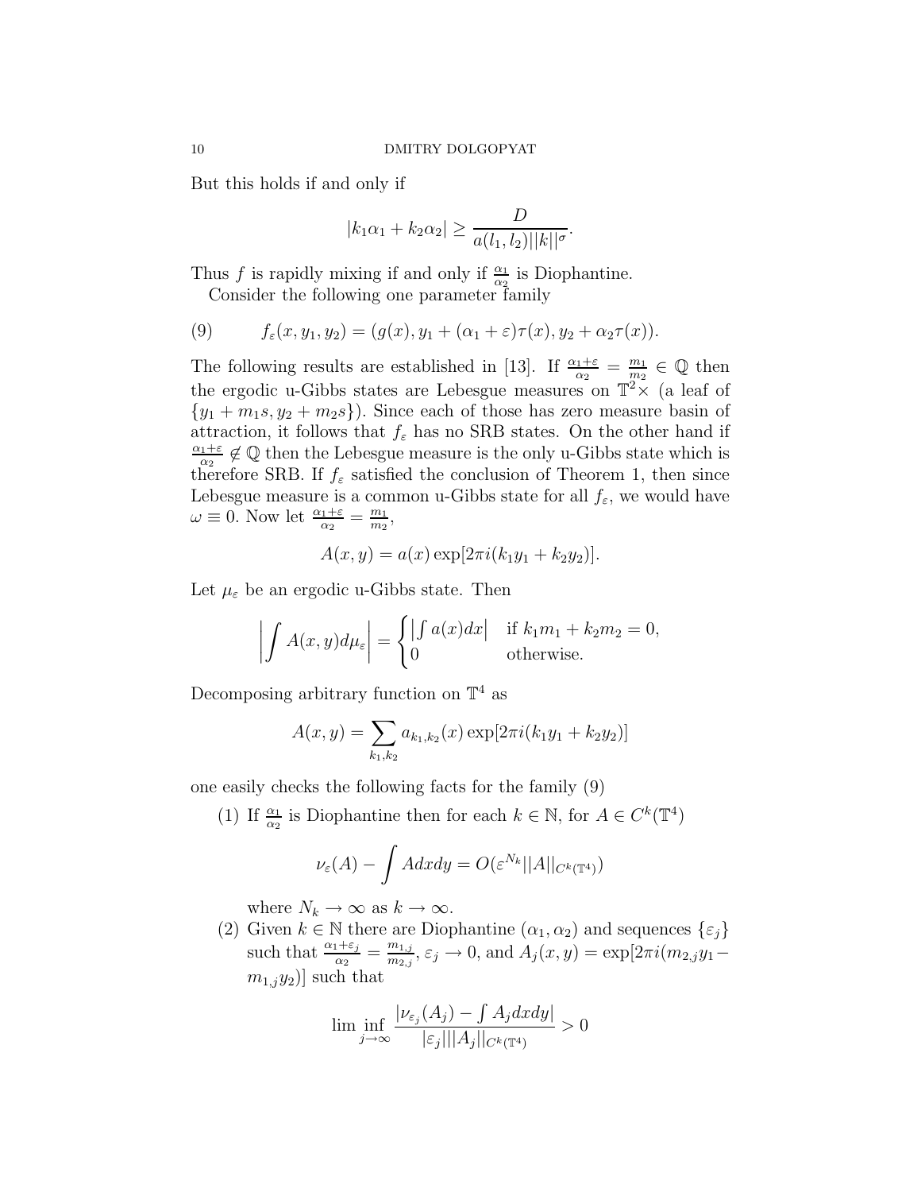But this holds if and only if

$$|k_1\alpha_1 + k_2\alpha_2| \geq \frac{D}{a(l_1, l_2)||k||^\sigma}.$$

Thus $f$ is rapidly mixing if and only if $\frac{\alpha_1}{\alpha_2}$ is Diophantine.

Consider the following one parameter family

$$f_\varepsilon(x, y_1, y_2) = (g(x), y_1 + (\alpha_1 + \varepsilon)\tau(x), y_2 + \alpha_2\tau(x)). \tag{9}$$

The following results are established in [13]. If $\frac{\alpha_1+\varepsilon}{\alpha_2} = \frac{m_1}{m_2} \in \mathbb{Q}$ then the ergodic u-Gibbs states are Lebesgue measures on $\mathbb{T}^2\times$ (a leaf of $\{y_1 + m_1 s, y_2 + m_2 s\}$). Since each of those has zero measure basin of attraction, it follows that $f_\varepsilon$ has no SRB states. On the other hand if $\frac{\alpha_1+\varepsilon}{\alpha_2} \notin \mathbb{Q}$ then the Lebesgue measure is the only u-Gibbs state which is therefore SRB. If $f_\varepsilon$ satisfied the conclusion of Theorem 1, then since Lebesgue measure is a common u-Gibbs state for all $f_\varepsilon$, we would have $\omega \equiv 0$. Now let $\frac{\alpha_1+\varepsilon}{\alpha_2} = \frac{m_1}{m_2}$,

$$A(x, y) = a(x)\exp[2\pi i(k_1 y_1 + k_2 y_2)].$$

Let $\mu_\varepsilon$ be an ergodic u-Gibbs state. Then

$$\left|\int A(x, y) d\mu_\varepsilon\right| = \begin{cases} \left|\int a(x)dx\right| & \text{if } k_1 m_1 + k_2 m_2 = 0, \\ 0 & \text{otherwise.} \end{cases}$$

Decomposing arbitrary function on $\mathbb{T}^4$ as

$$A(x, y) = \sum_{k_1, k_2} a_{k_1, k_2}(x)\exp[2\pi i(k_1 y_1 + k_2 y_2)]$$

one easily checks the following facts for the family (9)

(1) If $\frac{\alpha_1}{\alpha_2}$ is Diophantine then for each $k \in \mathbb{N}$, for $A \in C^k(\mathbb{T}^4)$

$$\nu_\varepsilon(A) - \int A dx dy = O(\varepsilon^{N_k}||A||_{C^k(\mathbb{T}^4)})$$

where $N_k \to \infty$ as $k \to \infty$.

(2) Given $k \in \mathbb{N}$ there are Diophantine $(\alpha_1, \alpha_2)$ and sequences $\{\varepsilon_j\}$ such that $\frac{\alpha_1+\varepsilon_j}{\alpha_2} = \frac{m_{1,j}}{m_{2,j}}$, $\varepsilon_j \to 0$, and $A_j(x, y) = \exp[2\pi i(m_{2,j}y_1 - m_{1,j}y_2)]$ such that

$$\liminf_{j\to\infty} \frac{|\nu_{\varepsilon_j}(A_j) - \int A_j dx dy|}{|\varepsilon_j|||A_j||_{C^k(\mathbb{T}^4)}} > 0$$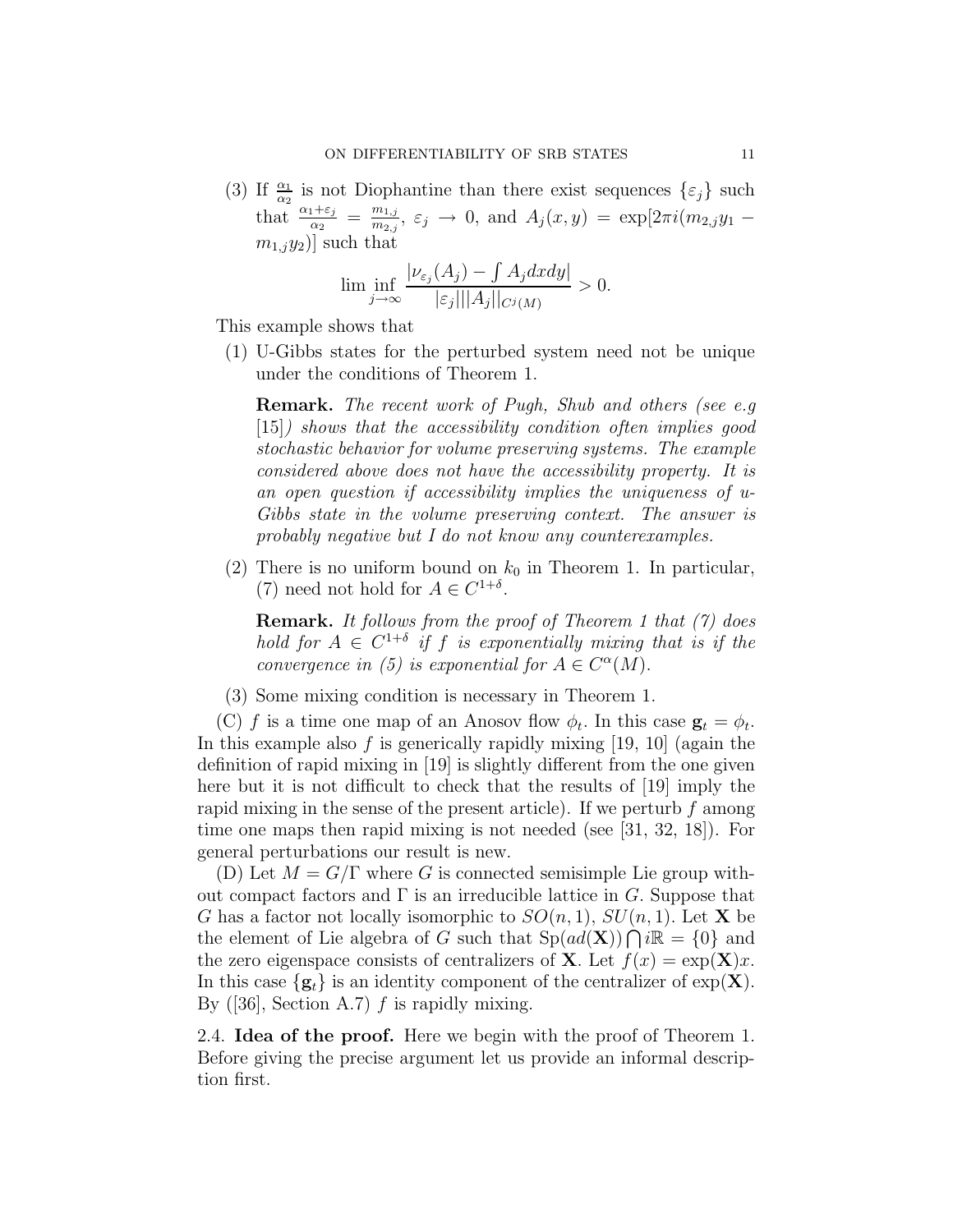(3) If $\frac{\alpha_1}{\alpha_2}$ is not Diophantine than there exist sequences $\{\varepsilon_j\}$ such that $\frac{\alpha_1+\varepsilon_j}{\alpha_2} = \frac{m_{1,j}}{m_{2,j}}$, $\varepsilon_j \to 0$, and $A_j(x,y) = \exp[2\pi i(m_{2,j}y_1 - m_{1,j}y_2)]$ such that

$$\liminf_{j\to\infty} \frac{|\nu_{\varepsilon_j}(A_j) - \int A_j dxdy|}{|\varepsilon_j| ||A_j||_{C^j(M)}} > 0.$$

This example shows that

1. U-Gibbs states for the perturbed system need not be unique under the conditions of Theorem 1.

   **Remark.** *The recent work of Pugh, Shub and others (see e.g [15]) shows that the accessibility condition often implies good stochastic behavior for volume preserving systems. The example considered above does not have the accessibility property. It is an open question if accessibility implies the uniqueness of u-Gibbs state in the volume preserving context. The answer is probably negative but I do not know any counterexamples.*

2. There is no uniform bound on $k_0$ in Theorem 1. In particular, (7) need not hold for $A \in C^{1+\delta}$.

   **Remark.** *It follows from the proof of Theorem 1 that (7) does hold for $A \in C^{1+\delta}$ if $f$ is exponentially mixing that is if the convergence in (5) is exponential for $A \in C^{\alpha}(M)$.*

3. Some mixing condition is necessary in Theorem 1.

(C) $f$ is a time one map of an Anosov flow $\phi_t$. In this case $\mathbf{g}_t = \phi_t$. In this example also $f$ is generically rapidly mixing [19, 10] (again the definition of rapid mixing in [19] is slightly different from the one given here but it is not difficult to check that the results of [19] imply the rapid mixing in the sense of the present article). If we perturb $f$ among time one maps then rapid mixing is not needed (see [31, 32, 18]). For general perturbations our result is new.

(D) Let $M = G/\Gamma$ where $G$ is connected semisimple Lie group without compact factors and $\Gamma$ is an irreducible lattice in $G$. Suppose that $G$ has a factor not locally isomorphic to $SO(n,1)$, $SU(n,1)$. Let $\mathbf{X}$ be the element of Lie algebra of $G$ such that $\mathrm{Sp}(ad(\mathbf{X})) \bigcap i\mathbb{R} = \{0\}$ and the zero eigenspace consists of centralizers of $\mathbf{X}$. Let $f(x) = \exp(\mathbf{X})x$. In this case $\{\mathbf{g}_t\}$ is an identity component of the centralizer of $\exp(\mathbf{X})$. By ([36], Section A.7) $f$ is rapidly mixing.

2.4. **Idea of the proof.** Here we begin with the proof of Theorem 1. Before giving the precise argument let us provide an informal description first.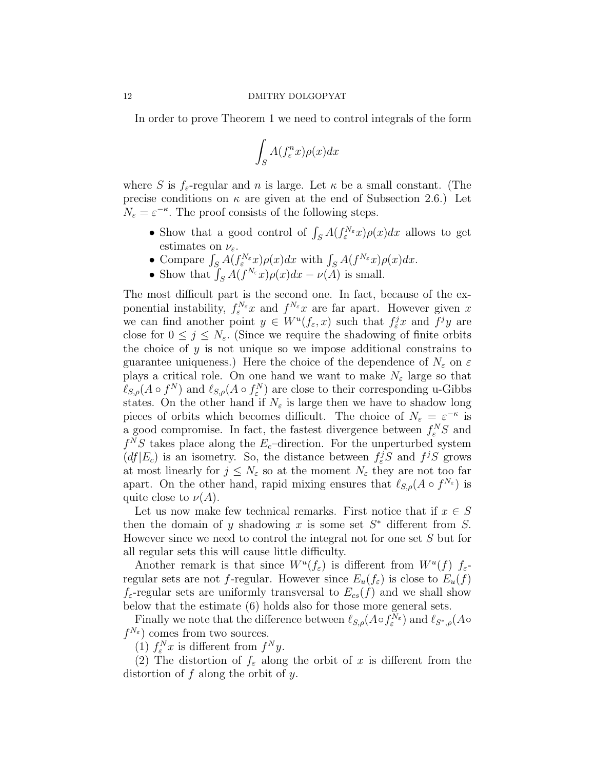In order to prove Theorem 1 we need to control integrals of the form

$$\int_S A(f_\varepsilon^n x)\rho(x)dx$$

where $S$ is $f_\varepsilon$-regular and $n$ is large. Let $\kappa$ be a small constant. (The precise conditions on $\kappa$ are given at the end of Subsection 2.6.) Let $N_\varepsilon = \varepsilon^{-\kappa}$. The proof consists of the following steps.

- Show that a good control of $\int_S A(f_\varepsilon^{N_\varepsilon} x)\rho(x)dx$ allows to get estimates on $\nu_\varepsilon$.
- Compare $\int_S A(f_\varepsilon^{N_\varepsilon} x)\rho(x)dx$ with $\int_S A(f^{N_\varepsilon} x)\rho(x)dx$.
- Show that $\int_S A(f^{N_\varepsilon} x)\rho(x)dx - \nu(A)$ is small.

The most difficult part is the second one. In fact, because of the exponential instability, $f_\varepsilon^{N_\varepsilon} x$ and $f^{N_\varepsilon} x$ are far apart. However given $x$ we can find another point $y \in W^u(f_\varepsilon, x)$ such that $f_\varepsilon^j x$ and $f^j y$ are close for $0 \leq j \leq N_\varepsilon$. (Since we require the shadowing of finite orbits the choice of $y$ is not unique so we impose additional constrains to guarantee uniqueness.) Here the choice of the dependence of $N_\varepsilon$ on $\varepsilon$ plays a critical role. On one hand we want to make $N_\varepsilon$ large so that $\ell_{S,\rho}(A \circ f^N)$ and $\ell_{S,\rho}(A \circ f_\varepsilon^N)$ are close to their corresponding u-Gibbs states. On the other hand if $N_\varepsilon$ is large then we have to shadow long pieces of orbits which becomes difficult. The choice of $N_\varepsilon = \varepsilon^{-\kappa}$ is a good compromise. In fact, the fastest divergence between $f_\varepsilon^N S$ and $f^N S$ takes place along the $E_c$–direction. For the unperturbed system $(df|E_c)$ is an isometry. So, the distance between $f_\varepsilon^j S$ and $f^j S$ grows at most linearly for $j \leq N_\varepsilon$ so at the moment $N_\varepsilon$ they are not too far apart. On the other hand, rapid mixing ensures that $\ell_{S,\rho}(A \circ f^{N_\varepsilon})$ is quite close to $\nu(A)$.

Let us now make few technical remarks. First notice that if $x \in S$ then the domain of $y$ shadowing $x$ is some set $S^*$ different from $S$. However since we need to control the integral not for one set $S$ but for all regular sets this will cause little difficulty.

Another remark is that since $W^u(f_\varepsilon)$ is different from $W^u(f)$ $f_\varepsilon$-regular sets are not $f$-regular. However since $E_u(f_\varepsilon)$ is close to $E_u(f)$ $f_\varepsilon$-regular sets are uniformly transversal to $E_{cs}(f)$ and we shall show below that the estimate (6) holds also for those more general sets.

Finally we note that the difference between $\ell_{S,\rho}(A \circ f_\varepsilon^{N_\varepsilon})$ and $\ell_{S^*,\rho}(A \circ f^{N_\varepsilon})$ comes from two sources.

(1) $f_\varepsilon^N x$ is different from $f^N y$.

(2) The distortion of $f_\varepsilon$ along the orbit of $x$ is different from the distortion of $f$ along the orbit of $y$.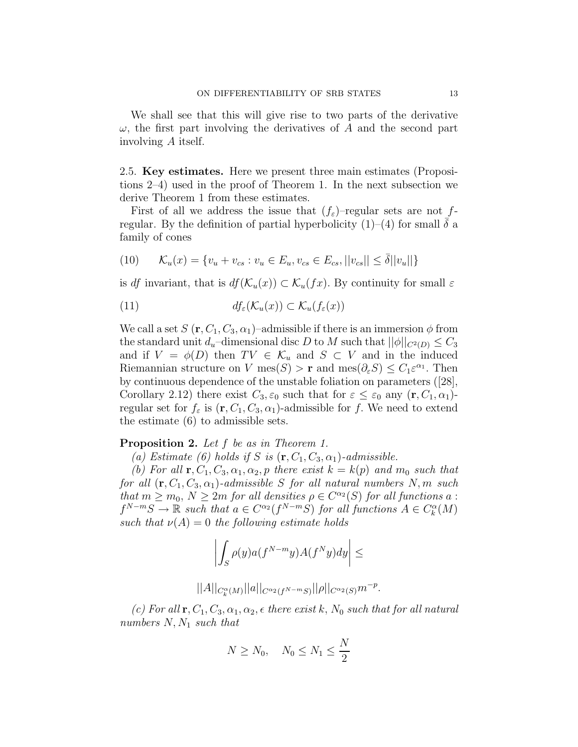We shall see that this will give rise to two parts of the derivative $\omega$, the first part involving the derivatives of $A$ and the second part involving $A$ itself.

2.5. **Key estimates.** Here we present three main estimates (Propositions 2–4) used in the proof of Theorem 1. In the next subsection we derive Theorem 1 from these estimates.

First of all we address the issue that $(f_\varepsilon)$–regular sets are not $f$-regular. By the definition of partial hyperbolicity (1)–(4) for small $\bar{\delta}$ a family of cones

$$\mathcal{K}_u(x) = \{v_u + v_{cs} : v_u \in E_u, v_{cs} \in E_{cs}, ||v_{cs}|| \leq \bar{\delta}||v_u||\} \tag{10}$$

is $df$ invariant, that is $df(\mathcal{K}_u(x)) \subset \mathcal{K}_u(fx)$. By continuity for small $\varepsilon$

$$df_\varepsilon(\mathcal{K}_u(x)) \subset \mathcal{K}_u(f_\varepsilon(x)) \tag{11}$$

We call a set $S$ $(\mathbf{r}, C_1, C_3, \alpha_1)$–admissible if there is an immersion $\phi$ from the standard unit $d_u$–dimensional disc $D$ to $M$ such that $||\phi||_{C^2(D)} \leq C_3$ and if $V = \phi(D)$ then $TV \in \mathcal{K}_u$ and $S \subset V$ and in the induced Riemannian structure on $V$ $\text{mes}(S) > \mathbf{r}$ and $\text{mes}(\partial_\varepsilon S) \leq C_1\varepsilon^{\alpha_1}$. Then by continuous dependence of the unstable foliation on parameters ([28], Corollary 2.12) there exist $C_3, \varepsilon_0$ such that for $\varepsilon \leq \varepsilon_0$ any $(\mathbf{r}, C_1, \alpha_1)$-regular set for $f_\varepsilon$ is $(\mathbf{r}, C_1, C_3, \alpha_1)$-admissible for $f$. We need to extend the estimate (6) to admissible sets.

**Proposition 2.** *Let $f$ be as in Theorem 1.*

*(a) Estimate (6) holds if $S$ is $(\mathbf{r}, C_1, C_3, \alpha_1)$-admissible.*

*(b) For all $\mathbf{r}, C_1, C_3, \alpha_1, \alpha_2, p$ there exist $k = k(p)$ and $m_0$ such that for all $(\mathbf{r}, C_1, C_3, \alpha_1)$-admissible $S$ for all natural numbers $N, m$ such that $m \geq m_0$, $N \geq 2m$ for all densities $\rho \in C^{\alpha_2}(S)$ for all functions $a : f^{N-m}S \to \mathbb{R}$ such that $a \in C^{\alpha_2}(f^{N-m}S)$ for all functions $A \in C^\alpha_k(M)$ such that $\nu(A) = 0$ the following estimate holds*

$$\left| \int_S \rho(y) a(f^{N-m}y) A(f^N y) dy \right| \leq$$

$$||A||_{C^\alpha_k(M)} ||a||_{C^{\alpha_2}(f^{N-m}S)} ||\rho||_{C^{\alpha_2}(S)} m^{-p}.$$

*(c) For all $\mathbf{r}, C_1, C_3, \alpha_1, \alpha_2, \epsilon$ there exist $k$, $N_0$ such that for all natural numbers $N, N_1$ such that*

$$N \geq N_0, \quad N_0 \leq N_1 \leq \frac{N}{2}$$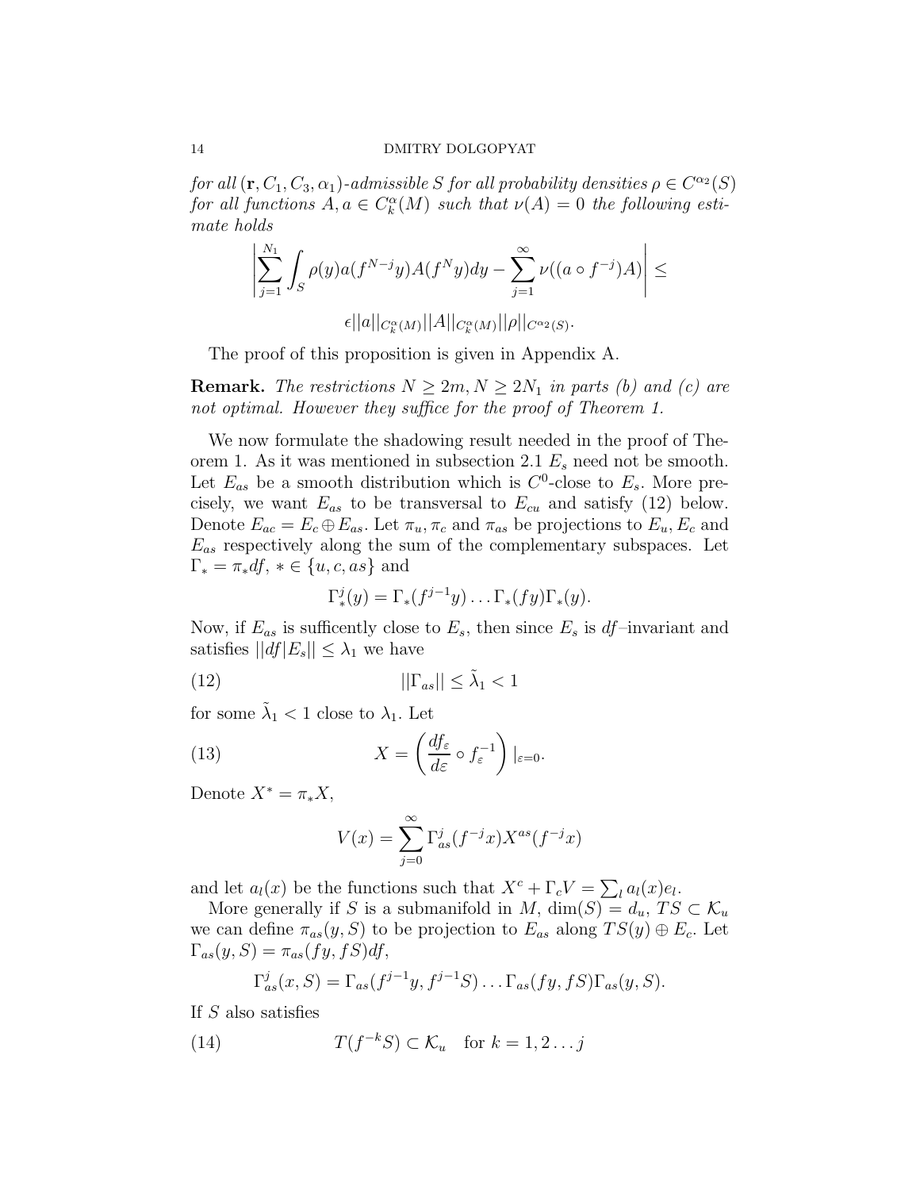*for all $(\mathbf{r}, C_1, C_3, \alpha_1)$-admissible $S$ for all probability densities $\rho \in C^{\alpha_2}(S)$ for all functions $A, a \in C^\alpha_k(M)$ such that $\nu(A) = 0$ the following estimate holds*

$$\left| \sum_{j=1}^{N_1} \int_S \rho(y) a(f^{N-j} y) A(f^N y) dy - \sum_{j=1}^{\infty} \nu((a \circ f^{-j}) A) \right| \leq$$

$$\epsilon ||a||_{C^\alpha_k(M)} ||A||_{C^\alpha_k(M)} ||\rho||_{C^{\alpha_2}(S)}.$$

The proof of this proposition is given in Appendix A.

**Remark.** *The restrictions $N \geq 2m, N \geq 2N_1$ in parts (b) and (c) are not optimal. However they suffice for the proof of Theorem 1.*

We now formulate the shadowing result needed in the proof of Theorem 1. As it was mentioned in subsection 2.1 $E_s$ need not be smooth. Let $E_{as}$ be a smooth distribution which is $C^0$-close to $E_s$. More precisely, we want $E_{as}$ to be transversal to $E_{cu}$ and satisfy (12) below. Denote $E_{ac} = E_c \oplus E_{as}$. Let $\pi_u, \pi_c$ and $\pi_{as}$ be projections to $E_u, E_c$ and $E_{as}$ respectively along the sum of the complementary subspaces. Let $\Gamma_* = \pi_* df$, $* \in \{u, c, as\}$ and

$$\Gamma^j_*(y) = \Gamma_*(f^{j-1} y) \dots \Gamma_*(fy) \Gamma_*(y).$$

Now, if $E_{as}$ is sufficently close to $E_s$, then since $E_s$ is $df$–invariant and satisfies $||df|E_s|| \leq \lambda_1$ we have

$$||\Gamma_{as}|| \leq \tilde{\lambda}_1 < 1 \tag{12}$$

for some $\tilde{\lambda}_1 < 1$ close to $\lambda_1$. Let

$$X = \left( \frac{df_\varepsilon}{d\varepsilon} \circ f_\varepsilon^{-1} \right) |_{\varepsilon=0}. \tag{13}$$

Denote $X^* = \pi_* X$,

$$V(x) = \sum_{j=0}^{\infty} \Gamma^j_{as}(f^{-j} x) X^{as}(f^{-j} x)$$

and let $a_l(x)$ be the functions such that $X^c + \Gamma_c V = \sum_l a_l(x) e_l$.

More generally if $S$ is a submanifold in $M$, $\dim(S) = d_u$, $TS \subset \mathcal{K}_u$ we can define $\pi_{as}(y, S)$ to be projection to $E_{as}$ along $TS(y) \oplus E_c$. Let $\Gamma_{as}(y, S) = \pi_{as}(fy, fS) df$,

$$\Gamma^j_{as}(x, S) = \Gamma_{as}(f^{j-1} y, f^{j-1} S) \dots \Gamma_{as}(fy, fS) \Gamma_{as}(y, S).$$

If $S$ also satisfies

$$T(f^{-k} S) \subset \mathcal{K}_u \quad \text{for } k = 1, 2 \dots j \tag{14}$$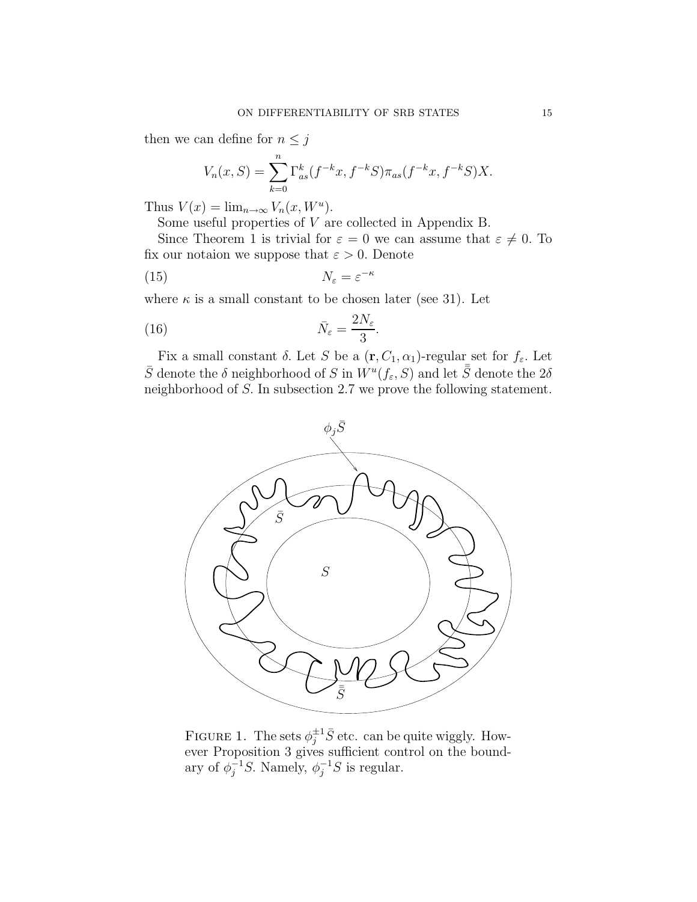then we can define for $n \leq j$

$$V_n(x, S) = \sum_{k=0}^{n} \Gamma_{as}^k(f^{-k}x, f^{-k}S)\pi_{as}(f^{-k}x, f^{-k}S)X.$$

Thus $V(x) = \lim_{n\to\infty} V_n(x, W^u)$.

Some useful properties of $V$ are collected in Appendix B.

Since Theorem 1 is trivial for $\varepsilon = 0$ we can assume that $\varepsilon \neq 0$. To fix our notaion we suppose that $\varepsilon > 0$. Denote

$$N_\varepsilon = \varepsilon^{-\kappa} \tag{15}$$

where $\kappa$ is a small constant to be chosen later (see 31). Let

$$\bar{N}_\varepsilon = \frac{2N_\varepsilon}{3}. \tag{16}$$

Fix a small constant $\delta$. Let $S$ be a $(\mathbf{r}, C_1, \alpha_1)$-regular set for $f_\varepsilon$. Let $\bar{S}$ denote the $\delta$ neighborhood of $S$ in $W^u(f_\varepsilon, S)$ and let $\bar{\bar{S}}$ denote the $2\delta$ neighborhood of $S$. In subsection 2.7 we prove the following statement.

FIGURE 1. The sets $\phi_j^{\pm 1}\bar{S}$ etc. can be quite wiggly. However Proposition 3 gives sufficient control on the boundary of $\phi_j^{-1}S$. Namely, $\phi_j^{-1}S$ is regular.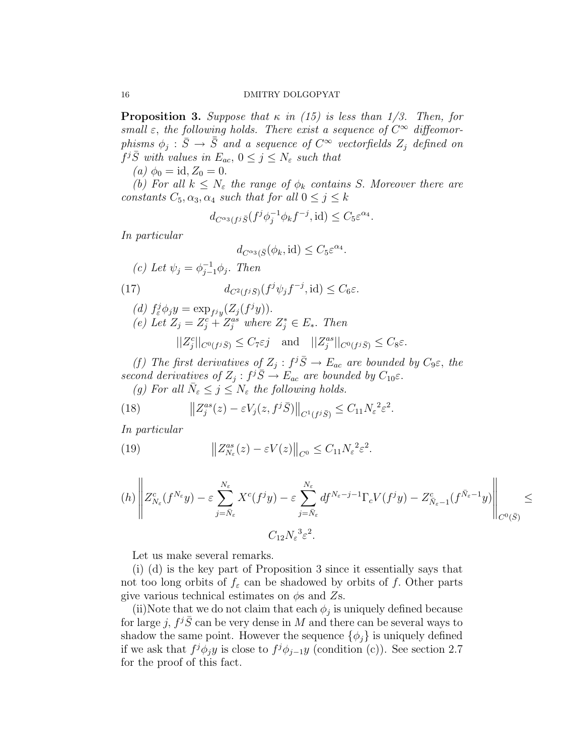**Proposition 3.** *Suppose that $\kappa$ in (15) is less than 1/3. Then, for small $\varepsilon$, the following holds. There exist a sequence of $C^\infty$ diffeomorphisms $\phi_j : \bar{S} \to \bar{\bar{S}}$ and a sequence of $C^\infty$ vectorfields $Z_j$ defined on $f^j\bar{S}$ with values in $E_{ac}$, $0 \leq j \leq N_\varepsilon$ such that*

*(a) $\phi_0 = \text{id}, Z_0 = 0$.*

*(b) For all $k \leq N_\varepsilon$ the range of $\phi_k$ contains $S$. Moreover there are constants $C_5, \alpha_3, \alpha_4$ such that for all $0 \leq j \leq k$*

$$d_{C^{\alpha_3}(f^j\bar{S})}(f^j\phi_j^{-1}\phi_k f^{-j}, \text{id}) \leq C_5\varepsilon^{\alpha_4}.$$

*In particular*

$$d_{C^{\alpha_3}(\bar{S})}(\phi_k, \text{id}) \leq C_5\varepsilon^{\alpha_4}.$$

*(c) Let $\psi_j = \phi_{j-1}^{-1}\phi_j$. Then*

$$d_{C^2(f^j\bar{S})}(f^j\psi_j f^{-j}, \text{id}) \leq C_6\varepsilon. \tag{17}$$

*(d) $f_\varepsilon^j\phi_j y = \exp_{f^jy}(Z_j(f^jy))$.*

*(e) Let $Z_j = Z_j^c + Z_j^{as}$ where $Z_j^* \in E_*$. Then*

$$||Z_j^c||_{C^0(f^j\bar{S})} \leq C_7\varepsilon j \quad \text{and} \quad ||Z_j^{as}||_{C^0(f^j\bar{S})} \leq C_8\varepsilon.$$

*(f) The first derivatives of $Z_j : f^j\bar{S} \to E_{ac}$ are bounded by $C_9\varepsilon$, the second derivatives of $Z_j : f^j\bar{S} \to E_{ac}$ are bounded by $C_{10}\varepsilon$.*

*(g) For all $\bar{N}_\varepsilon \leq j \leq N_\varepsilon$ the following holds.*

$$\left\| Z_j^{as}(z) - \varepsilon V_j(z, f^j\bar{S}) \right\|_{C^1(f^j\bar{S})} \leq C_{11}{N_\varepsilon}^2\varepsilon^2. \tag{18}$$

*In particular*

$$\left\| Z_{N_\varepsilon}^{as}(z) - \varepsilon V(z) \right\|_{C^0} \leq C_{11}{N_\varepsilon}^2\varepsilon^2. \tag{19}$$

$$(h) \left\| Z_{N_\varepsilon}^c(f^{N_\varepsilon}y) - \varepsilon\sum_{j=\bar{N}_\varepsilon}^{N_\varepsilon} X^c(f^jy) - \varepsilon\sum_{j=\bar{N}_\varepsilon}^{N_\varepsilon} df^{N_\varepsilon-j-1}\Gamma_c V(f^jy) - Z_{\bar{N}_\varepsilon-1}^c(f^{\bar{N}_\varepsilon-1}y) \right\|_{C^0(\bar{S})} \leq C_{12}{N_\varepsilon}^3\varepsilon^2.$$

Let us make several remarks.

(i) (d) is the key part of Proposition 3 since it essentially says that not too long orbits of $f_\varepsilon$ can be shadowed by orbits of $f$. Other parts give various technical estimates on $\phi$s and $Z$s.

(ii)Note that we do not claim that each $\phi_j$ is uniquely defined because for large $j$, $f^j\bar{S}$ can be very dense in $M$ and there can be several ways to shadow the same point. However the sequence $\{\phi_j\}$ is uniquely defined if we ask that $f^j\phi_jy$ is close to $f^j\phi_{j-1}y$ (condition (c)). See section 2.7 for the proof of this fact.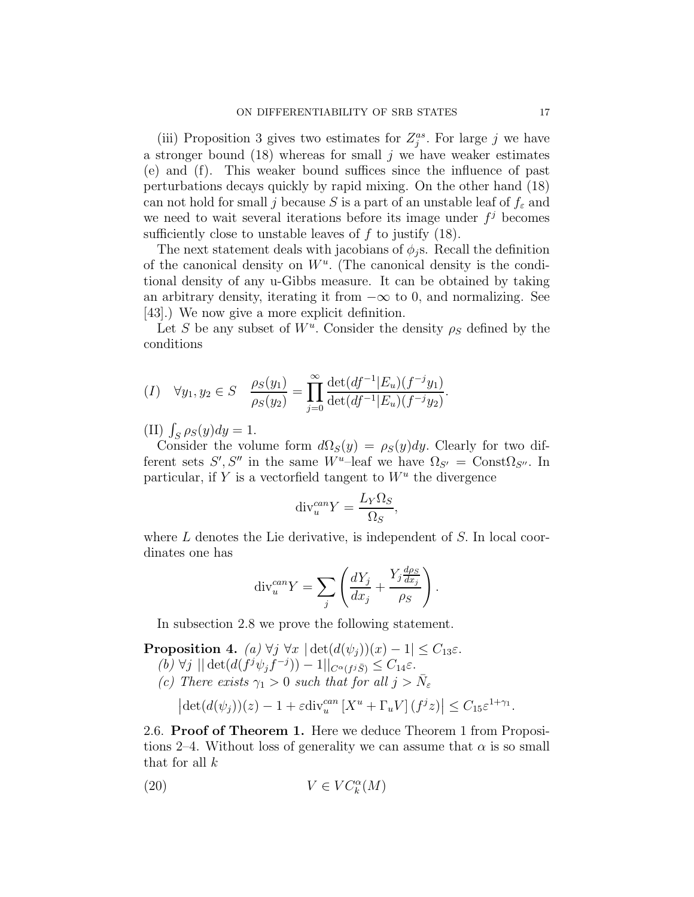(iii) Proposition 3 gives two estimates for $Z_j^{as}$. For large $j$ we have a stronger bound (18) whereas for small $j$ we have weaker estimates (e) and (f). This weaker bound suffices since the influence of past perturbations decays quickly by rapid mixing. On the other hand (18) can not hold for small $j$ because $S$ is a part of an unstable leaf of $f_\varepsilon$ and we need to wait several iterations before its image under $f^j$ becomes sufficiently close to unstable leaves of $f$ to justify (18).

The next statement deals with jacobians of $\phi_j$s. Recall the definition of the canonical density on $W^u$. (The canonical density is the conditional density of any u-Gibbs measure. It can be obtained by taking an arbitrary density, iterating it from $-\infty$ to 0, and normalizing. See [43].) We now give a more explicit definition.

Let $S$ be any subset of $W^u$. Consider the density $\rho_S$ defined by the conditions

$$(I) \quad \forall y_1, y_2 \in S \quad \frac{\rho_S(y_1)}{\rho_S(y_2)} = \prod_{j=0}^{\infty} \frac{\det(df^{-1}|E_u)(f^{-j}y_1)}{\det(df^{-1}|E_u)(f^{-j}y_2)}.$$

(II) $\int_S \rho_S(y)dy = 1$.

Consider the volume form $d\Omega_S(y) = \rho_S(y)dy$. Clearly for two different sets $S', S''$ in the same $W^u$–leaf we have $\Omega_{S'} = \text{Const}\,\Omega_{S''}$. In particular, if $Y$ is a vectorfield tangent to $W^u$ the divergence

$$\text{div}_u^{can} Y = \frac{L_Y \Omega_S}{\Omega_S},$$

where $L$ denotes the Lie derivative, is independent of $S$. In local coordinates one has

$$\text{div}_u^{can} Y = \sum_j \left( \frac{dY_j}{dx_j} + \frac{Y_j \frac{d\rho_S}{dx_j}}{\rho_S} \right).$$

In subsection 2.8 we prove the following statement.

**Proposition 4.** *(a)* $\forall j\ \forall x\ |\det(d(\psi_j))(x) - 1| \leq C_{13}\varepsilon$.

*(b)* $\forall j\ ||\det(d(f^j\psi_j f^{-j})) - 1||_{C^\alpha(f^j\bar{S})} \leq C_{14}\varepsilon$.

*(c) There exists* $\gamma_1 > 0$ *such that for all* $j > \bar{N}_\varepsilon$

$$\left|\det(d(\psi_j))(z) - 1 + \varepsilon \text{div}_u^{can}\left[X^u + \Gamma_u V\right](f^j z)\right| \leq C_{15}\varepsilon^{1+\gamma_1}.$$

## 2.6. Proof of Theorem 1.

Here we deduce Theorem 1 from Propositions 2–4. Without loss of generality we can assume that $\alpha$ is so small that for all $k$

$$V \in VC_k^\alpha(M) \tag{20}$$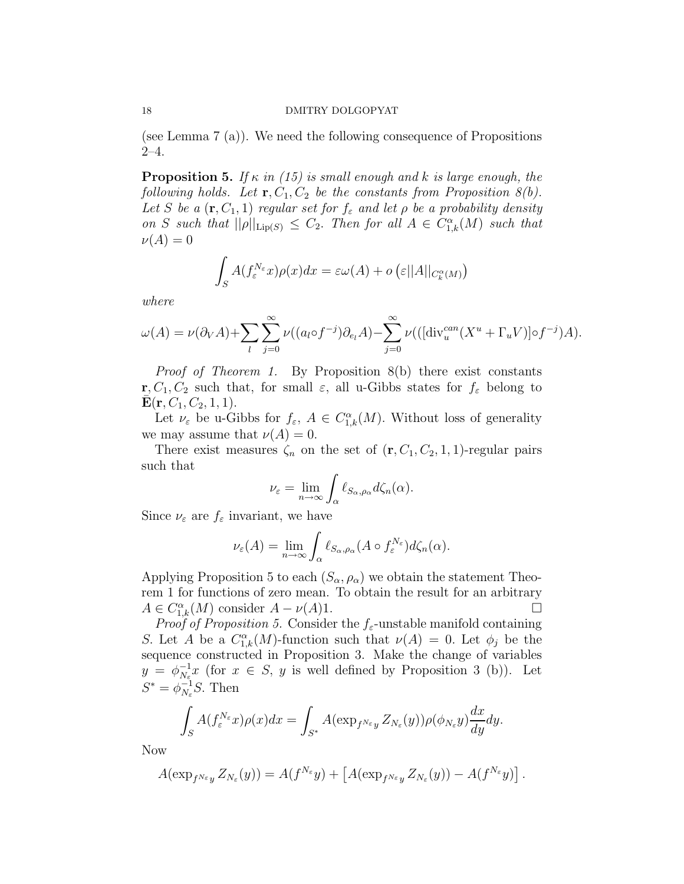(see Lemma 7 (a)). We need the following consequence of Propositions 2–4.

**Proposition 5.** *If $\kappa$ in (15) is small enough and $k$ is large enough, the following holds. Let $\mathbf{r}, C_1, C_2$ be the constants from Proposition 8(b). Let $S$ be a $(\mathbf{r}, C_1, 1)$ regular set for $f_\varepsilon$ and let $\rho$ be a probability density on $S$ such that $||\rho||_{\mathrm{Lip}(S)} \leq C_2$. Then for all $A \in C^\alpha_{1,k}(M)$ such that $\nu(A) = 0$*

$$\int_S A(f_\varepsilon^{N_\varepsilon} x)\rho(x)dx = \varepsilon\omega(A) + o\left(\varepsilon ||A||_{C^\alpha_k(M)}\right)$$

*where*

$$\omega(A) = \nu(\partial_V A) + \sum_l \sum_{j=0}^{\infty} \nu((a_l \circ f^{-j})\partial_{e_l} A) - \sum_{j=0}^{\infty} \nu(([\mathrm{div}_u^{can}(X^u + \Gamma_u V)] \circ f^{-j})A).$$

*Proof of Theorem 1.* By Proposition 8(b) there exist constants $\mathbf{r}, C_1, C_2$ such that, for small $\varepsilon$, all u-Gibbs states for $f_\varepsilon$ belong to $\bar{\mathbf{E}}(\mathbf{r}, C_1, C_2, 1, 1)$.

Let $\nu_\varepsilon$ be u-Gibbs for $f_\varepsilon$, $A \in C^\alpha_{1,k}(M)$. Without loss of generality we may assume that $\nu(A) = 0$.

There exist measures $\zeta_n$ on the set of $(\mathbf{r}, C_1, C_2, 1, 1)$-regular pairs such that

$$\nu_\varepsilon = \lim_{n\to\infty} \int_\alpha \ell_{S_\alpha, \rho_\alpha} d\zeta_n(\alpha).$$

Since $\nu_\varepsilon$ are $f_\varepsilon$ invariant, we have

$$\nu_\varepsilon(A) = \lim_{n\to\infty} \int_\alpha \ell_{S_\alpha, \rho_\alpha}(A \circ f_\varepsilon^{N_\varepsilon}) d\zeta_n(\alpha).$$

Applying Proposition 5 to each $(S_\alpha, \rho_\alpha)$ we obtain the statement Theorem 1 for functions of zero mean. To obtain the result for an arbitrary $A \in C^\alpha_{1,k}(M)$ consider $A - \nu(A)1$. □

*Proof of Proposition 5.* Consider the $f_\varepsilon$-unstable manifold containing $S$. Let $A$ be a $C^\alpha_{1,k}(M)$-function such that $\nu(A) = 0$. Let $\phi_j$ be the sequence constructed in Proposition 3. Make the change of variables $y = \phi_{N_\varepsilon}^{-1} x$ (for $x \in S$, $y$ is well defined by Proposition 3 (b)). Let $S^* = \phi_{N_\varepsilon}^{-1} S$. Then

$$\int_S A(f_\varepsilon^{N_\varepsilon} x)\rho(x)dx = \int_{S^*} A(\exp_{f^{N_\varepsilon} y} Z_{N_\varepsilon}(y))\rho(\phi_{N_\varepsilon} y)\frac{dx}{dy}dy.$$

Now

$$A(\exp_{f^{N_\varepsilon} y} Z_{N_\varepsilon}(y)) = A(f^{N_\varepsilon} y) + \left[A(\exp_{f^{N_\varepsilon} y} Z_{N_\varepsilon}(y)) - A(f^{N_\varepsilon} y)\right].$$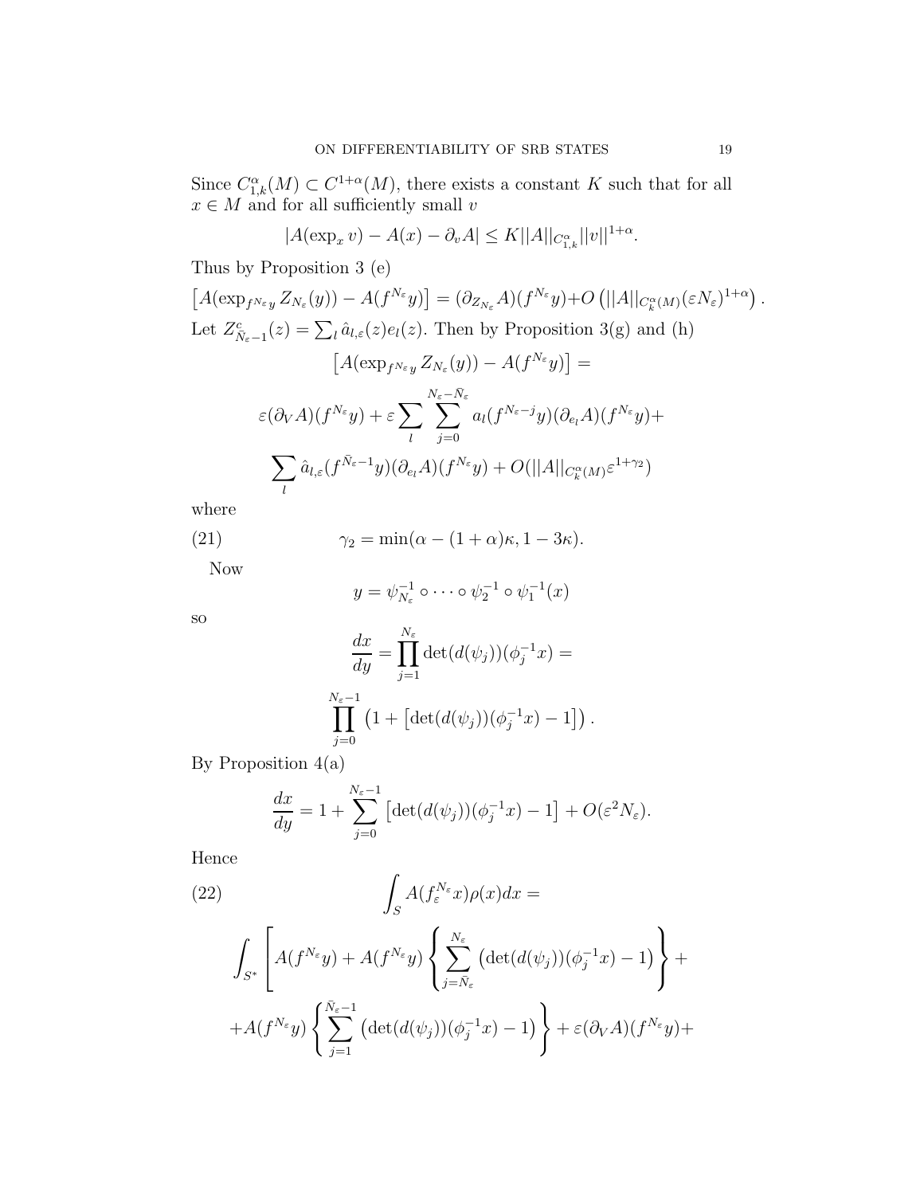Since $C^\alpha_{1,k}(M) \subset C^{1+\alpha}(M)$, there exists a constant $K$ such that for all $x \in M$ and for all sufficiently small $v$

$$|A(\exp_x v) - A(x) - \partial_v A| \leq K||A||_{C^\alpha_{1,k}}||v||^{1+\alpha}.$$

Thus by Proposition 3 (e)

$$\left[A(\exp_{f^{N_\varepsilon}y} Z_{N_\varepsilon}(y)) - A(f^{N_\varepsilon}y)\right] = (\partial_{Z_{N_\varepsilon}}A)(f^{N_\varepsilon}y) + O\left(||A||_{C^\alpha_k(M)}(\varepsilon N_\varepsilon)^{1+\alpha}\right).$$

Let $Z^c_{\bar{N}_\varepsilon - 1}(z) = \sum_l \hat{a}_{l,\varepsilon}(z)e_l(z)$. Then by Proposition 3(g) and (h)

$$\left[A(\exp_{f^{N_\varepsilon}y} Z_{N_\varepsilon}(y)) - A(f^{N_\varepsilon}y)\right] =$$

$$\varepsilon(\partial_V A)(f^{N_\varepsilon}y) + \varepsilon \sum_l \sum_{j=0}^{N_\varepsilon - \bar{N}_\varepsilon} a_l(f^{N_\varepsilon - j}y)(\partial_{e_l}A)(f^{N_\varepsilon}y) +$$

$$\sum_l \hat{a}_{l,\varepsilon}(f^{\bar{N}_\varepsilon - 1}y)(\partial_{e_l}A)(f^{N_\varepsilon}y) + O(||A||_{C^\alpha_k(M)}\varepsilon^{1+\gamma_2})$$

where

$$\gamma_2 = \min(\alpha - (1+\alpha)\kappa, 1 - 3\kappa). \tag{21}$$

Now

$$y = \psi^{-1}_{N_\varepsilon} \circ \cdots \circ \psi^{-1}_2 \circ \psi^{-1}_1(x)$$

so

$$\frac{dx}{dy} = \prod_{j=1}^{N_\varepsilon} \det(d(\psi_j))(\phi_j^{-1}x) =$$

$$\prod_{j=0}^{N_\varepsilon - 1} \left(1 + \left[\det(d(\psi_j))(\phi_j^{-1}x) - 1\right]\right).$$

By Proposition 4(a)

$$\frac{dx}{dy} = 1 + \sum_{j=0}^{N_\varepsilon - 1} \left[\det(d(\psi_j))(\phi_j^{-1}x) - 1\right] + O(\varepsilon^2 N_\varepsilon).$$

Hence

$$\int_S A(f_\varepsilon^{N_\varepsilon}x)\rho(x)dx = \tag{22}$$

$$\int_{S^*} \left[A(f^{N_\varepsilon}y) + A(f^{N_\varepsilon}y)\left\{\sum_{j=\bar{N}_\varepsilon}^{N_\varepsilon} \left(\det(d(\psi_j))(\phi_j^{-1}x) - 1\right)\right\} + \right.$$

$$+ A(f^{N_\varepsilon}y)\left\{\sum_{j=1}^{\bar{N}_\varepsilon - 1} \left(\det(d(\psi_j))(\phi_j^{-1}x) - 1\right)\right\} + \varepsilon(\partial_V A)(f^{N_\varepsilon}y) +$$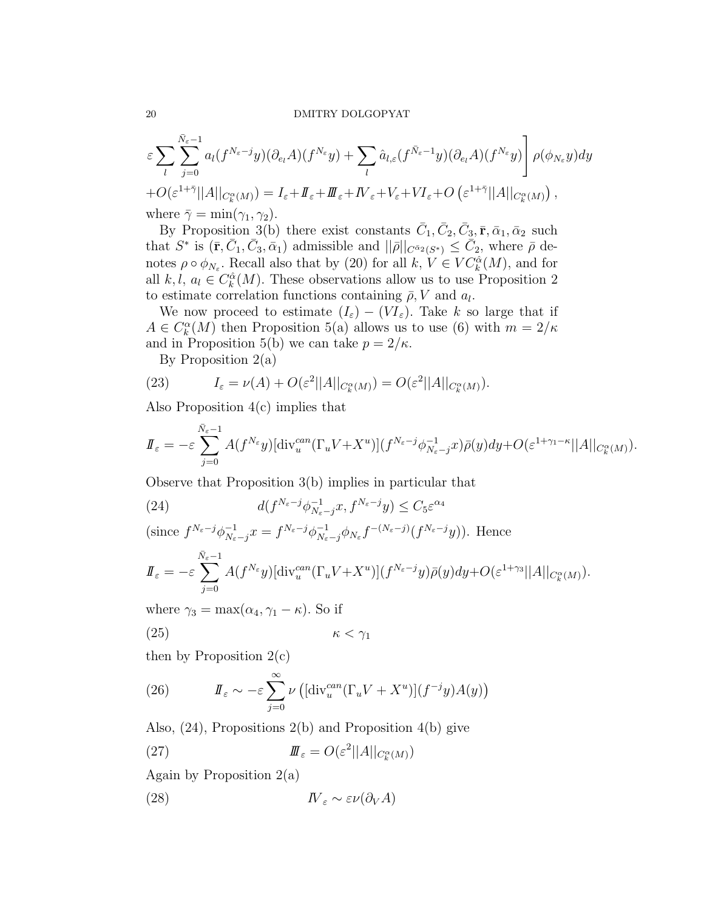$$\varepsilon \sum_l \sum_{j=0}^{\bar{N}_\varepsilon - 1} a_l(f^{N_\varepsilon - j} y)(\partial_{e_l} A)(f^{N_\varepsilon} y) + \sum_l \hat{a}_{l,\varepsilon}(f^{\bar{N}_\varepsilon - 1} y)(\partial_{e_l} A)(f^{N_\varepsilon} y) \Bigg] \rho(\phi_{N_\varepsilon} y) dy$$

$$+ O(\varepsilon^{1+\bar{\gamma}} ||A||_{C^\alpha_k(M)}) = I_\varepsilon + I\!I_\varepsilon + I\!I\!I_\varepsilon + I\!V_\varepsilon + V_\varepsilon + VI_\varepsilon + O\left(\varepsilon^{1+\bar{\gamma}} ||A||_{C^\alpha_k(M)}\right),$$

where $\bar{\gamma} = \min(\gamma_1, \gamma_2)$.

By Proposition 3(b) there exist constants $\bar{C}_1, \bar{C}_2, \bar{C}_3, \bar{\mathbf{r}}, \bar{\alpha}_1, \bar{\alpha}_2$ such that $S^*$ is $(\bar{\mathbf{r}}, \bar{C}_1, \bar{C}_3, \bar{\alpha}_1)$ admissible and $||\bar{\rho}||_{C^{\bar{\alpha}_2}(S^*)} \leq \bar{C}_2$, where $\bar{\rho}$ denotes $\rho \circ \phi_{N_\varepsilon}$. Recall also that by (20) for all $k$, $V \in VC^{\hat{\alpha}}_k(M)$, and for all $k, l$, $a_l \in C^{\hat{\alpha}}_k(M)$. These observations allow us to use Proposition 2 to estimate correlation functions containing $\bar{\rho}, V$ and $a_l$.

We now proceed to estimate $(I_\varepsilon) - (VI_\varepsilon)$. Take $k$ so large that if $A \in C^\alpha_k(M)$ then Proposition 5(a) allows us to use (6) with $m = 2/\kappa$ and in Proposition 5(b) we can take $p = 2/\kappa$.

By Proposition 2(a)

$$I_\varepsilon = \nu(A) + O(\varepsilon^2 ||A||_{C^\alpha_k(M)}) = O(\varepsilon^2 ||A||_{C^\alpha_k(M)}). \tag{23}$$

Also Proposition 4(c) implies that

$$I\!I_\varepsilon = -\varepsilon \sum_{j=0}^{\bar{N}_\varepsilon - 1} A(f^{N_\varepsilon} y)[\mathrm{div}^{can}_u(\Gamma_u V + X^u)](f^{N_\varepsilon - j} \phi^{-1}_{N_\varepsilon - j} x) \bar{\rho}(y) dy + O(\varepsilon^{1+\gamma_1 - \kappa} ||A||_{C^\alpha_k(M)}).$$

Observe that Proposition 3(b) implies in particular that

$$d(f^{N_\varepsilon - j} \phi^{-1}_{N_\varepsilon - j} x, f^{N_\varepsilon - j} y) \leq C_5 \varepsilon^{\alpha_4} \tag{24}$$

(since $f^{N_\varepsilon - j} \phi^{-1}_{N_\varepsilon - j} x = f^{N_\varepsilon - j} \phi^{-1}_{N_\varepsilon - j} \phi_{N_\varepsilon} f^{-(N_\varepsilon - j)}(f^{N_\varepsilon - j} y)$). Hence

$$I\!I_\varepsilon = -\varepsilon \sum_{j=0}^{\bar{N}_\varepsilon - 1} A(f^{N_\varepsilon} y)[\mathrm{div}^{can}_u(\Gamma_u V + X^u)](f^{N_\varepsilon - j} y) \bar{\rho}(y) dy + O(\varepsilon^{1+\gamma_3} ||A||_{C^\alpha_k(M)}).$$

where $\gamma_3 = \max(\alpha_4, \gamma_1 - \kappa)$. So if

$$\kappa < \gamma_1 \tag{25}$$

then by Proposition 2(c)

$$I\!I_\varepsilon \sim -\varepsilon \sum_{j=0}^{\infty} \nu\left([\mathrm{div}^{can}_u(\Gamma_u V + X^u)](f^{-j} y) A(y)\right) \tag{26}$$

Also, (24), Propositions 2(b) and Proposition 4(b) give

$$I\!I\!I_\varepsilon = O(\varepsilon^2 ||A||_{C^\alpha_k(M)}) \tag{27}$$

Again by Proposition 2(a)

$$I\!V_\varepsilon \sim \varepsilon \nu(\partial_V A) \tag{28}$$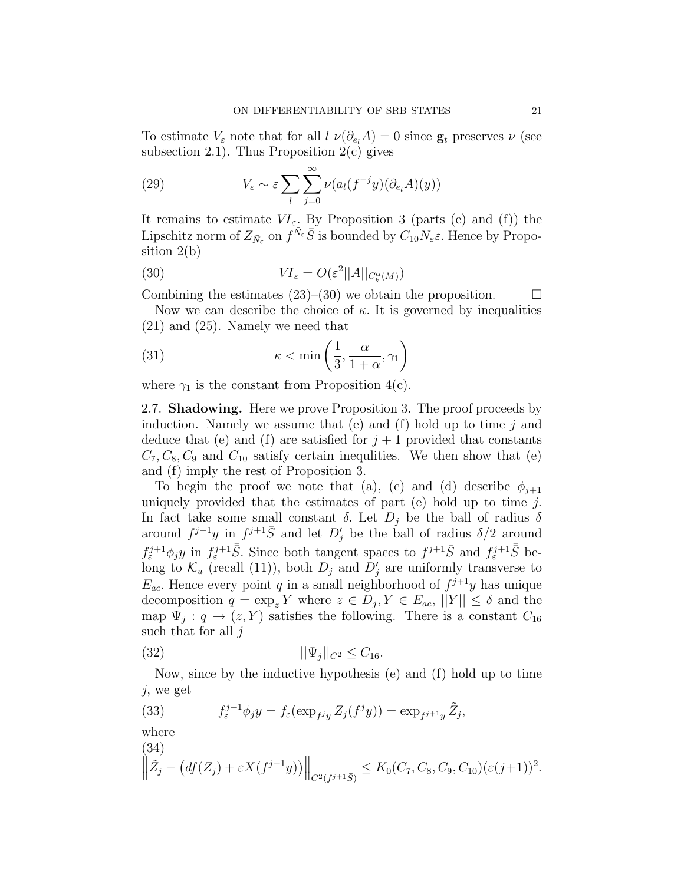To estimate $V_\varepsilon$ note that for all $l$ $\nu(\partial_{e_l} A) = 0$ since $\mathbf{g}_t$ preserves $\nu$ (see subsection 2.1). Thus Proposition 2(c) gives

$$V_\varepsilon \sim \varepsilon \sum_l \sum_{j=0}^{\infty} \nu(a_l(f^{-j}y)(\partial_{e_l} A)(y)) \tag{29}$$

It remains to estimate $VI_\varepsilon$. By Proposition 3 (parts (e) and (f)) the Lipschitz norm of $Z_{\bar{N}_\varepsilon}$ on $f^{\bar{N}_\varepsilon}\bar{S}$ is bounded by $C_{10} N_\varepsilon \varepsilon$. Hence by Proposition 2(b)

$$VI_\varepsilon = O(\varepsilon^2 ||A||_{C^\alpha_k(M)}) \tag{30}$$

Combining the estimates (23)–(30) we obtain the proposition. $\square$

Now we can describe the choice of $\kappa$. It is governed by inequalities (21) and (25). Namely we need that

$$\kappa < \min\left(\frac{1}{3}, \frac{\alpha}{1+\alpha}, \gamma_1\right) \tag{31}$$

where $\gamma_1$ is the constant from Proposition 4(c).

**2.7. Shadowing.** Here we prove Proposition 3. The proof proceeds by induction. Namely we assume that (e) and (f) hold up to time $j$ and deduce that (e) and (f) are satisfied for $j+1$ provided that constants $C_7, C_8, C_9$ and $C_{10}$ satisfy certain inequlities. We then show that (e) and (f) imply the rest of Proposition 3.

To begin the proof we note that (a), (c) and (d) describe $\phi_{j+1}$ uniquely provided that the estimates of part (e) hold up to time $j$. In fact take some small constant $\delta$. Let $D_j$ be the ball of radius $\delta$ around $f^{j+1}y$ in $f^{j+1}\bar{S}$ and let $D'_j$ be the ball of radius $\delta/2$ around $f_\varepsilon^{j+1}\phi_j y$ in $f_\varepsilon^{j+1}\bar{\bar{S}}$. Since both tangent spaces to $f^{j+1}\bar{S}$ and $f_\varepsilon^{j+1}\bar{\bar{S}}$ belong to $\mathcal{K}_u$ (recall (11)), both $D_j$ and $D'_j$ are uniformly transverse to $E_{ac}$. Hence every point $q$ in a small neighborhood of $f^{j+1}y$ has unique decomposition $q = \exp_z Y$ where $z \in D_j, Y \in E_{ac}$, $||Y|| \le \delta$ and the map $\Psi_j : q \to (z, Y)$ satisfies the following. There is a constant $C_{16}$ such that for all $j$

$$||\Psi_j||_{C^2} \le C_{16}. \tag{32}$$

Now, since by the inductive hypothesis (e) and (f) hold up to time $j$, we get

$$f_\varepsilon^{j+1}\phi_j y = f_\varepsilon(\exp_{f^j y} Z_j(f^j y)) = \exp_{f^{j+1}y} \tilde{Z}_j, \tag{33}$$

where

$$\left\|\tilde{Z}_j - \left(df(Z_j) + \varepsilon X(f^{j+1}y)\right)\right\|_{C^2(f^{j+1}\bar{S})} \le K_0(C_7, C_8, C_9, C_{10})(\varepsilon(j+1))^2. \tag{34}$$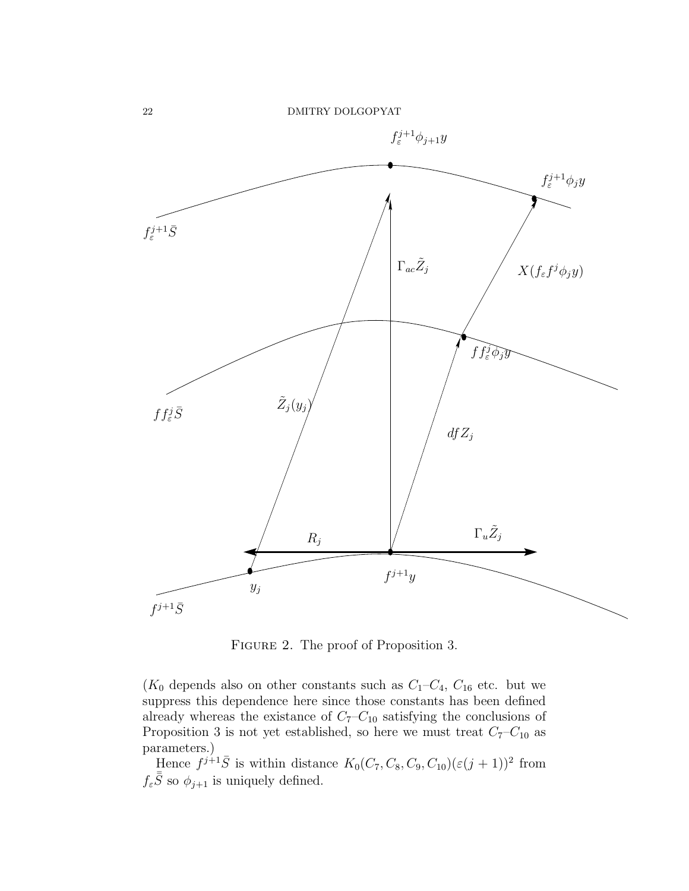FIGURE 2. The proof of Proposition 3.

($K_0$ depends also on other constants such as $C_1$–$C_4$, $C_{16}$ etc. but we suppress this dependence here since those constants has been defined already whereas the existance of $C_7$–$C_{10}$ satisfying the conclusions of Proposition 3 is not yet established, so here we must treat $C_7$–$C_{10}$ as parameters.)

Hence $f^{j+1}\bar{S}$ is within distance $K_0(C_7, C_8, C_9, C_{10})(\varepsilon(j+1))^2$ from $f_\varepsilon \bar{\bar{S}}$ so $\phi_{j+1}$ is uniquely defined.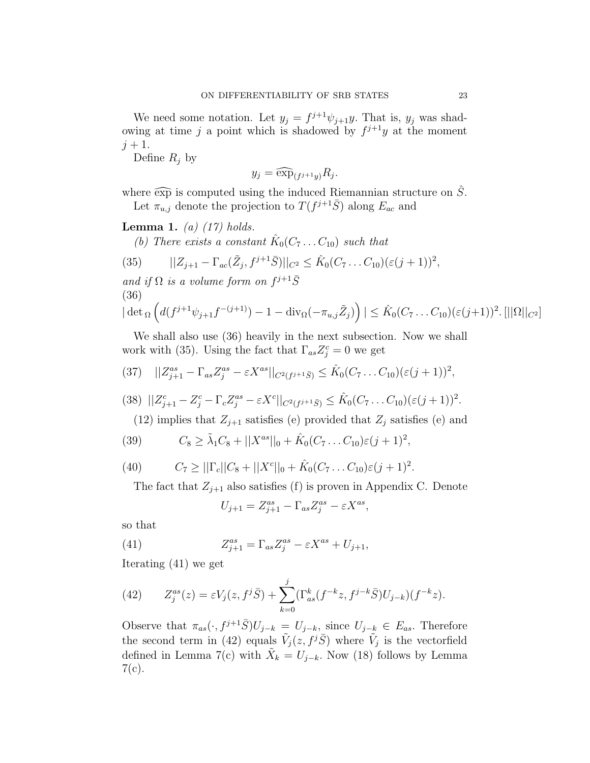We need some notation. Let $y_j = f^{j+1}\psi_{j+1}y$. That is, $y_j$ was shadowing at time $j$ a point which is shadowed by $f^{j+1}y$ at the moment $j+1$.

Define $R_j$ by

$$y_j = \widehat{\exp}_{(f^{j+1}y)} R_j.$$

where $\widehat{\exp}$ is computed using the induced Riemannian structure on $\hat{S}$.

Let $\pi_{u,j}$ denote the projection to $T(f^{j+1}\bar{S})$ along $E_{ac}$ and

**Lemma 1.** *(a) (17) holds.*

*(b) There exists a constant $\hat{K}_0(C_7 \dots C_{10})$ such that*

$$||Z_{j+1} - \Gamma_{ac}(\tilde{Z}_j, f^{j+1}\bar{S})||_{C^2} \leq \hat{K}_0(C_7 \dots C_{10})(\varepsilon(j+1))^2, \tag{35}$$

*and if $\Omega$ is a volume form on $f^{j+1}\bar{S}$*

$$|\det{}_\Omega \left( d(f^{j+1}\psi_{j+1}f^{-(j+1)}) - 1 - \mathrm{div}_\Omega(-\pi_{u,j}\tilde{Z}_j) \right)| \leq \hat{K}_0(C_7 \dots C_{10})(\varepsilon(j+1))^2. [||\Omega||_{C^2}] \tag{36}$$

We shall also use (36) heavily in the next subsection. Now we shall work with (35). Using the fact that $\Gamma_{as} Z_j^c = 0$ we get

$$||Z_{j+1}^{as} - \Gamma_{as} Z_j^{as} - \varepsilon X^{as}||_{C^2(f^{j+1}\bar{S})} \leq \hat{K}_0(C_7 \dots C_{10})(\varepsilon(j+1))^2, \tag{37}$$

$$||Z_{j+1}^c - Z_j^c - \Gamma_c Z_j^{as} - \varepsilon X^c||_{C^2(f^{j+1}\bar{S})} \leq \hat{K}_0(C_7 \dots C_{10})(\varepsilon(j+1))^2. \tag{38}$$

(12) implies that $Z_{j+1}$ satisfies (e) provided that $Z_j$ satisfies (e) and

$$C_8 \geq \tilde{\lambda}_1 C_8 + ||X^{as}||_0 + \hat{K}_0(C_7 \dots C_{10})\varepsilon(j+1)^2, \tag{39}$$

$$C_7 \geq ||\Gamma_c|| C_8 + ||X^c||_0 + \hat{K}_0(C_7 \dots C_{10})\varepsilon(j+1)^2. \tag{40}$$

The fact that $Z_{j+1}$ also satisfies (f) is proven in Appendix C. Denote

$$U_{j+1} = Z_{j+1}^{as} - \Gamma_{as} Z_j^{as} - \varepsilon X^{as},$$

so that

$$Z_{j+1}^{as} = \Gamma_{as} Z_j^{as} - \varepsilon X^{as} + U_{j+1}, \tag{41}$$

Iterating (41) we get

$$Z_j^{as}(z) = \varepsilon V_j(z, f^j\bar{S}) + \sum_{k=0}^{j} (\Gamma_{as}^k(f^{-k}z, f^{j-k}\bar{S})U_{j-k})(f^{-k}z). \tag{42}$$

Observe that $\pi_{as}(\cdot, f^{j+1}\bar{S})U_{j-k} = U_{j-k}$, since $U_{j-k} \in E_{as}$. Therefore the second term in (42) equals $\tilde{V}_j(z, f^j\bar{S})$ where $\tilde{V}_j$ is the vectorfield defined in Lemma 7(c) with $\tilde{X}_k = U_{j-k}$. Now (18) follows by Lemma 7(c).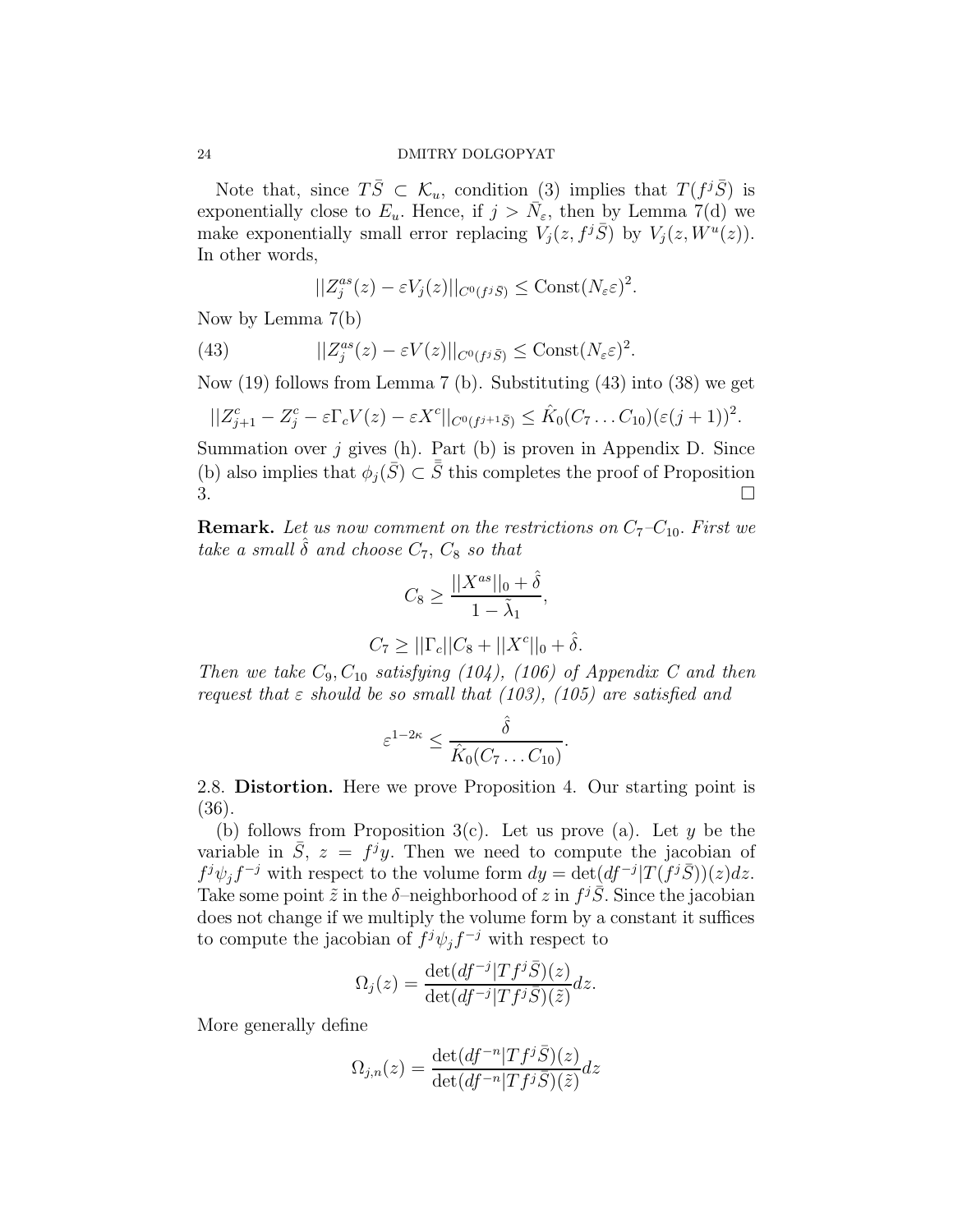Note that, since $T\bar{S} \subset \mathcal{K}_u$, condition (3) implies that $T(f^j\bar{S})$ is exponentially close to $E_u$. Hence, if $j > \bar{N}_\varepsilon$, then by Lemma 7(d) we make exponentially small error replacing $V_j(z, f^j\bar{S})$ by $V_j(z, W^u(z))$. In other words,

$$||Z_j^{as}(z) - \varepsilon V_j(z)||_{C^0(f^j\bar{S})} \leq \text{Const}(N_\varepsilon \varepsilon)^2.$$

Now by Lemma 7(b)

$$||Z_j^{as}(z) - \varepsilon V(z)||_{C^0(f^j\bar{S})} \leq \text{Const}(N_\varepsilon \varepsilon)^2. \tag{43}$$

Now (19) follows from Lemma 7 (b). Substituting (43) into (38) we get

$$||Z_{j+1}^c - Z_j^c - \varepsilon\Gamma_c V(z) - \varepsilon X^c||_{C^0(f^{j+1}\bar{S})} \leq \hat{K}_0(C_7 \dots C_{10})(\varepsilon(j+1))^2.$$

Summation over $j$ gives (h). Part (b) is proven in Appendix D. Since (b) also implies that $\phi_j(\bar{S}) \subset \bar{\bar{S}}$ this completes the proof of Proposition 3. $\square$

**Remark.** *Let us now comment on the restrictions on $C_7$–$C_{10}$. First we take a small $\hat{\delta}$ and choose $C_7$, $C_8$ so that*

$$C_8 \geq \frac{||X^{as}||_0 + \hat{\delta}}{1 - \tilde{\lambda}_1},$$

$$C_7 \geq ||\Gamma_c||C_8 + ||X^c||_0 + \hat{\delta}.$$

*Then we take $C_9, C_{10}$ satisfying (104), (106) of Appendix C and then request that $\varepsilon$ should be so small that (103), (105) are satisfied and*

$$\varepsilon^{1-2\kappa} \leq \frac{\hat{\delta}}{\hat{K}_0(C_7 \dots C_{10})}.$$

## 2.8. Distortion.

Here we prove Proposition 4. Our starting point is (36).

(b) follows from Proposition 3(c). Let us prove (a). Let $y$ be the variable in $\bar{S}$, $z = f^j y$. Then we need to compute the jacobian of $f^j\psi_j f^{-j}$ with respect to the volume form $dy = \det(df^{-j}|T(f^j\bar{S}))(z)dz$. Take some point $\tilde{z}$ in the $\delta$–neighborhood of $z$ in $f^j\bar{S}$. Since the jacobian does not change if we multiply the volume form by a constant it suffices to compute the jacobian of $f^j\psi_j f^{-j}$ with respect to

$$\Omega_j(z) = \frac{\det(df^{-j}|Tf^j\bar{S})(z)}{\det(df^{-j}|Tf^j\bar{S})(\tilde{z})}dz.$$

More generally define

$$\Omega_{j,n}(z) = \frac{\det(df^{-n}|Tf^j\bar{S})(z)}{\det(df^{-n}|Tf^j\bar{S})(\tilde{z})}dz$$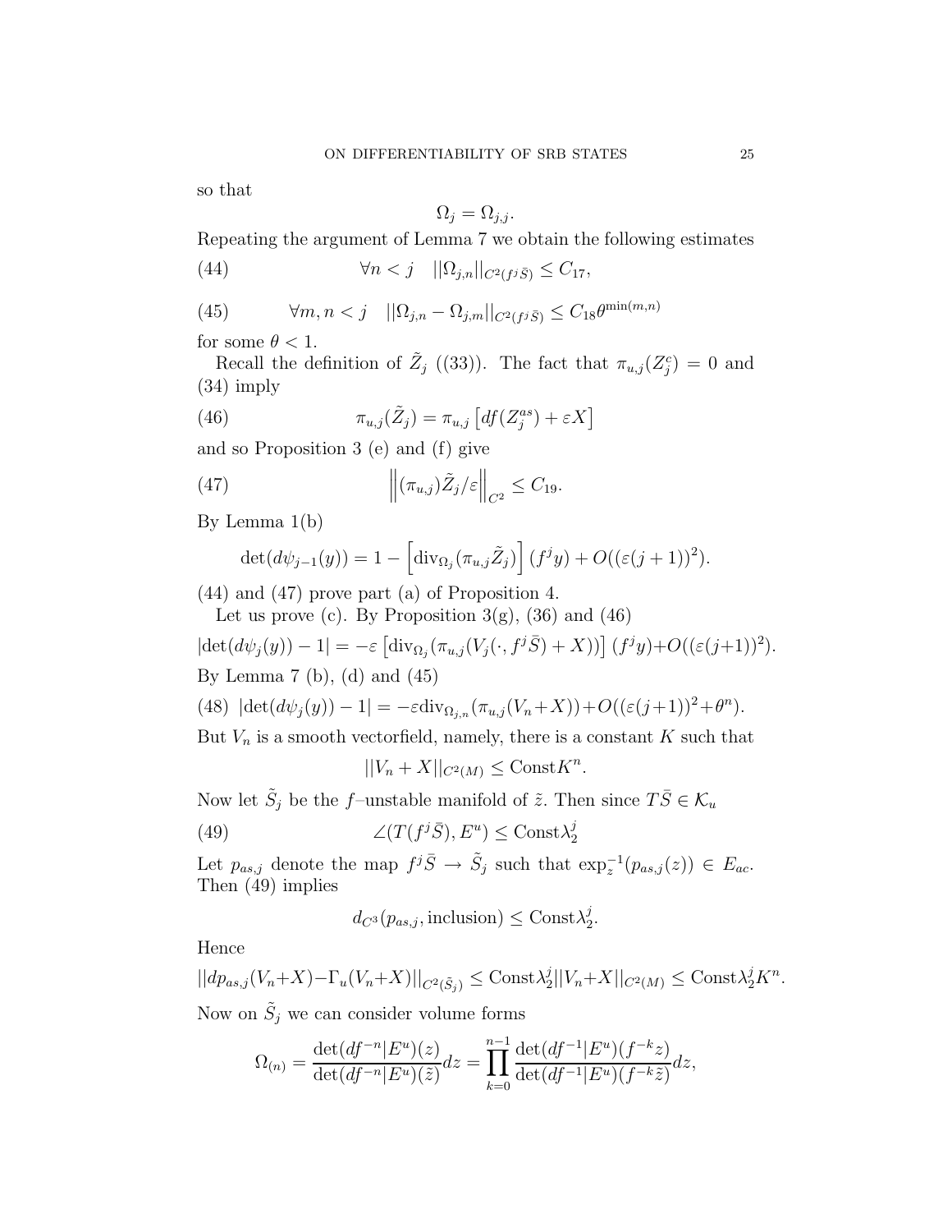so that

$$\Omega_j = \Omega_{j,j}.$$

Repeating the argument of Lemma 7 we obtain the following estimates

$$\forall n < j \quad ||\Omega_{j,n}||_{C^2(f^j\bar{S})} \leq C_{17}, \tag{44}$$

$$\forall m, n < j \quad ||\Omega_{j,n} - \Omega_{j,m}||_{C^2(f^j\bar{S})} \leq C_{18}\theta^{\min(m,n)} \tag{45}$$

for some $\theta < 1$.

Recall the definition of $\tilde{Z}_j$ ((33)). The fact that $\pi_{u,j}(Z_j^c) = 0$ and (34) imply

$$\pi_{u,j}(\tilde{Z}_j) = \pi_{u,j}\left[df(Z_j^{as}) + \varepsilon X\right] \tag{46}$$

and so Proposition 3 (e) and (f) give

$$\left\|(\pi_{u,j})\tilde{Z}_j/\varepsilon\right\|_{C^2} \leq C_{19}. \tag{47}$$

By Lemma 1(b)

$$\det(d\psi_{j-1}(y)) = 1 - \left[\mathrm{div}_{\Omega_j}(\pi_{u,j}\tilde{Z}_j)\right](f^j y) + O((\varepsilon(j+1))^2).$$

(44) and (47) prove part (a) of Proposition 4.

Let us prove (c). By Proposition 3(g), (36) and (46)

$$|\det(d\psi_j(y)) - 1| = -\varepsilon\left[\mathrm{div}_{\Omega_j}(\pi_{u,j}(V_j(\cdot, f^j\bar{S}) + X))\right](f^j y) + O((\varepsilon(j+1))^2).$$

By Lemma 7 (b), (d) and (45)

$$|\det(d\psi_j(y)) - 1| = -\varepsilon\mathrm{div}_{\Omega_{j,n}}(\pi_{u,j}(V_n + X)) + O((\varepsilon(j+1))^2 + \theta^n). \tag{48}$$

But $V_n$ is a smooth vectorfield, namely, there is a constant $K$ such that

$$||V_n + X||_{C^2(M)} \leq \mathrm{Const}K^n.$$

Now let $\tilde{S}_j$ be the $f$–unstable manifold of $\tilde{z}$. Then since $T\bar{S} \in \mathcal{K}_u$

$$\angle(T(f^j\bar{S}), E^u) \leq \mathrm{Const}\lambda_2^j \tag{49}$$

Let $p_{as,j}$ denote the map $f^j\bar{S} \to \tilde{S}_j$ such that $\exp_z^{-1}(p_{as,j}(z)) \in E_{ac}$. Then (49) implies

$$d_{C^3}(p_{as,j}, \text{inclusion}) \leq \mathrm{Const}\lambda_2^j.$$

Hence

$$||dp_{as,j}(V_n + X) - \Gamma_u(V_n + X)||_{C^2(\tilde{S}_j)} \leq \mathrm{Const}\lambda_2^j||V_n + X||_{C^2(M)} \leq \mathrm{Const}\lambda_2^j K^n.$$

Now on $\tilde{S}_j$ we can consider volume forms

$$\Omega_{(n)} = \frac{\det(df^{-n}|E^u)(z)}{\det(df^{-n}|E^u)(\tilde{z})}dz = \prod_{k=0}^{n-1}\frac{\det(df^{-1}|E^u)(f^{-k}z)}{\det(df^{-1}|E^u)(f^{-k}\tilde{z})}dz,$$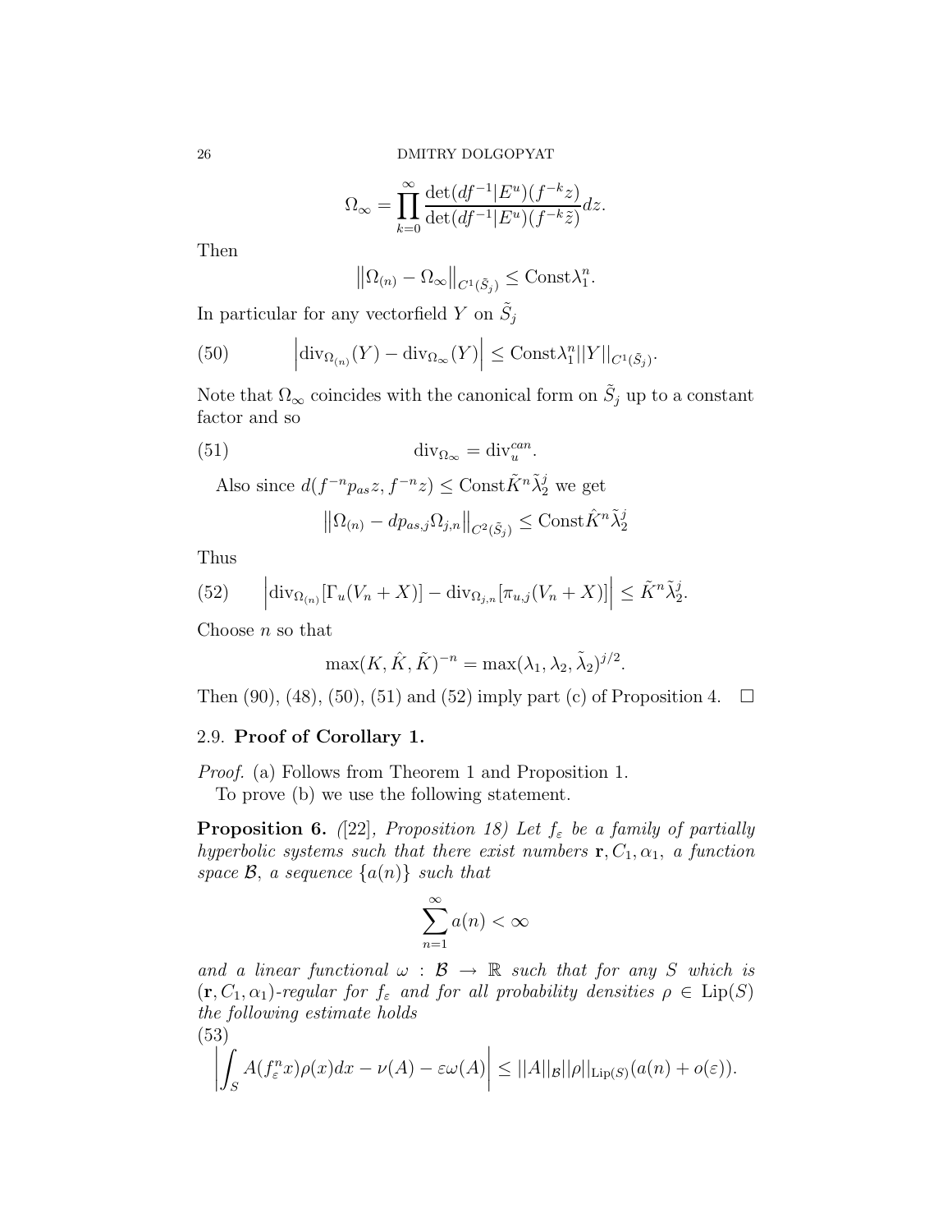$$\Omega_\infty = \prod_{k=0}^{\infty} \frac{\det(df^{-1}|E^u)(f^{-k}z)}{\det(df^{-1}|E^u)(f^{-k}\tilde{z})} dz.$$

Then

$$\left\|\Omega_{(n)} - \Omega_\infty\right\|_{C^1(\tilde{S}_j)} \leq \text{Const}\lambda_1^n.$$

In particular for any vectorfield $Y$ on $\tilde{S}_j$

$$\left|\text{div}_{\Omega_{(n)}}(Y) - \text{div}_{\Omega_\infty}(Y)\right| \leq \text{Const}\lambda_1^n ||Y||_{C^1(\tilde{S}_j)}. \tag{50}$$

Note that $\Omega_\infty$ coincides with the canonical form on $\tilde{S}_j$ up to a constant factor and so

$$\text{div}_{\Omega_\infty} = \text{div}_u^{can}. \tag{51}$$

Also since $d(f^{-n}p_{as}z, f^{-n}z) \leq \text{Const}\tilde{K}^n\tilde{\lambda}_2^j$ we get

$$\left\|\Omega_{(n)} - dp_{as,j}\Omega_{j,n}\right\|_{C^2(\tilde{S}_j)} \leq \text{Const}\hat{K}^n\tilde{\lambda}_2^j$$

Thus

$$\left|\text{div}_{\Omega_{(n)}}[\Gamma_u(V_n + X)] - \text{div}_{\Omega_{j,n}}[\pi_{u,j}(V_n + X)]\right| \leq \tilde{K}^n\tilde{\lambda}_2^j. \tag{52}$$

Choose $n$ so that

$$\max(K, \hat{K}, \tilde{K})^{-n} = \max(\lambda_1, \lambda_2, \tilde{\lambda}_2)^{j/2}.$$

Then (90), (48), (50), (51) and (52) imply part (c) of Proposition 4. $\square$

## 2.9. **Proof of Corollary 1.**

*Proof.* (a) Follows from Theorem 1 and Proposition 1.

To prove (b) we use the following statement.

**Proposition 6.** *([22], Proposition 18) Let $f_\varepsilon$ be a family of partially hyperbolic systems such that there exist numbers $\mathbf{r}, C_1, \alpha_1$, a function space $\mathcal{B}$, a sequence $\{a(n)\}$ such that*

$$\sum_{n=1}^{\infty} a(n) < \infty$$

*and a linear functional $\omega : \mathcal{B} \to \mathbb{R}$ such that for any $S$ which is $(\mathbf{r}, C_1, \alpha_1)$-regular for $f_\varepsilon$ and for all probability densities $\rho \in \text{Lip}(S)$ the following estimate holds*

$$\left|\int_S A(f_\varepsilon^n x)\rho(x)dx - \nu(A) - \varepsilon\omega(A)\right| \leq ||A||_{\mathcal{B}}||\rho||_{\text{Lip}(S)}(a(n) + o(\varepsilon)). \tag{53}$$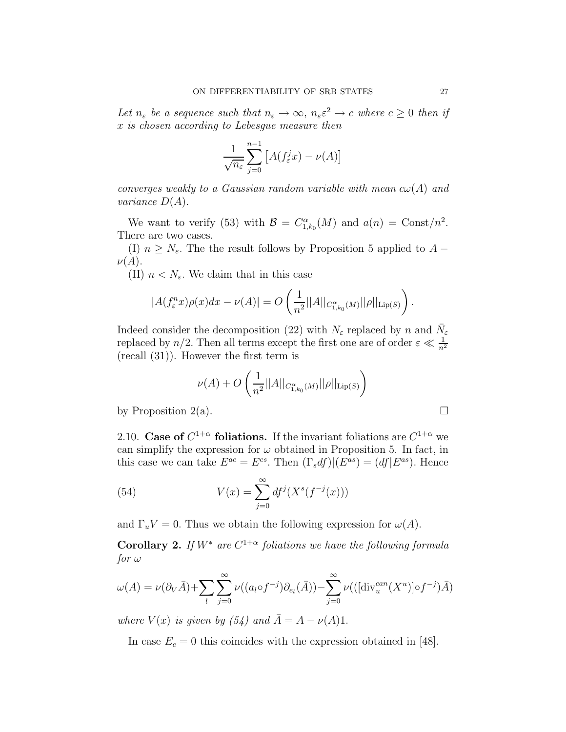*Let $n_\varepsilon$ be a sequence such that $n_\varepsilon \to \infty$, $n_\varepsilon \varepsilon^2 \to c$ where $c \geq 0$ then if $x$ is chosen according to Lebesgue measure then*

$$\frac{1}{\sqrt{n_\varepsilon}} \sum_{j=0}^{n-1} \left[ A(f_\varepsilon^j x) - \nu(A) \right]$$

*converges weakly to a Gaussian random variable with mean $c\omega(A)$ and variance $D(A)$.*

We want to verify (53) with $\mathcal{B} = C^\alpha_{1,k_0}(M)$ and $a(n) = \text{Const}/n^2$. There are two cases.

(I) $n \geq N_\varepsilon$. The the result follows by Proposition 5 applied to $A - \nu(A)$.

(II) $n < N_\varepsilon$. We claim that in this case

$$|A(f_\varepsilon^n x)\rho(x)dx - \nu(A)| = O\left( \frac{1}{n^2} ||A||_{C^\alpha_{1,k_0}(M)} ||\rho||_{\text{Lip}(S)} \right).$$

Indeed consider the decomposition (22) with $N_\varepsilon$ replaced by $n$ and $\bar{N}_\varepsilon$ replaced by $n/2$. Then all terms except the first one are of order $\varepsilon \ll \frac{1}{n^2}$ (recall (31)). However the first term is

$$\nu(A) + O\left( \frac{1}{n^2} ||A||_{C^\alpha_{1,k_0}(M)} ||\rho||_{\text{Lip}(S)} \right)$$

by Proposition 2(a). $\square$

2.10. **Case of $C^{1+\alpha}$ foliations.** If the invariant foliations are $C^{1+\alpha}$ we can simplify the expression for $\omega$ obtained in Proposition 5. In fact, in this case we can take $E^{ac} = E^{cs}$. Then $(\Gamma_s df)|(E^{as}) = (df|E^{as})$. Hence

$$V(x) = \sum_{j=0}^{\infty} df^j(X^s(f^{-j}(x))) \tag{54}$$

and $\Gamma_u V = 0$. Thus we obtain the following expression for $\omega(A)$.

**Corollary 2.** *If $W^*$ are $C^{1+\alpha}$ foliations we have the following formula for $\omega$*

$$\omega(A) = \nu(\partial_V \bar{A}) + \sum_l \sum_{j=0}^{\infty} \nu((a_l \circ f^{-j})\partial_{e_l}(\bar{A})) - \sum_{j=0}^{\infty} \nu(([\text{div}_u^{can}(X^u)] \circ f^{-j})\bar{A})$$

*where $V(x)$ is given by (54) and $\bar{A} = A - \nu(A)1$.*

In case $E_c = 0$ this coincides with the expression obtained in [48].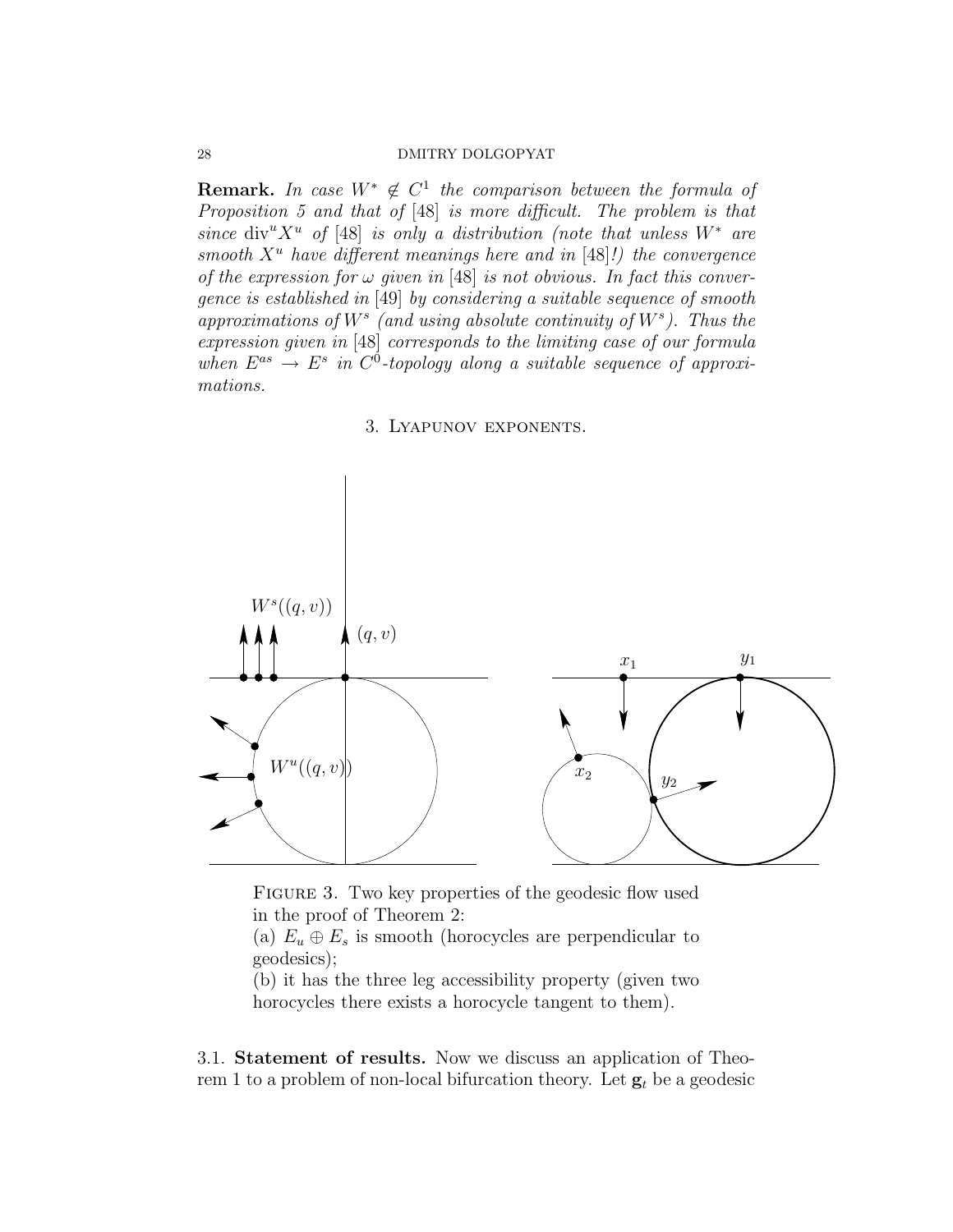**Remark.** *In case $W^* \notin C^1$ the comparison between the formula of Proposition 5 and that of* [48] *is more difficult. The problem is that since* $\text{div}^u X^u$ *of* [48] *is only a distribution (note that unless $W^*$ are smooth $X^u$ have different meanings here and in* [48]*!) the convergence of the expression for $\omega$ given in* [48] *is not obvious. In fact this convergence is established in* [49] *by considering a suitable sequence of smooth approximations of $W^s$ (and using absolute continuity of $W^s$). Thus the expression given in* [48] *corresponds to the limiting case of our formula when $E^{as} \to E^s$ in $C^0$-topology along a suitable sequence of approximations.*

## 3. Lyapunov exponents.

Figure 3. Two key properties of the geodesic flow used in the proof of Theorem 2:
(a) $E_u \oplus E_s$ is smooth (horocycles are perpendicular to geodesics);
(b) it has the three leg accessibility property (given two horocycles there exists a horocycle tangent to them).

3.1. **Statement of results.** Now we discuss an application of Theorem 1 to a problem of non-local bifurcation theory. Let $\mathbf{g}_t$ be a geodesic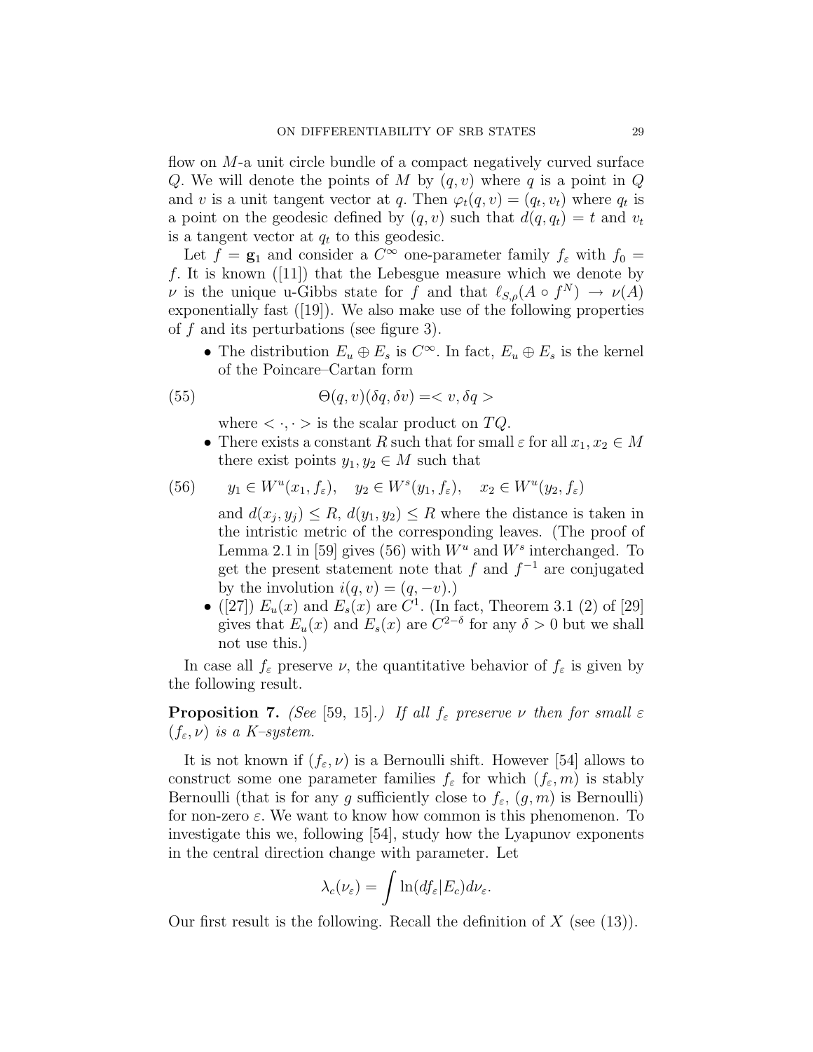flow on $M$-a unit circle bundle of a compact negatively curved surface $Q$. We will denote the points of $M$ by $(q, v)$ where $q$ is a point in $Q$ and $v$ is a unit tangent vector at $q$. Then $\varphi_t(q, v) = (q_t, v_t)$ where $q_t$ is a point on the geodesic defined by $(q, v)$ such that $d(q, q_t) = t$ and $v_t$ is a tangent vector at $q_t$ to this geodesic.

Let $f = \mathbf{g}_1$ and consider a $C^\infty$ one-parameter family $f_\varepsilon$ with $f_0 = f$. It is known ([11]) that the Lebesgue measure which we denote by $\nu$ is the unique u-Gibbs state for $f$ and that $\ell_{S,\rho}(A \circ f^N) \to \nu(A)$ exponentially fast ([19]). We also make use of the following properties of $f$ and its perturbations (see figure 3).

- The distribution $E_u \oplus E_s$ is $C^\infty$. In fact, $E_u \oplus E_s$ is the kernel of the Poincare–Cartan form

$$\Theta(q, v)(\delta q, \delta v) = < v, \delta q > \tag{55}$$

  where $< \cdot, \cdot >$ is the scalar product on $TQ$.
- There exists a constant $R$ such that for small $\varepsilon$ for all $x_1, x_2 \in M$ there exist points $y_1, y_2 \in M$ such that

$$y_1 \in W^u(x_1, f_\varepsilon), \quad y_2 \in W^s(y_1, f_\varepsilon), \quad x_2 \in W^u(y_2, f_\varepsilon) \tag{56}$$

  and $d(x_j, y_j) \leq R$, $d(y_1, y_2) \leq R$ where the distance is taken in the intristic metric of the corresponding leaves. (The proof of Lemma 2.1 in [59] gives (56) with $W^u$ and $W^s$ interchanged. To get the present statement note that $f$ and $f^{-1}$ are conjugated by the involution $i(q, v) = (q, -v)$.)
- ([27]) $E_u(x)$ and $E_s(x)$ are $C^1$. (In fact, Theorem 3.1 (2) of [29] gives that $E_u(x)$ and $E_s(x)$ are $C^{2-\delta}$ for any $\delta > 0$ but we shall not use this.)

In case all $f_\varepsilon$ preserve $\nu$, the quantitative behavior of $f_\varepsilon$ is given by the following result.

**Proposition 7.** *(See [59, 15].) If all $f_\varepsilon$ preserve $\nu$ then for small $\varepsilon$ $(f_\varepsilon, \nu)$ is a K–system.*

It is not known if $(f_\varepsilon, \nu)$ is a Bernoulli shift. However [54] allows to construct some one parameter families $f_\varepsilon$ for which $(f_\varepsilon, m)$ is stably Bernoulli (that is for any $g$ sufficiently close to $f_\varepsilon$, $(g, m)$ is Bernoulli) for non-zero $\varepsilon$. We want to know how common is this phenomenon. To investigate this we, following [54], study how the Lyapunov exponents in the central direction change with parameter. Let

$$\lambda_c(\nu_\varepsilon) = \int \ln(df_\varepsilon | E_c) d\nu_\varepsilon.$$

Our first result is the following. Recall the definition of $X$ (see (13)).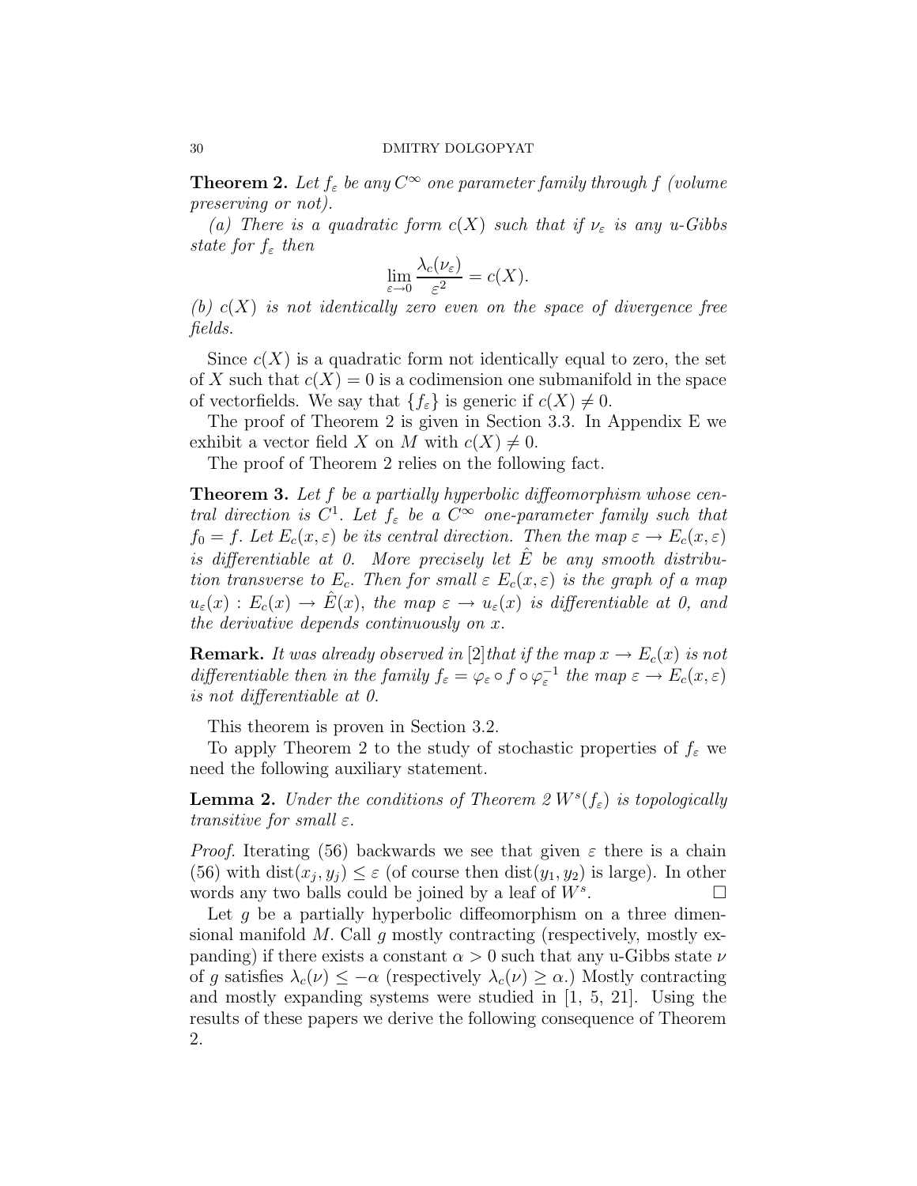**Theorem 2.** *Let $f_\varepsilon$ be any $C^\infty$ one parameter family through $f$ (volume preserving or not).*

*(a) There is a quadratic form $c(X)$ such that if $\nu_\varepsilon$ is any u-Gibbs state for $f_\varepsilon$ then*

$$\lim_{\varepsilon\to 0} \frac{\lambda_c(\nu_\varepsilon)}{\varepsilon^2} = c(X).$$

*(b) $c(X)$ is not identically zero even on the space of divergence free fields.*

Since $c(X)$ is a quadratic form not identically equal to zero, the set of $X$ such that $c(X) = 0$ is a codimension one submanifold in the space of vectorfields. We say that $\{f_\varepsilon\}$ is generic if $c(X) \neq 0$.

The proof of Theorem 2 is given in Section 3.3. In Appendix E we exhibit a vector field $X$ on $M$ with $c(X) \neq 0$.

The proof of Theorem 2 relies on the following fact.

**Theorem 3.** *Let $f$ be a partially hyperbolic diffeomorphism whose central direction is $C^1$. Let $f_\varepsilon$ be a $C^\infty$ one-parameter family such that $f_0 = f$. Let $E_c(x, \varepsilon)$ be its central direction. Then the map $\varepsilon \to E_c(x, \varepsilon)$ is differentiable at 0. More precisely let $\hat{E}$ be any smooth distribution transverse to $E_c$. Then for small $\varepsilon$ $E_c(x, \varepsilon)$ is the graph of a map $u_\varepsilon(x) : E_c(x) \to \hat{E}(x)$, the map $\varepsilon \to u_\varepsilon(x)$ is differentiable at 0, and the derivative depends continuously on $x$.*

**Remark.** *It was already observed in* [2] *that if the map $x \to E_c(x)$ is not differentiable then in the family $f_\varepsilon = \varphi_\varepsilon \circ f \circ \varphi_\varepsilon^{-1}$ the map $\varepsilon \to E_c(x, \varepsilon)$ is not differentiable at 0.*

This theorem is proven in Section 3.2.

To apply Theorem 2 to the study of stochastic properties of $f_\varepsilon$ we need the following auxiliary statement.

**Lemma 2.** *Under the conditions of Theorem 2 $W^s(f_\varepsilon)$ is topologically transitive for small $\varepsilon$.*

*Proof.* Iterating (56) backwards we see that given $\varepsilon$ there is a chain (56) with $\text{dist}(x_j, y_j) \leq \varepsilon$ (of course then $\text{dist}(y_1, y_2)$ is large). In other words any two balls could be joined by a leaf of $W^s$. □

Let $g$ be a partially hyperbolic diffeomorphism on a three dimensional manifold $M$. Call $g$ mostly contracting (respectively, mostly expanding) if there exists a constant $\alpha > 0$ such that any u-Gibbs state $\nu$ of $g$ satisfies $\lambda_c(\nu) \leq -\alpha$ (respectively $\lambda_c(\nu) \geq \alpha$.) Mostly contracting and mostly expanding systems were studied in [1, 5, 21]. Using the results of these papers we derive the following consequence of Theorem 2.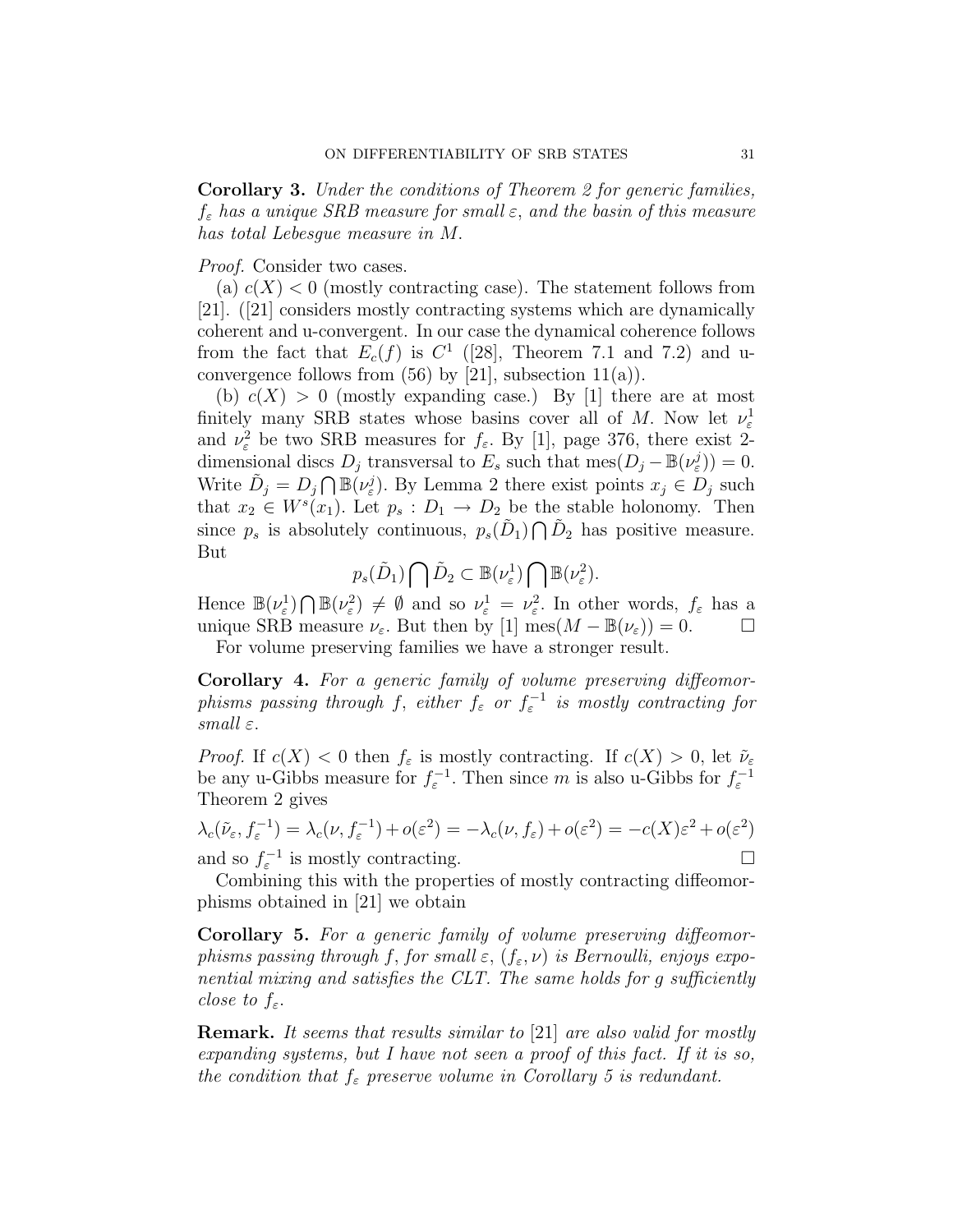**Corollary 3.** *Under the conditions of Theorem 2 for generic families, $f_\varepsilon$ has a unique SRB measure for small $\varepsilon$, and the basin of this measure has total Lebesgue measure in $M$.*

*Proof.* Consider two cases.

(a) $c(X) < 0$ (mostly contracting case). The statement follows from [21]. ([21] considers mostly contracting systems which are dynamically coherent and u-convergent. In our case the dynamical coherence follows from the fact that $E_c(f)$ is $C^1$ ([28], Theorem 7.1 and 7.2) and u-convergence follows from (56) by [21], subsection 11(a)).

(b) $c(X) > 0$ (mostly expanding case.) By [1] there are at most finitely many SRB states whose basins cover all of $M$. Now let $\nu_\varepsilon^1$ and $\nu_\varepsilon^2$ be two SRB measures for $f_\varepsilon$. By [1], page 376, there exist 2-dimensional discs $D_j$ transversal to $E_s$ such that $\text{mes}(D_j - \mathbb{B}(\nu_\varepsilon^j)) = 0$. Write $\tilde{D}_j = D_j \bigcap \mathbb{B}(\nu_\varepsilon^j)$. By Lemma 2 there exist points $x_j \in D_j$ such that $x_2 \in W^s(x_1)$. Let $p_s : D_1 \to D_2$ be the stable holonomy. Then since $p_s$ is absolutely continuous, $p_s(\tilde{D}_1) \bigcap \tilde{D}_2$ has positive measure. But

$$p_s(\tilde{D}_1) \bigcap \tilde{D}_2 \subset \mathbb{B}(\nu_\varepsilon^1) \bigcap \mathbb{B}(\nu_\varepsilon^2).$$

Hence $\mathbb{B}(\nu_\varepsilon^1) \bigcap \mathbb{B}(\nu_\varepsilon^2) \neq \emptyset$ and so $\nu_\varepsilon^1 = \nu_\varepsilon^2$. In other words, $f_\varepsilon$ has a unique SRB measure $\nu_\varepsilon$. But then by [1] $\text{mes}(M - \mathbb{B}(\nu_\varepsilon)) = 0$. $\square$

For volume preserving families we have a stronger result.

**Corollary 4.** *For a generic family of volume preserving diffeomorphisms passing through $f$, either $f_\varepsilon$ or $f_\varepsilon^{-1}$ is mostly contracting for small $\varepsilon$.*

*Proof.* If $c(X) < 0$ then $f_\varepsilon$ is mostly contracting. If $c(X) > 0$, let $\tilde{\nu}_\varepsilon$ be any u-Gibbs measure for $f_\varepsilon^{-1}$. Then since $m$ is also u-Gibbs for $f_\varepsilon^{-1}$ Theorem 2 gives

$$\lambda_c(\tilde{\nu}_\varepsilon, f_\varepsilon^{-1}) = \lambda_c(\nu, f_\varepsilon^{-1}) + o(\varepsilon^2) = -\lambda_c(\nu, f_\varepsilon) + o(\varepsilon^2) = -c(X)\varepsilon^2 + o(\varepsilon^2)$$

and so $f_\varepsilon^{-1}$ is mostly contracting. $\square$

Combining this with the properties of mostly contracting diffeomorphisms obtained in [21] we obtain

**Corollary 5.** *For a generic family of volume preserving diffeomorphisms passing through $f$, for small $\varepsilon$, $(f_\varepsilon, \nu)$ is Bernoulli, enjoys exponential mixing and satisfies the CLT. The same holds for $g$ sufficiently close to $f_\varepsilon$.*

**Remark.** *It seems that results similar to [21] are also valid for mostly expanding systems, but I have not seen a proof of this fact. If it is so, the condition that $f_\varepsilon$ preserve volume in Corollary 5 is redundant.*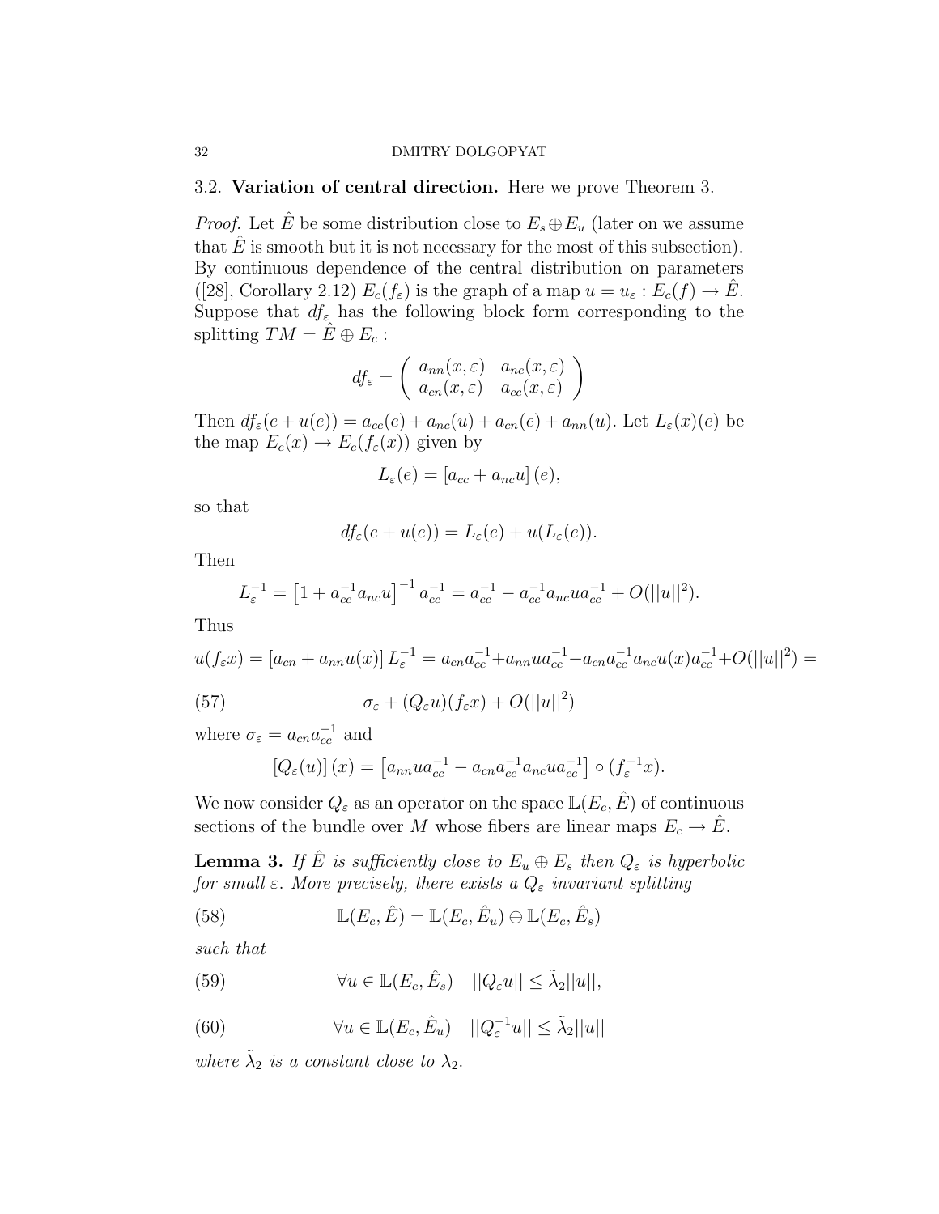### 3.2. **Variation of central direction.** Here we prove Theorem 3.

*Proof.* Let $\hat{E}$ be some distribution close to $E_s \oplus E_u$ (later on we assume that $\hat{E}$ is smooth but it is not necessary for the most of this subsection). By continuous dependence of the central distribution on parameters ([28], Corollary 2.12) $E_c(f_\varepsilon)$ is the graph of a map $u = u_\varepsilon : E_c(f) \to \hat{E}$. Suppose that $df_\varepsilon$ has the following block form corresponding to the splitting $TM = \hat{E} \oplus E_c$ :

$$df_\varepsilon = \begin{pmatrix} a_{nn}(x,\varepsilon) & a_{nc}(x,\varepsilon) \\ a_{cn}(x,\varepsilon) & a_{cc}(x,\varepsilon) \end{pmatrix}$$

Then $df_\varepsilon(e + u(e)) = a_{cc}(e) + a_{nc}(u) + a_{cn}(e) + a_{nn}(u)$. Let $L_\varepsilon(x)(e)$ be the map $E_c(x) \to E_c(f_\varepsilon(x))$ given by

$$L_\varepsilon(e) = [a_{cc} + a_{nc}u](e),$$

so that

$$df_\varepsilon(e + u(e)) = L_\varepsilon(e) + u(L_\varepsilon(e)).$$

Then

$$L_\varepsilon^{-1} = \left[1 + a_{cc}^{-1}a_{nc}u\right]^{-1} a_{cc}^{-1} = a_{cc}^{-1} - a_{cc}^{-1}a_{nc}ua_{cc}^{-1} + O(||u||^2).$$

Thus

$$u(f_\varepsilon x) = [a_{cn} + a_{nn}u(x)]\, L_\varepsilon^{-1} = a_{cn}a_{cc}^{-1} + a_{nn}ua_{cc}^{-1} - a_{cn}a_{cc}^{-1}a_{nc}u(x)a_{cc}^{-1} + O(||u||^2) =$$

$$\sigma_\varepsilon + (Q_\varepsilon u)(f_\varepsilon x) + O(||u||^2) \tag{57}$$

where $\sigma_\varepsilon = a_{cn}a_{cc}^{-1}$ and

$$[Q_\varepsilon(u)](x) = \left[a_{nn}ua_{cc}^{-1} - a_{cn}a_{cc}^{-1}a_{nc}ua_{cc}^{-1}\right] \circ (f_\varepsilon^{-1}x).$$

We now consider $Q_\varepsilon$ as an operator on the space $\mathbb{L}(E_c, \hat{E})$ of continuous sections of the bundle over $M$ whose fibers are linear maps $E_c \to \hat{E}$.

**Lemma 3.** *If $\hat{E}$ is sufficiently close to $E_u \oplus E_s$ then $Q_\varepsilon$ is hyperbolic for small $\varepsilon$. More precisely, there exists a $Q_\varepsilon$ invariant splitting*

$$\mathbb{L}(E_c, \hat{E}) = \mathbb{L}(E_c, \hat{E}_u) \oplus \mathbb{L}(E_c, \hat{E}_s) \tag{58}$$

*such that*

$$\forall u \in \mathbb{L}(E_c, \hat{E}_s) \quad ||Q_\varepsilon u|| \le \tilde{\lambda}_2 ||u||, \tag{59}$$

$$\forall u \in \mathbb{L}(E_c, \hat{E}_u) \quad ||Q_\varepsilon^{-1} u|| \le \tilde{\lambda}_2 ||u|| \tag{60}$$

*where $\tilde{\lambda}_2$ is a constant close to $\lambda_2$.*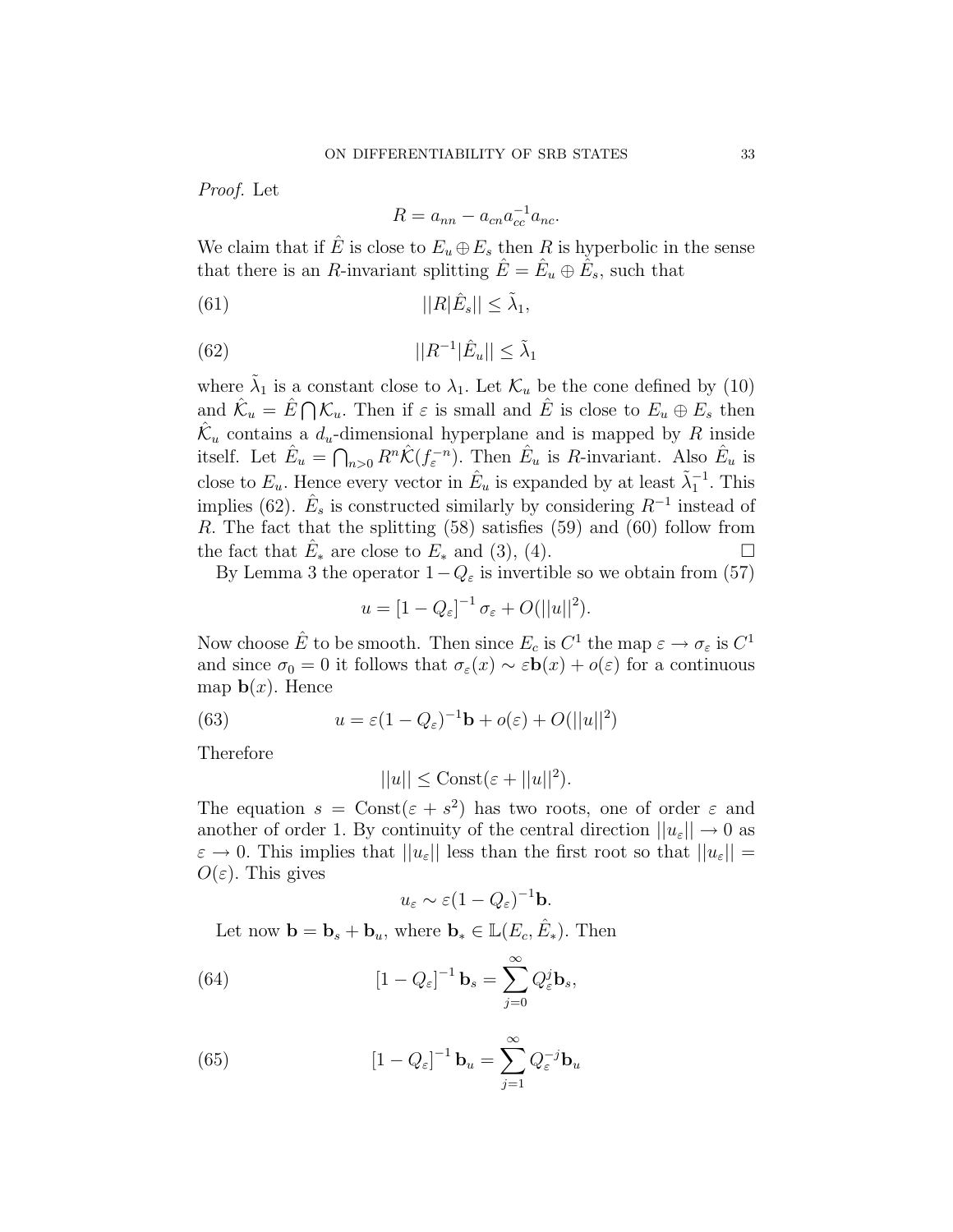*Proof.* Let

$$R = a_{nn} - a_{cn}a_{cc}^{-1}a_{nc}.$$

We claim that if $\hat{E}$ is close to $E_u \oplus E_s$ then $R$ is hyperbolic in the sense that there is an $R$-invariant splitting $\hat{E} = \hat{E}_u \oplus \hat{E}_s$, such that

$$||R|\hat{E}_s|| \leq \tilde{\lambda}_1, \tag{61}$$

$$||R^{-1}|\hat{E}_u|| \leq \tilde{\lambda}_1 \tag{62}$$

where $\tilde{\lambda}_1$ is a constant close to $\lambda_1$. Let $\mathcal{K}_u$ be the cone defined by (10) and $\hat{\mathcal{K}}_u = \hat{E} \bigcap \mathcal{K}_u$. Then if $\varepsilon$ is small and $\hat{E}$ is close to $E_u \oplus E_s$ then $\hat{\mathcal{K}}_u$ contains a $d_u$-dimensional hyperplane and is mapped by $R$ inside itself. Let $\hat{E}_u = \bigcap_{n>0} R^n \hat{\mathcal{K}}(f_\varepsilon^{-n})$. Then $\hat{E}_u$ is $R$-invariant. Also $\hat{E}_u$ is close to $E_u$. Hence every vector in $\hat{E}_u$ is expanded by at least $\tilde{\lambda}_1^{-1}$. This implies (62). $\hat{E}_s$ is constructed similarly by considering $R^{-1}$ instead of $R$. The fact that the splitting (58) satisfies (59) and (60) follow from the fact that $\hat{E}_*$ are close to $E_*$ and (3), (4). $\square$

By Lemma 3 the operator $1 - Q_\varepsilon$ is invertible so we obtain from (57)

$$u = [1 - Q_\varepsilon]^{-1} \sigma_\varepsilon + O(||u||^2).$$

Now choose $\hat{E}$ to be smooth. Then since $E_c$ is $C^1$ the map $\varepsilon \to \sigma_\varepsilon$ is $C^1$ and since $\sigma_0 = 0$ it follows that $\sigma_\varepsilon(x) \sim \varepsilon \mathbf{b}(x) + o(\varepsilon)$ for a continuous map $\mathbf{b}(x)$. Hence

$$u = \varepsilon(1 - Q_\varepsilon)^{-1}\mathbf{b} + o(\varepsilon) + O(||u||^2) \tag{63}$$

Therefore

$$||u|| \leq \text{Const}(\varepsilon + ||u||^2).$$

The equation $s = \text{Const}(\varepsilon + s^2)$ has two roots, one of order $\varepsilon$ and another of order 1. By continuity of the central direction $||u_\varepsilon|| \to 0$ as $\varepsilon \to 0$. This implies that $||u_\varepsilon||$ less than the first root so that $||u_\varepsilon|| = O(\varepsilon)$. This gives

$$u_\varepsilon \sim \varepsilon(1 - Q_\varepsilon)^{-1}\mathbf{b}.$$

Let now $\mathbf{b} = \mathbf{b}_s + \mathbf{b}_u$, where $\mathbf{b}_* \in \mathbb{L}(E_c, \hat{E}_*)$. Then

$$[1 - Q_\varepsilon]^{-1} \mathbf{b}_s = \sum_{j=0}^{\infty} Q_\varepsilon^j \mathbf{b}_s, \tag{64}$$

$$[1 - Q_\varepsilon]^{-1} \mathbf{b}_u = \sum_{j=1}^{\infty} Q_\varepsilon^{-j} \mathbf{b}_u \tag{65}$$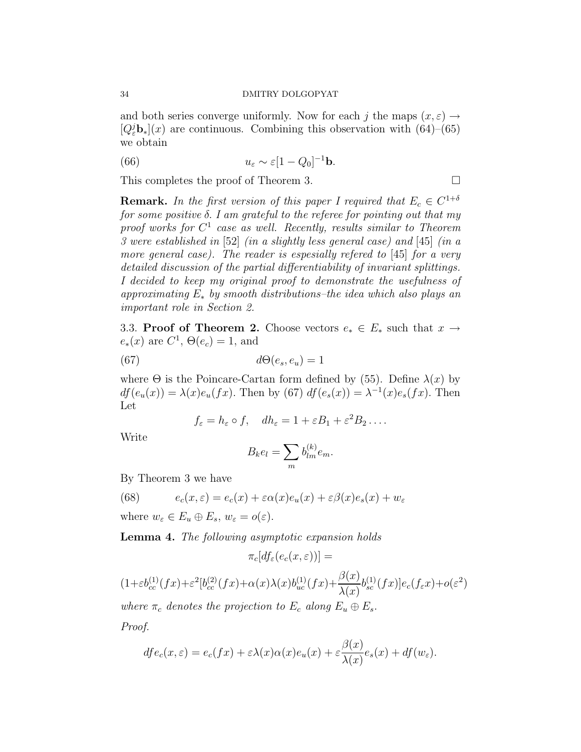and both series converge uniformly. Now for each $j$ the maps $(x, \varepsilon) \to [Q_\varepsilon^j \mathbf{b}_*](x)$ are continuous. Combining this observation with (64)–(65) we obtain

$$u_\varepsilon \sim \varepsilon [1 - Q_0]^{-1} \mathbf{b}. \tag{66}$$

This completes the proof of Theorem 3. $\square$

**Remark.** *In the first version of this paper I required that $E_c \in C^{1+\delta}$ for some positive $\delta$. I am grateful to the referee for pointing out that my proof works for $C^1$ case as well. Recently, results similar to Theorem 3 were established in* [52] *(in a slightly less general case) and* [45] *(in a more general case). The reader is espesially refered to* [45] *for a very detailed discussion of the partial differentiability of invariant splittings. I decided to keep my original proof to demonstrate the usefulness of approximating $E_*$ by smooth distributions–the idea which also plays an important role in Section 2.*

3.3. **Proof of Theorem 2.** Choose vectors $e_* \in E_*$ such that $x \to e_*(x)$ are $C^1$, $\Theta(e_c) = 1$, and

$$d\Theta(e_s, e_u) = 1 \tag{67}$$

where $\Theta$ is the Poincare-Cartan form defined by (55). Define $\lambda(x)$ by $df(e_u(x)) = \lambda(x) e_u(fx)$. Then by (67) $df(e_s(x)) = \lambda^{-1}(x) e_s(fx)$. Then Let

$$f_\varepsilon = h_\varepsilon \circ f, \quad dh_\varepsilon = 1 + \varepsilon B_1 + \varepsilon^2 B_2 \dots .$$

Write

$$B_k e_l = \sum_m b_{lm}^{(k)} e_m.$$

By Theorem 3 we have

$$e_c(x, \varepsilon) = e_c(x) + \varepsilon \alpha(x) e_u(x) + \varepsilon \beta(x) e_s(x) + w_\varepsilon \tag{68}$$

where $w_\varepsilon \in E_u \oplus E_s$, $w_\varepsilon = o(\varepsilon)$.

**Lemma 4.** *The following asymptotic expansion holds*

$$\pi_c[df_\varepsilon(e_c(x, \varepsilon))] =$$

$$(1 + \varepsilon b_{cc}^{(1)}(fx) + \varepsilon^2 [b_{cc}^{(2)}(fx) + \alpha(x)\lambda(x) b_{uc}^{(1)}(fx) + \frac{\beta(x)}{\lambda(x)} b_{sc}^{(1)}(fx)] e_c(f_\varepsilon x) + o(\varepsilon^2)$$

*where $\pi_c$ denotes the projection to $E_c$ along $E_u \oplus E_s$.*

*Proof.*

$$df e_c(x, \varepsilon) = e_c(fx) + \varepsilon \lambda(x) \alpha(x) e_u(x) + \varepsilon \frac{\beta(x)}{\lambda(x)} e_s(x) + df(w_\varepsilon).$$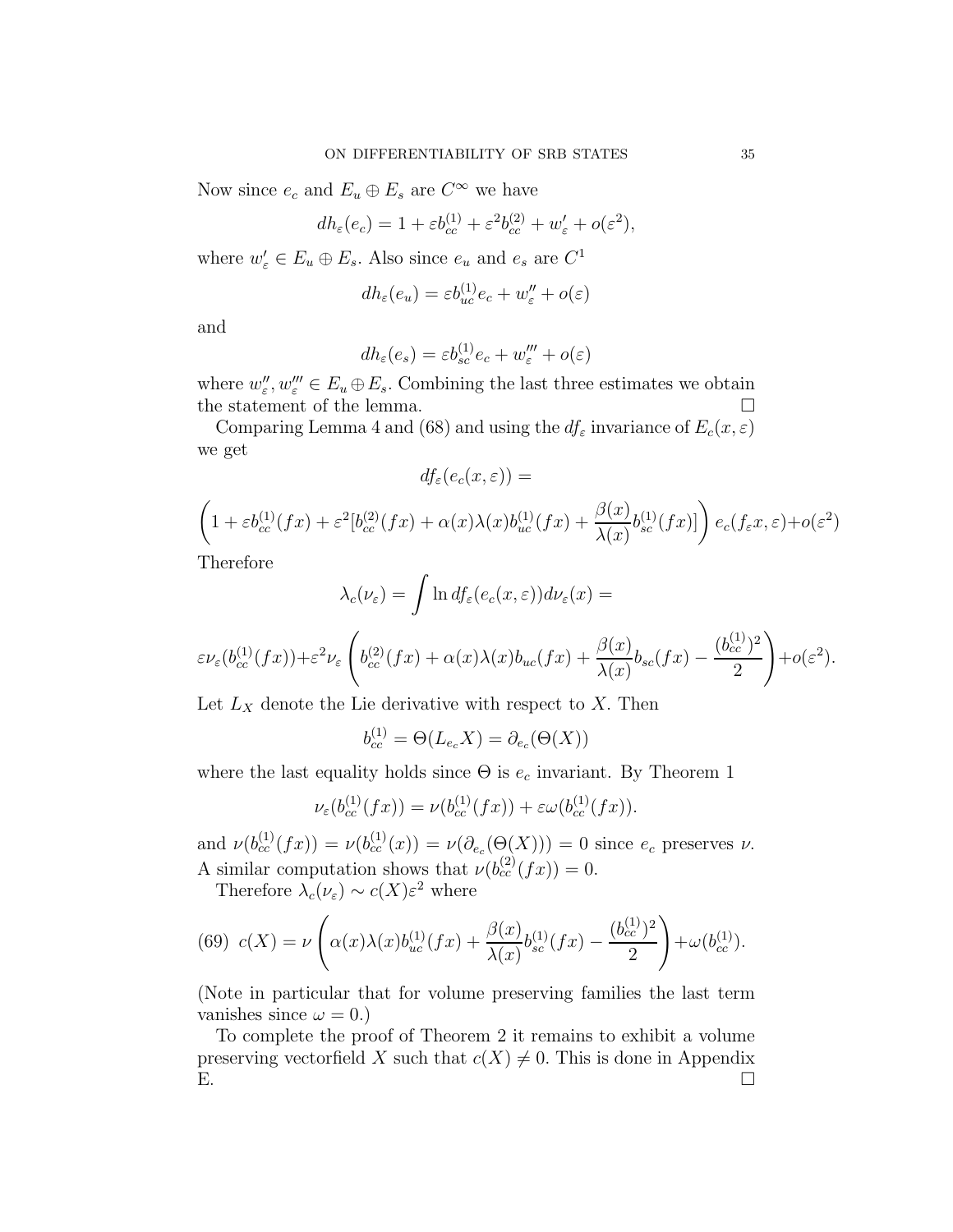Now since $e_c$ and $E_u \oplus E_s$ are $C^\infty$ we have

$$dh_\varepsilon(e_c) = 1 + \varepsilon b_{cc}^{(1)} + \varepsilon^2 b_{cc}^{(2)} + w'_\varepsilon + o(\varepsilon^2),$$

where $w'_\varepsilon \in E_u \oplus E_s$. Also since $e_u$ and $e_s$ are $C^1$

$$dh_\varepsilon(e_u) = \varepsilon b_{uc}^{(1)} e_c + w''_\varepsilon + o(\varepsilon)$$

and

$$dh_\varepsilon(e_s) = \varepsilon b_{sc}^{(1)} e_c + w'''_\varepsilon + o(\varepsilon)$$

where $w''_\varepsilon, w'''_\varepsilon \in E_u \oplus E_s$. Combining the last three estimates we obtain the statement of the lemma. $\square$

Comparing Lemma 4 and (68) and using the $df_\varepsilon$ invariance of $E_c(x,\varepsilon)$ we get

$$df_\varepsilon(e_c(x,\varepsilon)) =$$

$$\left(1 + \varepsilon b_{cc}^{(1)}(fx) + \varepsilon^2 [b_{cc}^{(2)}(fx) + \alpha(x)\lambda(x) b_{uc}^{(1)}(fx) + \frac{\beta(x)}{\lambda(x)} b_{sc}^{(1)}(fx)]\right) e_c(f_\varepsilon x, \varepsilon) + o(\varepsilon^2)$$

Therefore

$$\lambda_c(\nu_\varepsilon) = \int \ln df_\varepsilon(e_c(x,\varepsilon)) d\nu_\varepsilon(x) =$$

$$\varepsilon \nu_\varepsilon(b_{cc}^{(1)}(fx)) + \varepsilon^2 \nu_\varepsilon\left(b_{cc}^{(2)}(fx) + \alpha(x)\lambda(x) b_{uc}(fx) + \frac{\beta(x)}{\lambda(x)} b_{sc}(fx) - \frac{(b_{cc}^{(1)})^2}{2}\right) + o(\varepsilon^2).$$

Let $L_X$ denote the Lie derivative with respect to $X$. Then

$$b_{cc}^{(1)} = \Theta(L_{e_c} X) = \partial_{e_c}(\Theta(X))$$

where the last equality holds since $\Theta$ is $e_c$ invariant. By Theorem 1

$$\nu_\varepsilon(b_{cc}^{(1)}(fx)) = \nu(b_{cc}^{(1)}(fx)) + \varepsilon \omega(b_{cc}^{(1)}(fx)).$$

and $\nu(b_{cc}^{(1)}(fx)) = \nu(b_{cc}^{(1)}(x)) = \nu(\partial_{e_c}(\Theta(X))) = 0$ since $e_c$ preserves $\nu$. A similar computation shows that $\nu(b_{cc}^{(2)}(fx)) = 0$.

Therefore $\lambda_c(\nu_\varepsilon) \sim c(X)\varepsilon^2$ where

$$c(X) = \nu\left(\alpha(x)\lambda(x) b_{uc}^{(1)}(fx) + \frac{\beta(x)}{\lambda(x)} b_{sc}^{(1)}(fx) - \frac{(b_{cc}^{(1)})^2}{2}\right) + \omega(b_{cc}^{(1)}). \tag{69}$$

(Note in particular that for volume preserving families the last term vanishes since $\omega = 0$.)

To complete the proof of Theorem 2 it remains to exhibit a volume preserving vectorfield $X$ such that $c(X) \neq 0$. This is done in Appendix E. $\square$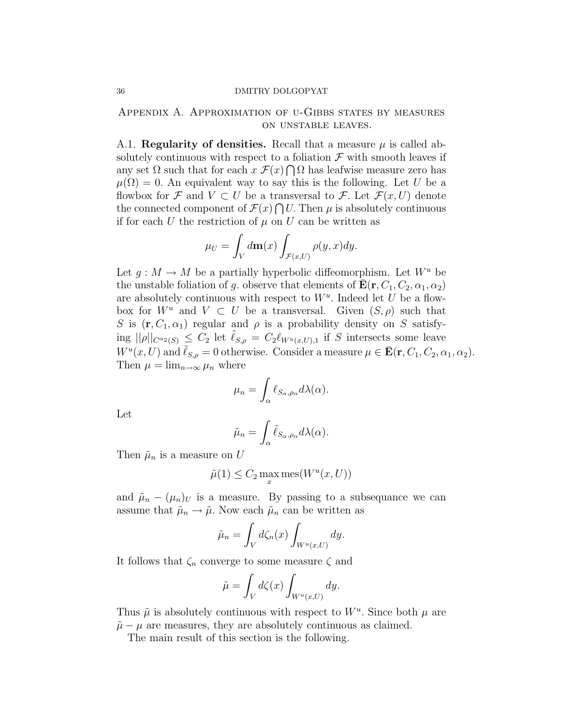## Appendix A. Approximation of u-Gibbs states by measures on unstable leaves.

A.1. **Regularity of densities.** Recall that a measure $\mu$ is called absolutely continuous with respect to a foliation $\mathcal{F}$ with smooth leaves if any set $\Omega$ such that for each $x$ $\mathcal{F}(x) \bigcap \Omega$ has leafwise measure zero has $\mu(\Omega) = 0$. An equivalent way to say this is the following. Let $U$ be a flowbox for $\mathcal{F}$ and $V \subset U$ be a transversal to $\mathcal{F}$. Let $\mathcal{F}(x, U)$ denote the connected component of $\mathcal{F}(x) \bigcap U$. Then $\mu$ is absolutely continuous if for each $U$ the restriction of $\mu$ on $U$ can be written as

$$\mu_U = \int_V d\mathbf{m}(x) \int_{\mathcal{F}(x,U)} \rho(y, x) dy.$$

Let $g : M \to M$ be a partially hyperbolic diffeomorphism. Let $W^u$ be the unstable foliation of $g$. observe that elements of $\bar{\mathbf{E}}(\mathbf{r}, C_1, C_2, \alpha_1, \alpha_2)$ are absolutely continuous with respect to $W^u$. Indeed let $U$ be a flowbox for $W^u$ and $V \subset U$ be a transversal. Given $(S, \rho)$ such that $S$ is $(\mathbf{r}, C_1, \alpha_1)$ regular and $\rho$ is a probability density on $S$ satisfying $||\rho||_{C^{\alpha_2}(S)} \leq C_2$ let $\tilde{\ell}_{S,\rho} = C_2 \ell_{W^u(x,U),1}$ if $S$ intersects some leave $W^u(x, U)$ and $\tilde{\ell}_{S,\rho} = 0$ otherwise. Consider a measure $\mu \in \bar{\mathbf{E}}(\mathbf{r}, C_1, C_2, \alpha_1, \alpha_2)$. Then $\mu = \lim_{n\to\infty} \mu_n$ where

$$\mu_n = \int_\alpha \ell_{S_\alpha, \rho_\alpha} d\lambda(\alpha).$$

Let

$$\tilde{\mu}_n = \int_\alpha \tilde{\ell}_{S_\alpha, \rho_\alpha} d\lambda(\alpha).$$

Then $\tilde{\mu}_n$ is a measure on $U$

$$\tilde{\mu}(1) \leq C_2 \max_x \text{mes}(W^u(x, U))$$

and $\tilde{\mu}_n - (\mu_n)_U$ is a measure. By passing to a subsequance we can assume that $\tilde{\mu}_n \to \tilde{\mu}$. Now each $\tilde{\mu}_n$ can be written as

$$\tilde{\mu}_n = \int_V d\zeta_n(x) \int_{W^u(x,U)} dy.$$

It follows that $\zeta_n$ converge to some measure $\zeta$ and

$$\tilde{\mu} = \int_V d\zeta(x) \int_{W^u(x,U)} dy.$$

Thus $\tilde{\mu}$ is absolutely continuous with respect to $W^u$. Since both $\mu$ are $\tilde{\mu} - \mu$ are measures, they are absolutely continuous as claimed.

The main result of this section is the following.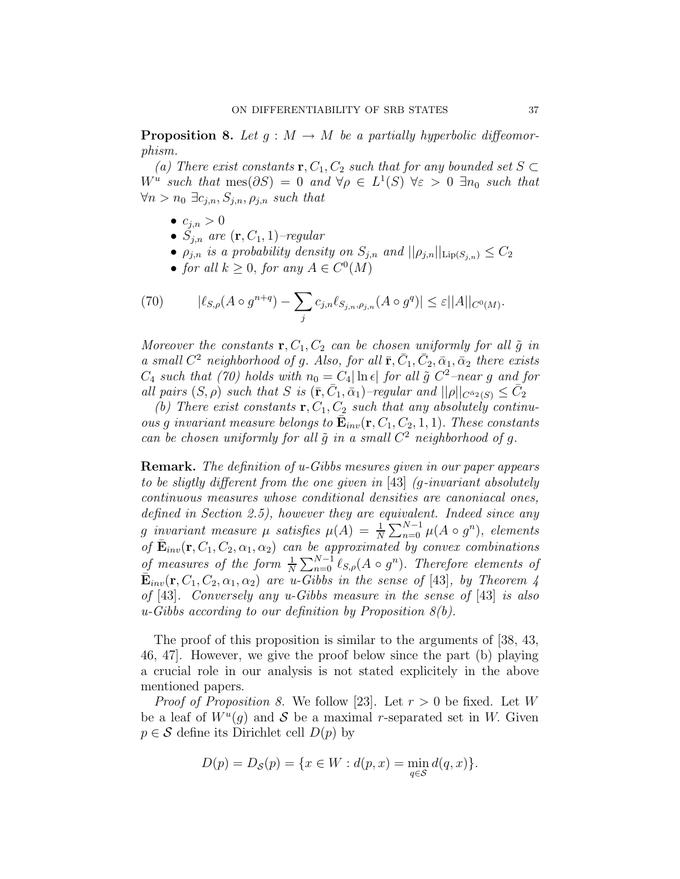**Proposition 8.** *Let $g : M \to M$ be a partially hyperbolic diffeomorphism.*

*(a) There exist constants $\mathbf{r}, C_1, C_2$ such that for any bounded set $S \subset W^u$ such that $\text{mes}(\partial S) = 0$ and $\forall \rho \in L^1(S)$ $\forall \varepsilon > 0$ $\exists n_0$ such that $\forall n > n_0$ $\exists c_{j,n}, S_{j,n}, \rho_{j,n}$ such that*

- $c_{j,n} > 0$
- *$S_{j,n}$ are $(\mathbf{r}, C_1, 1)$–regular*
- *$\rho_{j,n}$ is a probability density on $S_{j,n}$ and $||\rho_{j,n}||_{\text{Lip}(S_{j,n})} \leq C_2$*
- *for all $k \geq 0$, for any $A \in C^0(M)$*

$$|\ell_{S,\rho}(A \circ g^{n+q}) - \sum_j c_{j,n} \ell_{S_{j,n},\rho_{j,n}}(A \circ g^q)| \leq \varepsilon ||A||_{C^0(M)}. \tag{70}$$

*Moreover the constants $\mathbf{r}, C_1, C_2$ can be chosen uniformly for all $\tilde{g}$ in a small $C^2$ neighborhood of $g$. Also, for all $\bar{\mathbf{r}}, \bar{C}_1, \bar{C}_2, \bar{\alpha}_1, \bar{\alpha}_2$ there exists $C_4$ such that (70) holds with $n_0 = C_4 |\ln \epsilon|$ for all $\tilde{g}$ $C^2$–near $g$ and for all pairs $(S, \rho)$ such that $S$ is $(\bar{\mathbf{r}}, \bar{C}_1, \bar{\alpha}_1)$–regular and $||\rho||_{C^{\bar{\alpha}_2}(S)} \leq \bar{C}_2$*

*(b) There exist constants $\mathbf{r}, C_1, C_2$ such that any absolutely continuous $g$ invariant measure belongs to $\bar{\mathbf{E}}_{inv}(\mathbf{r}, C_1, C_2, 1, 1)$. These constants can be chosen uniformly for all $\tilde{g}$ in a small $C^2$ neighborhood of $g$.*

**Remark.** *The definition of u-Gibbs mesures given in our paper appears to be sligtly different from the one given in [43] ($g$-invariant absolutely continuous measures whose conditional densities are canoniacal ones, defined in Section 2.5), however they are equivalent. Indeed since any $g$ invariant measure $\mu$ satisfies $\mu(A) = \frac{1}{N} \sum_{n=0}^{N-1} \mu(A \circ g^n)$, elements of $\bar{\mathbf{E}}_{inv}(\mathbf{r}, C_1, C_2, \alpha_1, \alpha_2)$ can be approximated by convex combinations of measures of the form $\frac{1}{N} \sum_{n=0}^{N-1} \ell_{S,\rho}(A \circ g^n)$. Therefore elements of $\bar{\mathbf{E}}_{inv}(\mathbf{r}, C_1, C_2, \alpha_1, \alpha_2)$ are u-Gibbs in the sense of [43], by Theorem 4 of [43]. Conversely any u-Gibbs measure in the sense of [43] is also u-Gibbs according to our definition by Proposition 8(b).*

The proof of this proposition is similar to the arguments of [38, 43, 46, 47]. However, we give the proof below since the part (b) playing a crucial role in our analysis is not stated explicitely in the above mentioned papers.

*Proof of Proposition 8.* We follow [23]. Let $r > 0$ be fixed. Let $W$ be a leaf of $W^u(g)$ and $\mathcal{S}$ be a maximal $r$-separated set in $W$. Given $p \in \mathcal{S}$ define its Dirichlet cell $D(p)$ by

$$D(p) = D_{\mathcal{S}}(p) = \{x \in W : d(p, x) = \min_{q \in \mathcal{S}} d(q, x)\}.$$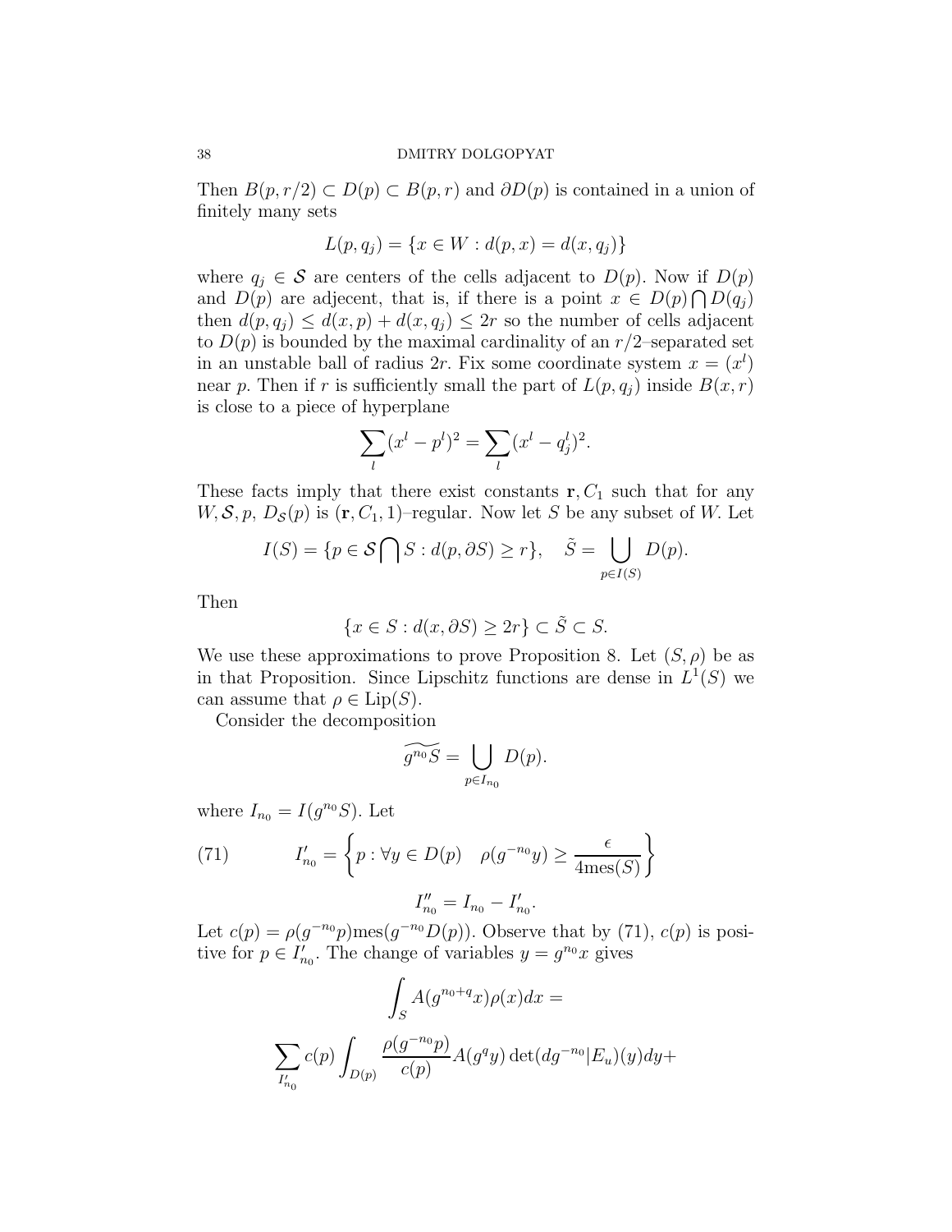Then $B(p, r/2) \subset D(p) \subset B(p, r)$ and $\partial D(p)$ is contained in a union of finitely many sets

$$L(p, q_j) = \{x \in W : d(p, x) = d(x, q_j)\}$$

where $q_j \in \mathcal{S}$ are centers of the cells adjacent to $D(p)$. Now if $D(p)$ and $D(p)$ are adjecent, that is, if there is a point $x \in D(p) \bigcap D(q_j)$ then $d(p, q_j) \leq d(x, p) + d(x, q_j) \leq 2r$ so the number of cells adjacent to $D(p)$ is bounded by the maximal cardinality of an $r/2$–separated set in an unstable ball of radius $2r$. Fix some coordinate system $x = (x^l)$ near $p$. Then if $r$ is sufficiently small the part of $L(p, q_j)$ inside $B(x, r)$ is close to a piece of hyperplane

$$\sum_l (x^l - p^l)^2 = \sum_l (x^l - q_j^l)^2.$$

These facts imply that there exist constants $\mathbf{r}, C_1$ such that for any $W, \mathcal{S}, p$, $D_{\mathcal{S}}(p)$ is $(\mathbf{r}, C_1, 1)$–regular. Now let $S$ be any subset of $W$. Let

$$I(S) = \{p \in \mathcal{S} \bigcap S : d(p, \partial S) \geq r\}, \quad \tilde{S} = \bigcup_{p \in I(S)} D(p).$$

Then

$$\{x \in S : d(x, \partial S) \geq 2r\} \subset \tilde{S} \subset S.$$

We use these approximations to prove Proposition 8. Let $(S, \rho)$ be as in that Proposition. Since Lipschitz functions are dense in $L^1(S)$ we can assume that $\rho \in \text{Lip}(S)$.

Consider the decomposition

$$\widetilde{g^{n_0} S} = \bigcup_{p \in I_{n_0}} D(p).$$

where $I_{n_0} = I(g^{n_0} S)$. Let

$$I'_{n_0} = \left\{ p : \forall y \in D(p) \quad \rho(g^{-n_0} y) \geq \frac{\epsilon}{4\text{mes}(S)} \right\} \tag{71}$$

$$I''_{n_0} = I_{n_0} - I'_{n_0}.$$

Let $c(p) = \rho(g^{-n_0} p)\text{mes}(g^{-n_0} D(p))$. Observe that by (71), $c(p)$ is positive for $p \in I'_{n_0}$. The change of variables $y = g^{n_0} x$ gives

$$\int_S A(g^{n_0+q} x) \rho(x) dx =$$

$$\sum_{I'_{n_0}} c(p) \int_{D(p)} \frac{\rho(g^{-n_0} p)}{c(p)} A(g^q y) \det(dg^{-n_0} | E_u)(y) dy +$$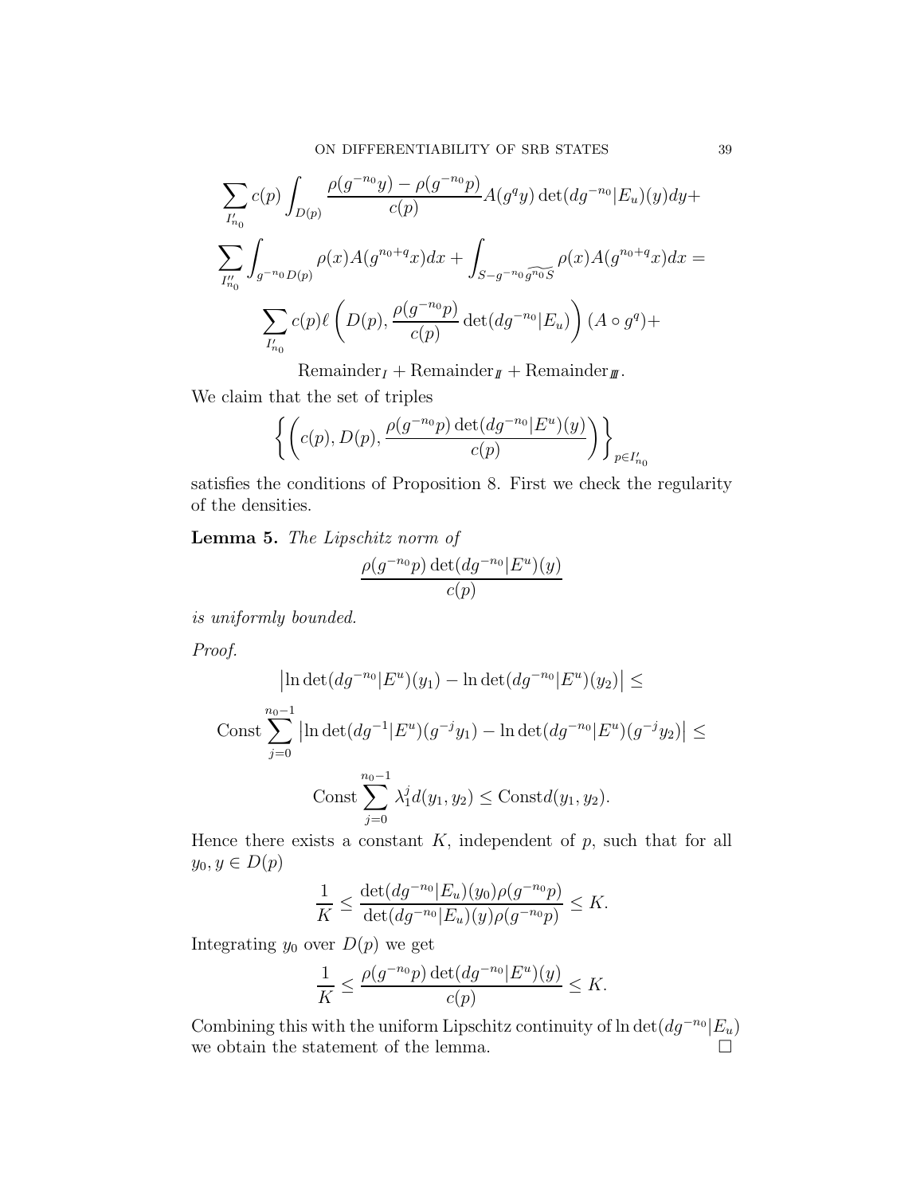$$\sum_{I'_{n_0}} c(p) \int_{D(p)} \frac{\rho(g^{-n_0}y) - \rho(g^{-n_0}p)}{c(p)} A(g^q y) \det(dg^{-n_0}|E_u)(y) dy +$$

$$\sum_{I''_{n_0}} \int_{g^{-n_0}D(p)} \rho(x) A(g^{n_0+q}x) dx + \int_{S - g^{-n_0}\widetilde{g^{n_0}S}} \rho(x) A(g^{n_0+q}x) dx =$$

$$\sum_{I'_{n_0}} c(p) \ell \left( D(p), \frac{\rho(g^{-n_0}p)}{c(p)} \det(dg^{-n_0}|E_u) \right) (A \circ g^q) +$$

$$\text{Remainder}_I + \text{Remainder}_{II} + \text{Remainder}_{III}.$$

We claim that the set of triples

$$\left\{ \left( c(p), D(p), \frac{\rho(g^{-n_0}p) \det(dg^{-n_0}|E^u)(y)}{c(p)} \right) \right\}_{p \in I'_{n_0}}$$

satisfies the conditions of Proposition 8. First we check the regularity of the densities.

**Lemma 5.** *The Lipschitz norm of*

$$\frac{\rho(g^{-n_0}p) \det(dg^{-n_0}|E^u)(y)}{c(p)}$$

*is uniformly bounded.*

*Proof.*

$$\left| \ln \det(dg^{-n_0}|E^u)(y_1) - \ln \det(dg^{-n_0}|E^u)(y_2) \right| \leq$$

$$\text{Const} \sum_{j=0}^{n_0-1} \left| \ln \det(dg^{-1}|E^u)(g^{-j}y_1) - \ln \det(dg^{-n_0}|E^u)(g^{-j}y_2) \right| \leq$$

$$\text{Const} \sum_{j=0}^{n_0-1} \lambda_1^j d(y_1, y_2) \leq \text{Const} d(y_1, y_2).$$

Hence there exists a constant $K$, independent of $p$, such that for all $y_0, y \in D(p)$

$$\frac{1}{K} \leq \frac{\det(dg^{-n_0}|E_u)(y_0) \rho(g^{-n_0}p)}{\det(dg^{-n_0}|E_u)(y) \rho(g^{-n_0}p)} \leq K.$$

Integrating $y_0$ over $D(p)$ we get

$$\frac{1}{K} \leq \frac{\rho(g^{-n_0}p) \det(dg^{-n_0}|E^u)(y)}{c(p)} \leq K.$$

Combining this with the uniform Lipschitz continuity of $\ln \det(dg^{-n_0}|E_u)$ we obtain the statement of the lemma. □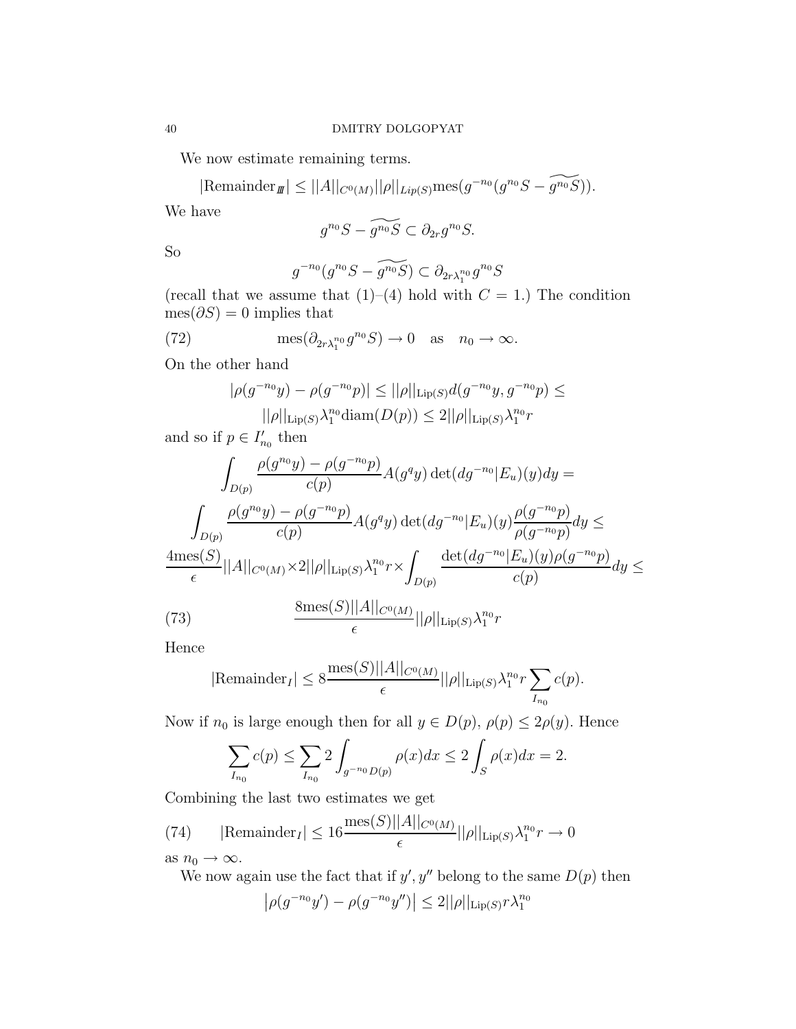We now estimate remaining terms.

$$|\text{Remainder}_{III}| \leq ||A||_{C^0(M)}||\rho||_{Lip(S)}\text{mes}(g^{-n_0}(g^{n_0}S - \widetilde{g^{n_0}S})).$$

We have

$$g^{n_0}S - \widetilde{g^{n_0}S} \subset \partial_{2r}g^{n_0}S.$$

So

$$g^{-n_0}(g^{n_0}S - \widetilde{g^{n_0}S}) \subset \partial_{2r\lambda_1^{n_0}}g^{n_0}S$$

(recall that we assume that (1)–(4) hold with $C = 1$.) The condition $\text{mes}(\partial S) = 0$ implies that

$$\text{mes}(\partial_{2r\lambda_1^{n_0}}g^{n_0}S) \to 0 \quad \text{as} \quad n_0 \to \infty. \tag{72}$$

On the other hand

$$|\rho(g^{-n_0}y) - \rho(g^{-n_0}p)| \leq ||\rho||_{\text{Lip}(S)}d(g^{-n_0}y, g^{-n_0}p) \leq$$
$$||\rho||_{\text{Lip}(S)}\lambda_1^{n_0}\text{diam}(D(p)) \leq 2||\rho||_{\text{Lip}(S)}\lambda_1^{n_0}r$$

and so if $p \in I'_{n_0}$ then

$$\int_{D(p)} \frac{\rho(g^{n_0}y) - \rho(g^{-n_0}p)}{c(p)}A(g^q y)\det(dg^{-n_0}|E_u)(y)dy =$$

$$\int_{D(p)} \frac{\rho(g^{n_0}y) - \rho(g^{-n_0}p)}{c(p)}A(g^q y)\det(dg^{-n_0}|E_u)(y)\frac{\rho(g^{-n_0}p)}{\rho(g^{-n_0}p)}dy \leq$$

$$\frac{4\text{mes}(S)}{\epsilon}||A||_{C^0(M)}\times 2||\rho||_{\text{Lip}(S)}\lambda_1^{n_0}r \times \int_{D(p)} \frac{\det(dg^{-n_0}|E_u)(y)\rho(g^{-n_0}p)}{c(p)}dy \leq$$

$$\frac{8\text{mes}(S)||A||_{C^0(M)}}{\epsilon}||\rho||_{\text{Lip}(S)}\lambda_1^{n_0}r \tag{73}$$

Hence

$$|\text{Remainder}_I| \leq 8\frac{\text{mes}(S)||A||_{C^0(M)}}{\epsilon}||\rho||_{\text{Lip}(S)}\lambda_1^{n_0}r\sum_{I_{n_0}} c(p).$$

Now if $n_0$ is large enough then for all $y \in D(p)$, $\rho(p) \leq 2\rho(y)$. Hence

$$\sum_{I_{n_0}} c(p) \leq \sum_{I_{n_0}} 2\int_{g^{-n_0}D(p)} \rho(x)dx \leq 2\int_S \rho(x)dx = 2.$$

Combining the last two estimates we get

$$|\text{Remainder}_I| \leq 16\frac{\text{mes}(S)||A||_{C^0(M)}}{\epsilon}||\rho||_{\text{Lip}(S)}\lambda_1^{n_0}r \to 0 \tag{74}$$

as $n_0 \to \infty$.

We now again use the fact that if $y', y''$ belong to the same $D(p)$ then

$$\left|\rho(g^{-n_0}y') - \rho(g^{-n_0}y'')\right| \leq 2||\rho||_{\text{Lip}(S)}r\lambda_1^{n_0}$$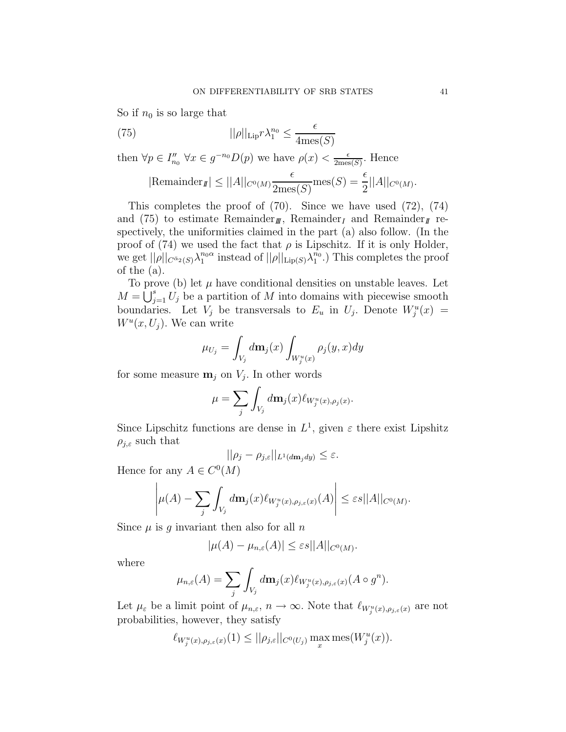So if $n_0$ is so large that

$$||\rho||_{\mathrm{Lip}} r \lambda_1^{n_0} \leq \frac{\epsilon}{4\mathrm{mes}(S)} \tag{75}$$

then $\forall p \in I''_{n_0}$ $\forall x \in g^{-n_0} D(p)$ we have $\rho(x) < \frac{\epsilon}{2\mathrm{mes}(S)}$. Hence

$$|\mathrm{Remainder}_{I\!I}| \leq ||A||_{C^0(M)} \frac{\epsilon}{2\mathrm{mes}(S)} \mathrm{mes}(S) = \frac{\epsilon}{2} ||A||_{C^0(M)}.$$

This completes the proof of (70). Since we have used (72), (74) and (75) to estimate $\mathrm{Remainder}_{I\!I\!I}$, $\mathrm{Remainder}_{I}$ and $\mathrm{Remainder}_{I\!I}$ respectively, the uniformities claimed in the part (a) also follow. (In the proof of (74) we used the fact that $\rho$ is Lipschitz. If it is only Holder, we get $||\rho||_{C^{\bar{\alpha}_2}(S)} \lambda_1^{n_0 \alpha}$ instead of $||\rho||_{\mathrm{Lip}(S)} \lambda_1^{n_0}$.) This completes the proof of the (a).

To prove (b) let $\mu$ have conditional densities on unstable leaves. Let $M = \bigcup_{j=1}^s U_j$ be a partition of $M$ into domains with piecewise smooth boundaries. Let $V_j$ be transversals to $E_u$ in $U_j$. Denote $W_j^u(x) = W^u(x, U_j)$. We can write

$$\mu_{U_j} = \int_{V_j} d\mathbf{m}_j(x) \int_{W_j^u(x)} \rho_j(y, x) dy$$

for some measure $\mathbf{m}_j$ on $V_j$. In other words

$$\mu = \sum_j \int_{V_j} d\mathbf{m}_j(x) \ell_{W_j^u(x), \rho_j(x)}.$$

Since Lipschitz functions are dense in $L^1$, given $\varepsilon$ there exist Lipshitz $\rho_{j,\varepsilon}$ such that

$$||\rho_j - \rho_{j,\varepsilon}||_{L^1(d\mathbf{m}_j dy)} \leq \varepsilon.$$

Hence for any $A \in C^0(M)$

$$\left| \mu(A) - \sum_j \int_{V_j} d\mathbf{m}_j(x) \ell_{W_j^u(x), \rho_{j,\varepsilon}(x)}(A) \right| \leq \varepsilon s ||A||_{C^0(M)}.$$

Since $\mu$ is $g$ invariant then also for all $n$

$$|\mu(A) - \mu_{n,\varepsilon}(A)| \leq \varepsilon s ||A||_{C^0(M)}.$$

where

$$\mu_{n,\varepsilon}(A) = \sum_j \int_{V_j} d\mathbf{m}_j(x) \ell_{W_j^u(x), \rho_{j,\varepsilon}(x)}(A \circ g^n).$$

Let $\mu_\varepsilon$ be a limit point of $\mu_{n,\varepsilon}$, $n \to \infty$. Note that $\ell_{W_j^u(x), \rho_{j,\varepsilon}(x)}$ are not probabilities, however, they satisfy

$$\ell_{W_j^u(x), \rho_{j,\varepsilon}(x)}(1) \leq ||\rho_{j,\varepsilon}||_{C^0(U_j)} \max_x \mathrm{mes}(W_j^u(x)).$$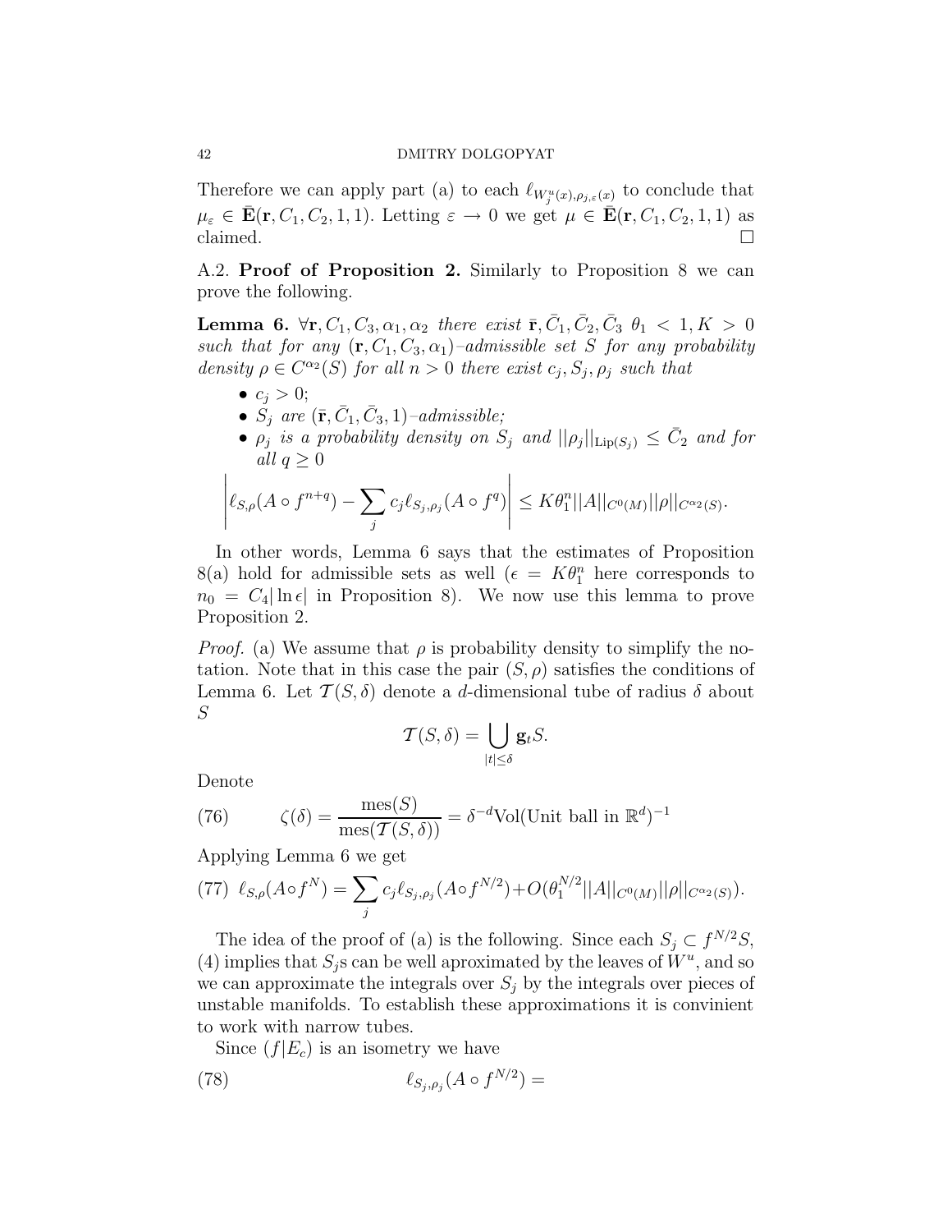Therefore we can apply part (a) to each $\ell_{W^u_j(x),\rho_{j,\varepsilon}(x)}$ to conclude that $\mu_\varepsilon \in \bar{\mathbf{E}}(\mathbf{r}, C_1, C_2, 1, 1)$. Letting $\varepsilon \to 0$ we get $\mu \in \bar{\mathbf{E}}(\mathbf{r}, C_1, C_2, 1, 1)$ as claimed. □

A.2. **Proof of Proposition 2.** Similarly to Proposition 8 we can prove the following.

**Lemma 6.** *$\forall \mathbf{r}, C_1, C_3, \alpha_1, \alpha_2$ there exist $\bar{\mathbf{r}}, \bar{C}_1, \bar{C}_2, \bar{C}_3$ $\theta_1 < 1, K > 0$ such that for any $(\mathbf{r}, C_1, C_3, \alpha_1)$–admissible set $S$ for any probability density $\rho \in C^{\alpha_2}(S)$ for all $n > 0$ there exist $c_j, S_j, \rho_j$ such that*

- $c_j > 0$;
- *$S_j$ are $(\bar{\mathbf{r}}, \bar{C}_1, \bar{C}_3, 1)$–admissible;*
- *$\rho_j$ is a probability density on $S_j$ and $||\rho_j||_{\mathrm{Lip}(S_j)} \le \bar{C}_2$ and for all $q \ge 0$*

$$\left| \ell_{S,\rho}(A \circ f^{n+q}) - \sum_j c_j \ell_{S_j,\rho_j}(A \circ f^q) \right| \le K\theta_1^n ||A||_{C^0(M)} ||\rho||_{C^{\alpha_2}(S)}.$$

In other words, Lemma 6 says that the estimates of Proposition 8(a) hold for admissible sets as well ($\epsilon = K\theta_1^n$ here corresponds to $n_0 = C_4|\ln \epsilon|$ in Proposition 8). We now use this lemma to prove Proposition 2.

*Proof.* (a) We assume that $\rho$ is probability density to simplify the notation. Note that in this case the pair $(S, \rho)$ satisfies the conditions of Lemma 6. Let $\mathcal{T}(S, \delta)$ denote a $d$-dimensional tube of radius $\delta$ about $S$

$$\mathcal{T}(S, \delta) = \bigcup_{|t| \le \delta} \mathbf{g}_t S.$$

Denote

$$\zeta(\delta) = \frac{\mathrm{mes}(S)}{\mathrm{mes}(\mathcal{T}(S,\delta))} = \delta^{-d} \mathrm{Vol}(\text{Unit ball in } \mathbb{R}^d)^{-1} \tag{76}$$

Applying Lemma 6 we get

$$\ell_{S,\rho}(A \circ f^N) = \sum_j c_j \ell_{S_j,\rho_j}(A \circ f^{N/2}) + O(\theta_1^{N/2} ||A||_{C^0(M)} ||\rho||_{C^{\alpha_2}(S)}). \tag{77}$$

The idea of the proof of (a) is the following. Since each $S_j \subset f^{N/2} S$, (4) implies that $S_j$s can be well aproximated by the leaves of $W^u$, and so we can approximate the integrals over $S_j$ by the integrals over pieces of unstable manifolds. To establish these approximations it is convinient to work with narrow tubes.

Since $(f|E_c)$ is an isometry we have

$$\ell_{S_j,\rho_j}(A \circ f^{N/2}) = \tag{78}$$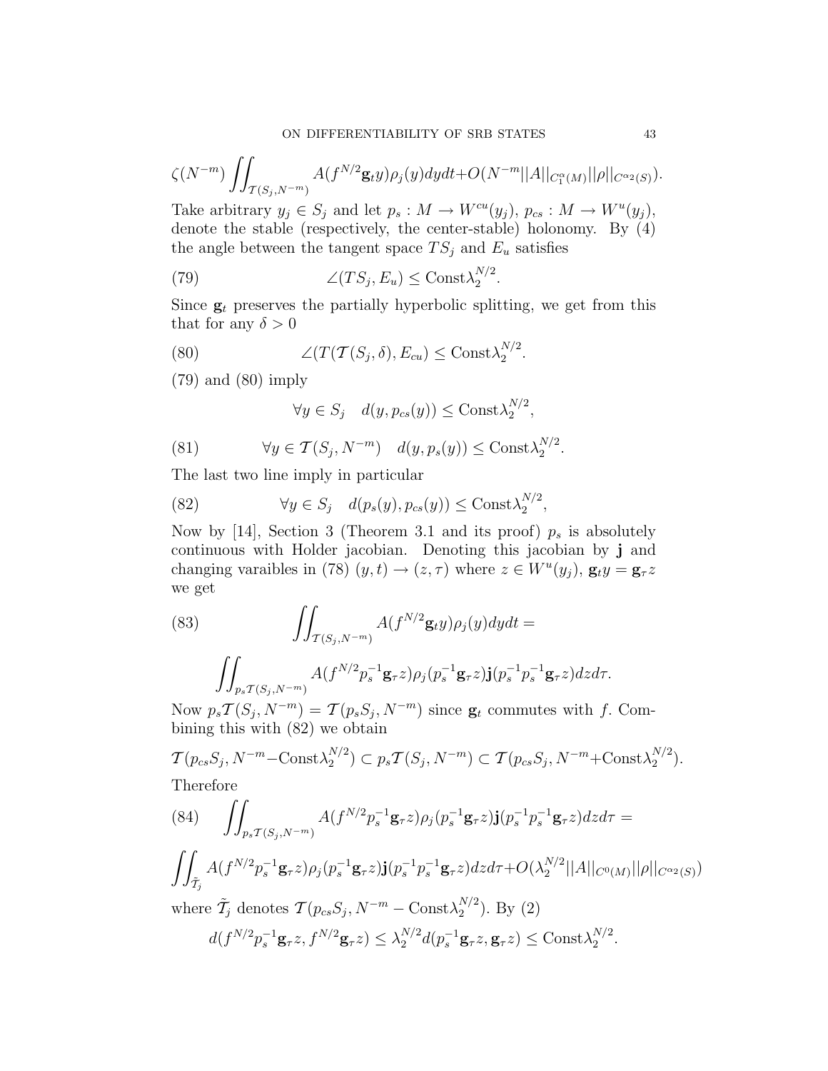$$\zeta(N^{-m}) \iint_{\mathcal{T}(S_j, N^{-m})} A(f^{N/2}\mathbf{g}_t y)\rho_j(y)dydt + O(N^{-m}||A||_{C_1^\alpha(M)}||\rho||_{C^{\alpha_2}(S)}).$$

Take arbitrary $y_j \in S_j$ and let $p_s : M \to W^{cu}(y_j)$, $p_{cs} : M \to W^u(y_j)$, denote the stable (respectively, the center-stable) holonomy. By (4) the angle between the tangent space $TS_j$ and $E_u$ satisfies

$$\angle(TS_j, E_u) \leq \text{Const}\lambda_2^{N/2}. \tag{79}$$

Since $\mathbf{g}_t$ preserves the partially hyperbolic splitting, we get from this that for any $\delta > 0$

$$\angle(T(\mathcal{T}(S_j, \delta), E_{cu}) \leq \text{Const}\lambda_2^{N/2}. \tag{80}$$

(79) and (80) imply

$$\forall y \in S_j \quad d(y, p_{cs}(y)) \leq \text{Const}\lambda_2^{N/2},$$

$$\forall y \in \mathcal{T}(S_j, N^{-m}) \quad d(y, p_s(y)) \leq \text{Const}\lambda_2^{N/2}. \tag{81}$$

The last two line imply in particular

$$\forall y \in S_j \quad d(p_s(y), p_{cs}(y)) \leq \text{Const}\lambda_2^{N/2}, \tag{82}$$

Now by [14], Section 3 (Theorem 3.1 and its proof) $p_s$ is absolutely continuous with Holder jacobian. Denoting this jacobian by $\mathbf{j}$ and changing varaibles in (78) $(y, t) \to (z, \tau)$ where $z \in W^u(y_j)$, $\mathbf{g}_t y = \mathbf{g}_\tau z$ we get

$$\iint_{\mathcal{T}(S_j, N^{-m})} A(f^{N/2}\mathbf{g}_t y)\rho_j(y)dydt = \tag{83}$$

$$\iint_{p_s\mathcal{T}(S_j, N^{-m})} A(f^{N/2}p_s^{-1}\mathbf{g}_\tau z)\rho_j(p_s^{-1}\mathbf{g}_\tau z)\mathbf{j}(p_s^{-1}p_s^{-1}\mathbf{g}_\tau z)dzd\tau.$$

Now $p_s\mathcal{T}(S_j, N^{-m}) = \mathcal{T}(p_s S_j, N^{-m})$ since $\mathbf{g}_t$ commutes with $f$. Combining this with (82) we obtain

$$\mathcal{T}(p_{cs}S_j, N^{-m} - \text{Const}\lambda_2^{N/2}) \subset p_s\mathcal{T}(S_j, N^{-m}) \subset \mathcal{T}(p_{cs}S_j, N^{-m} + \text{Const}\lambda_2^{N/2}).$$

Therefore

$$\iint_{p_s\mathcal{T}(S_j, N^{-m})} A(f^{N/2}p_s^{-1}\mathbf{g}_\tau z)\rho_j(p_s^{-1}\mathbf{g}_\tau z)\mathbf{j}(p_s^{-1}p_s^{-1}\mathbf{g}_\tau z)dzd\tau = \tag{84}$$

$$\iint_{\tilde{\mathcal{T}}_j} A(f^{N/2}p_s^{-1}\mathbf{g}_\tau z)\rho_j(p_s^{-1}\mathbf{g}_\tau z)\mathbf{j}(p_s^{-1}p_s^{-1}\mathbf{g}_\tau z)dzd\tau + O(\lambda_2^{N/2}||A||_{C^0(M)}||\rho||_{C^{\alpha_2}(S)})$$

where $\tilde{\mathcal{T}}_j$ denotes $\mathcal{T}(p_{cs}S_j, N^{-m} - \text{Const}\lambda_2^{N/2})$. By (2)

$$d(f^{N/2}p_s^{-1}\mathbf{g}_\tau z, f^{N/2}\mathbf{g}_\tau z) \leq \lambda_2^{N/2} d(p_s^{-1}\mathbf{g}_\tau z, \mathbf{g}_\tau z) \leq \text{Const}\lambda_2^{N/2}.$$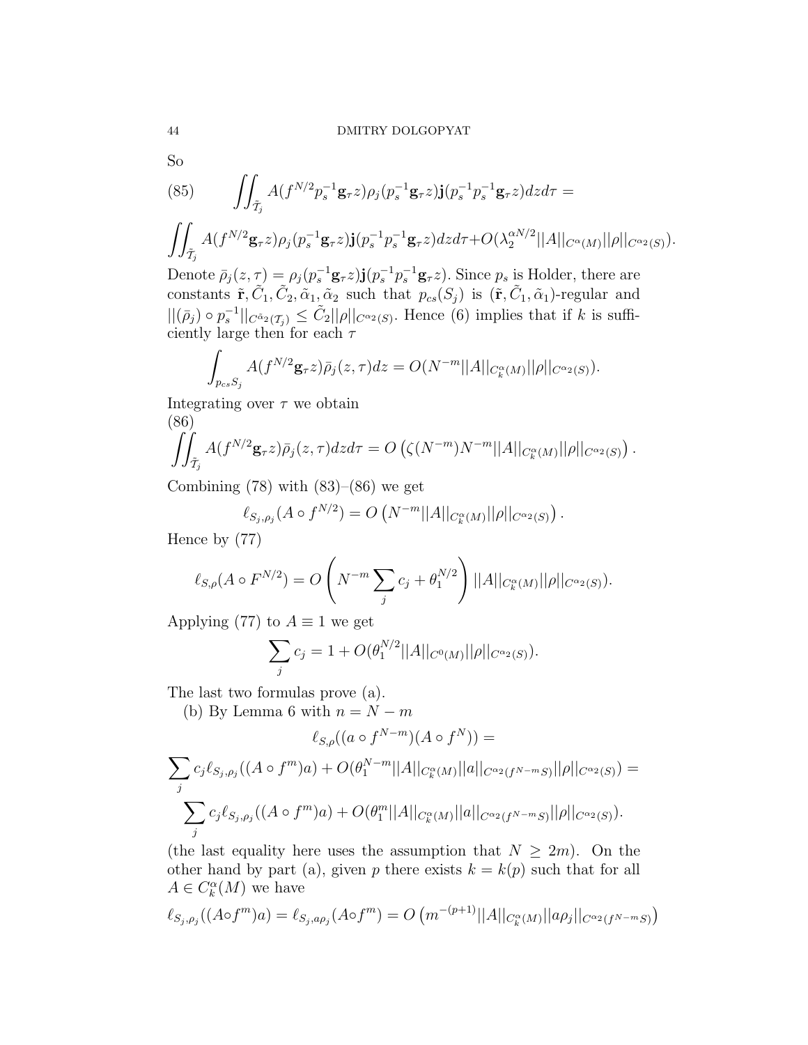So

$$\iint_{\tilde{\mathcal{T}}_j} A(f^{N/2} p_s^{-1} \mathbf{g}_\tau z) \rho_j(p_s^{-1}\mathbf{g}_\tau z) \mathbf{j}(p_s^{-1} p_s^{-1} \mathbf{g}_\tau z) dz d\tau = \tag{85}$$

$$\iint_{\tilde{\mathcal{T}}_j} A(f^{N/2} \mathbf{g}_\tau z) \rho_j(p_s^{-1}\mathbf{g}_\tau z) \mathbf{j}(p_s^{-1} p_s^{-1} \mathbf{g}_\tau z) dz d\tau + O(\lambda_2^{\alpha N/2} ||A||_{C^\alpha(M)} ||\rho||_{C^{\alpha_2}(S)}).$$

Denote $\bar{\rho}_j(z,\tau) = \rho_j(p_s^{-1}\mathbf{g}_\tau z)\mathbf{j}(p_s^{-1}p_s^{-1}\mathbf{g}_\tau z)$. Since $p_s$ is Holder, there are constants $\tilde{\mathbf{r}}, \tilde{C}_1, \tilde{C}_2, \tilde{\alpha}_1, \tilde{\alpha}_2$ such that $p_{cs}(S_j)$ is $(\tilde{\mathbf{r}}, \tilde{C}_1, \tilde{\alpha}_1)$-regular and $||(\bar{\rho}_j) \circ p_s^{-1}||_{C^{\tilde{\alpha}_2}(\mathcal{T}_j)} \leq \tilde{C}_2 ||\rho||_{C^{\alpha_2}(S)}$. Hence (6) implies that if $k$ is sufficiently large then for each $\tau$

$$\int_{p_{cs} S_j} A(f^{N/2} \mathbf{g}_\tau z) \bar{\rho}_j(z,\tau) dz = O(N^{-m} ||A||_{C_k^\alpha(M)} ||\rho||_{C^{\alpha_2}(S)}).$$

Integrating over $\tau$ we obtain

$$\iint_{\tilde{\mathcal{T}}_j} A(f^{N/2} \mathbf{g}_\tau z) \bar{\rho}_j(z,\tau) dz d\tau = O\left(\zeta(N^{-m}) N^{-m} ||A||_{C_k^\alpha(M)} ||\rho||_{C^{\alpha_2}(S)}\right). \tag{86}$$

Combining (78) with (83)–(86) we get

$$\ell_{S_j,\rho_j}(A \circ f^{N/2}) = O\left(N^{-m} ||A||_{C_k^\alpha(M)} ||\rho||_{C^{\alpha_2}(S)}\right).$$

Hence by (77)

$$\ell_{S,\rho}(A \circ F^{N/2}) = O\left(N^{-m} \sum_j c_j + \theta_1^{N/2}\right) ||A||_{C_k^\alpha(M)} ||\rho||_{C^{\alpha_2}(S)}).$$

Applying (77) to $A \equiv 1$ we get

$$\sum_j c_j = 1 + O(\theta_1^{N/2} ||A||_{C^0(M)} ||\rho||_{C^{\alpha_2}(S)}).$$

The last two formulas prove (a).

(b) By Lemma 6 with $n = N - m$

$$\ell_{S,\rho}((a \circ f^{N-m})(A \circ f^N)) =$$

$$\sum_j c_j \ell_{S_j,\rho_j}((A \circ f^m) a) + O(\theta_1^{N-m} ||A||_{C_k^\alpha(M)} ||a||_{C^{\alpha_2}(f^{N-m}S)} ||\rho||_{C^{\alpha_2}(S)}) =$$

$$\sum_j c_j \ell_{S_j,\rho_j}((A \circ f^m) a) + O(\theta_1^{m} ||A||_{C_k^\alpha(M)} ||a||_{C^{\alpha_2}(f^{N-m}S)} ||\rho||_{C^{\alpha_2}(S)}).$$

(the last equality here uses the assumption that $N \geq 2m$). On the other hand by part (a), given $p$ there exists $k = k(p)$ such that for all $A \in C_k^\alpha(M)$ we have

$$\ell_{S_j,\rho_j}((A \circ f^m) a) = \ell_{S_j, a\rho_j}(A \circ f^m) = O\left(m^{-(p+1)} ||A||_{C_k^\alpha(M)} ||a\rho_j||_{C^{\alpha_2}(f^{N-m}S)}\right)$$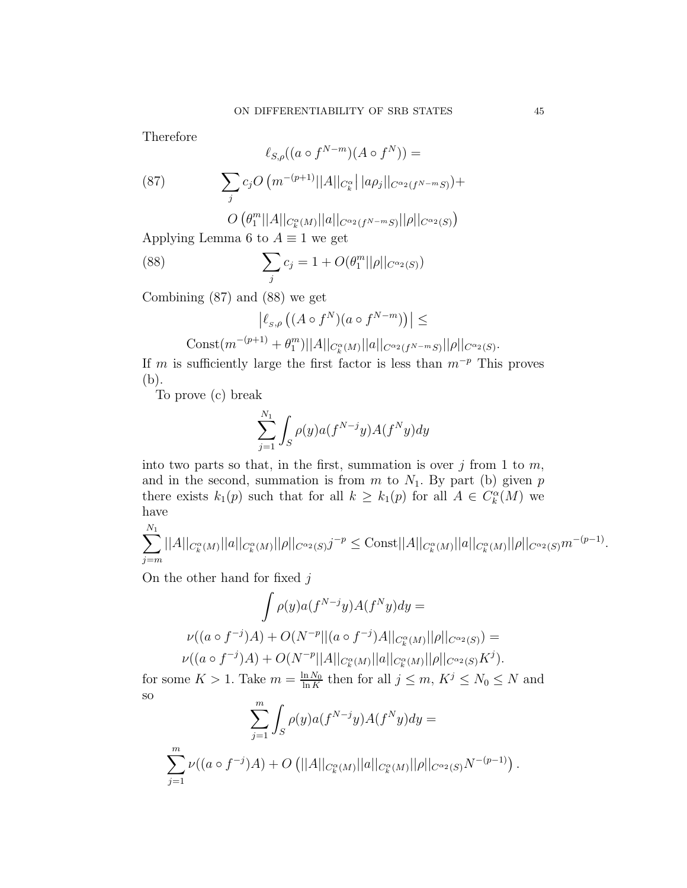Therefore

$$\ell_{S,\rho}((a\circ f^{N-m})(A\circ f^N)) =$$

$$\sum_j c_j O\left(m^{-(p+1)}||A||_{C_k^\alpha}|\,|a\rho_j||_{C^{\alpha_2}(f^{N-m}S)}\right)+ \tag{87}$$

$$O\left(\theta_1^m ||A||_{C_k^\alpha(M)}||a||_{C^{\alpha_2}(f^{N-m}S)}||\rho||_{C^{\alpha_2}(S)}\right)$$

Applying Lemma 6 to $A\equiv 1$ we get

$$\sum_j c_j = 1 + O(\theta_1^m ||\rho||_{C^{\alpha_2}(S)}) \tag{88}$$

Combining (87) and (88) we get

$$\left|\ell_{S,\rho}\left((A\circ f^N)(a\circ f^{N-m})\right)\right| \leq$$

$$\text{Const}(m^{-(p+1)}+\theta_1^m)||A||_{C_k^\alpha(M)}||a||_{C^{\alpha_2}(f^{N-m}S)}||\rho||_{C^{\alpha_2}(S)}.$$

If $m$ is sufficiently large the first factor is less than $m^{-p}$ This proves (b).

To prove (c) break

$$\sum_{j=1}^{N_1}\int_S \rho(y)a(f^{N-j}y)A(f^N y)dy$$

into two parts so that, in the first, summation is over $j$ from 1 to $m$, and in the second, summation is from $m$ to $N_1$. By part (b) given $p$ there exists $k_1(p)$ such that for all $k\geq k_1(p)$ for all $A\in C_k^\alpha(M)$ we have

$$\sum_{j=m}^{N_1}||A||_{C_k^\alpha(M)}||a||_{C_k^\alpha(M)}||\rho||_{C^{\alpha_2}(S)}j^{-p}\leq \text{Const}||A||_{C_k^\alpha(M)}||a||_{C_k^\alpha(M)}||\rho||_{C^{\alpha_2}(S)}m^{-(p-1)}.$$

On the other hand for fixed $j$

$$\int \rho(y)a(f^{N-j}y)A(f^N y)dy =$$

$$\nu((a\circ f^{-j})A) + O(N^{-p}||(a\circ f^{-j})A||_{C_k^\alpha(M)}||\rho||_{C^{\alpha_2}(S)}) =$$

$$\nu((a\circ f^{-j})A) + O(N^{-p}||A||_{C_k^\alpha(M)}||a||_{C_k^\alpha(M)}||\rho||_{C^{\alpha_2}(S)}K^j).$$

for some $K>1$. Take $m=\frac{\ln N_0}{\ln K}$ then for all $j\leq m$, $K^j\leq N_0\leq N$ and so

$$\sum_{j=1}^{m}\int_S \rho(y)a(f^{N-j}y)A(f^N y)dy =$$

$$\sum_{j=1}^{m}\nu((a\circ f^{-j})A) + O\left(||A||_{C_k^\alpha(M)}||a||_{C_k^\alpha(M)}||\rho||_{C^{\alpha_2}(S)}N^{-(p-1)}\right).$$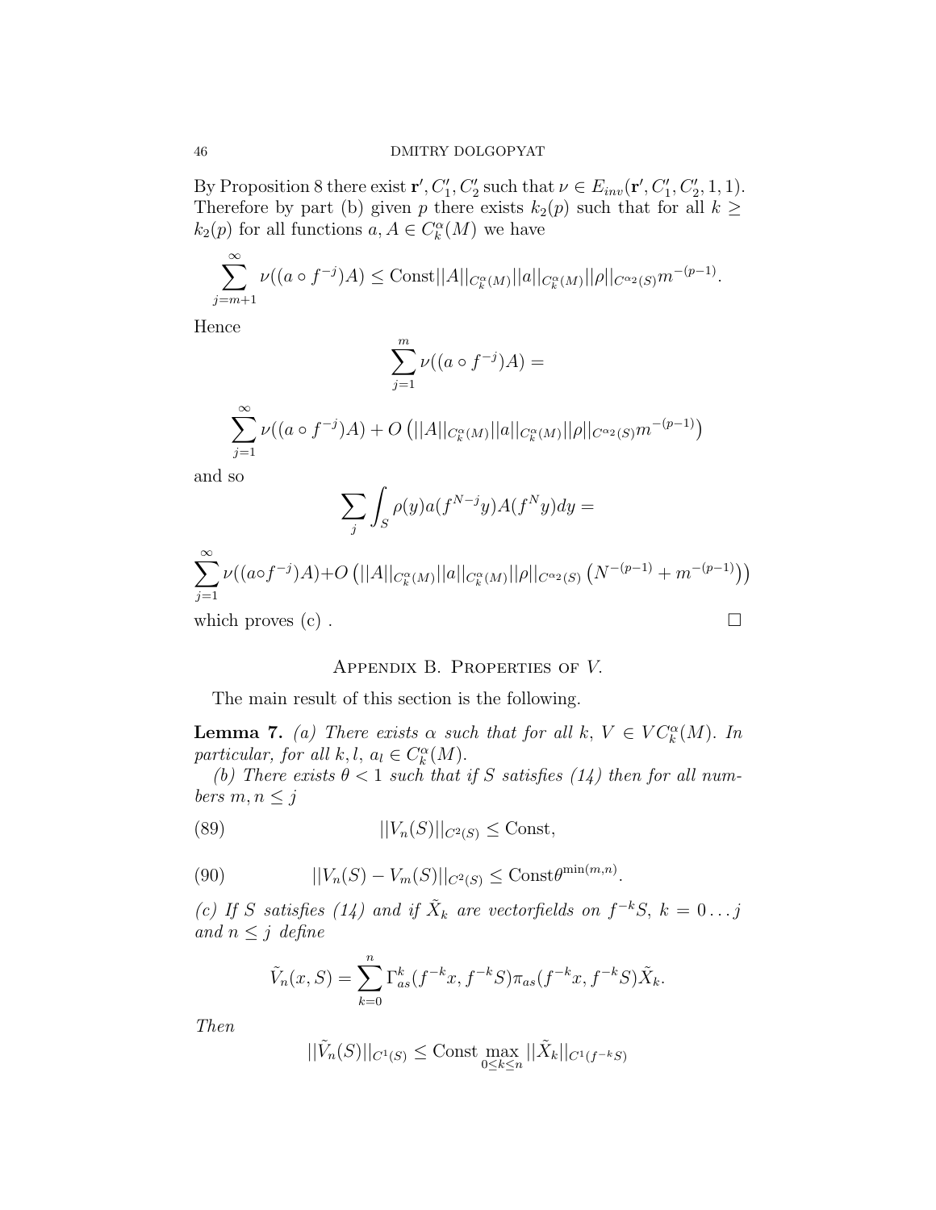By Proposition 8 there exist $\mathbf{r}', C_1', C_2'$ such that $\nu \in E_{inv}(\mathbf{r}', C_1', C_2', 1, 1)$. Therefore by part (b) given $p$ there exists $k_2(p)$ such that for all $k \geq k_2(p)$ for all functions $a, A \in C_k^\alpha(M)$ we have

$$\sum_{j=m+1}^{\infty} \nu((a \circ f^{-j})A) \leq \text{Const}||A||_{C_k^\alpha(M)}||a||_{C_k^\alpha(M)}||\rho||_{C^{\alpha_2}(S)} m^{-(p-1)}.$$

Hence

$$\sum_{j=1}^{m} \nu((a \circ f^{-j})A) =$$

$$\sum_{j=1}^{\infty} \nu((a \circ f^{-j})A) + O\left(||A||_{C_k^\alpha(M)}||a||_{C_k^\alpha(M)}||\rho||_{C^{\alpha_2}(S)} m^{-(p-1)}\right)$$

and so

$$\sum_j \int_S \rho(y) a(f^{N-j}y) A(f^N y) dy =$$

$$\sum_{j=1}^{\infty} \nu((a \circ f^{-j})A) + O\left(||A||_{C_k^\alpha(M)}||a||_{C_k^\alpha(M)}||\rho||_{C^{\alpha_2}(S)}\left(N^{-(p-1)} + m^{-(p-1)}\right)\right)$$

which proves (c) . $\square$

## Appendix B. Properties of $V$.

The main result of this section is the following.

**Lemma 7.** *(a) There exists $\alpha$ such that for all $k$, $V \in VC_k^\alpha(M)$. In particular, for all $k, l$, $a_l \in C_k^\alpha(M)$.*

*(b) There exists $\theta < 1$ such that if $S$ satisfies (14) then for all numbers $m, n \leq j$*

$$||V_n(S)||_{C^2(S)} \leq \text{Const}, \tag{89}$$

$$||V_n(S) - V_m(S)||_{C^2(S)} \leq \text{Const}\theta^{\min(m,n)}. \tag{90}$$

*(c) If $S$ satisfies (14) and if $\tilde{X}_k$ are vectorfields on $f^{-k}S$, $k = 0 \dots j$ and $n \leq j$ define*

$$\tilde{V}_n(x, S) = \sum_{k=0}^{n} \Gamma_{as}^k(f^{-k}x, f^{-k}S)\pi_{as}(f^{-k}x, f^{-k}S)\tilde{X}_k.$$

*Then*

$$||\tilde{V}_n(S)||_{C^1(S)} \leq \text{Const} \max_{0 \leq k \leq n} ||\tilde{X}_k||_{C^1(f^{-k}S)}$$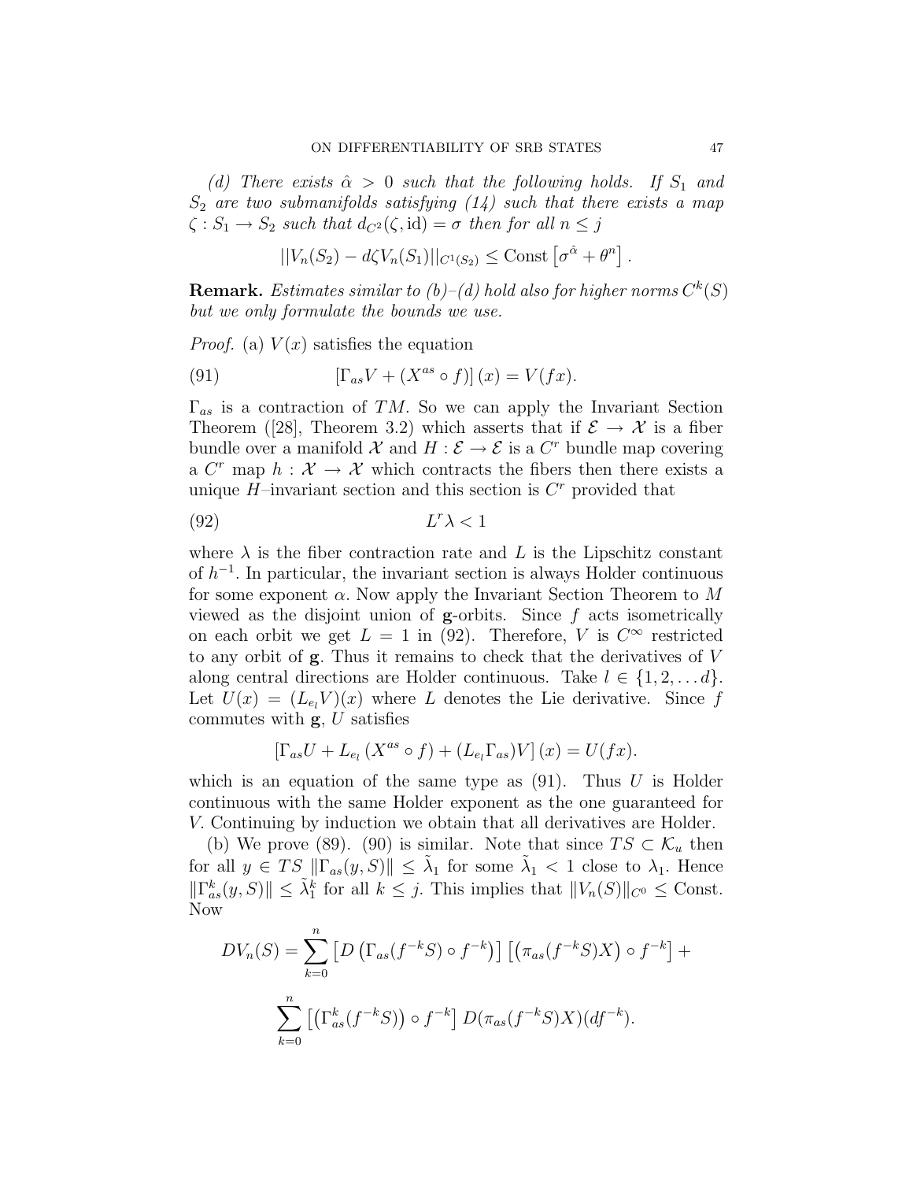*(d) There exists $\hat{\alpha} > 0$ such that the following holds. If $S_1$ and $S_2$ are two submanifolds satisfying (14) such that there exists a map $\zeta : S_1 \to S_2$ such that $d_{C^2}(\zeta, \mathrm{id}) = \sigma$ then for all $n \le j$*

$$||V_n(S_2) - d\zeta V_n(S_1)||_{C^1(S_2)} \le \mathrm{Const}\left[\sigma^{\hat{\alpha}} + \theta^n\right].$$

**Remark.** *Estimates similar to (b)–(d) hold also for higher norms $C^k(S)$ but we only formulate the bounds we use.*

*Proof.* (a) $V(x)$ satisfies the equation

$$[\Gamma_{as} V + (X^{as} \circ f)](x) = V(fx). \tag{91}$$

$\Gamma_{as}$ is a contraction of $TM$. So we can apply the Invariant Section Theorem ([28], Theorem 3.2) which asserts that if $\mathcal{E} \to \mathcal{X}$ is a fiber bundle over a manifold $\mathcal{X}$ and $H : \mathcal{E} \to \mathcal{E}$ is a $C^r$ bundle map covering a $C^r$ map $h : \mathcal{X} \to \mathcal{X}$ which contracts the fibers then there exists a unique $H$–invariant section and this section is $C^r$ provided that

$$L^r \lambda < 1 \tag{92}$$

where $\lambda$ is the fiber contraction rate and $L$ is the Lipschitz constant of $h^{-1}$. In particular, the invariant section is always Holder continuous for some exponent $\alpha$. Now apply the Invariant Section Theorem to $M$ viewed as the disjoint union of $\mathbf{g}$-orbits. Since $f$ acts isometrically on each orbit we get $L = 1$ in (92). Therefore, $V$ is $C^\infty$ restricted to any orbit of $\mathbf{g}$. Thus it remains to check that the derivatives of $V$ along central directions are Holder continuous. Take $l \in \{1, 2, \dots d\}$. Let $U(x) = (L_{e_l} V)(x)$ where $L$ denotes the Lie derivative. Since $f$ commutes with $\mathbf{g}$, $U$ satisfies

$$\left[\Gamma_{as} U + L_{e_l}\left(X^{as} \circ f\right) + (L_{e_l}\Gamma_{as})V\right](x) = U(fx).$$

which is an equation of the same type as (91). Thus $U$ is Holder continuous with the same Holder exponent as the one guaranteed for $V$. Continuing by induction we obtain that all derivatives are Holder.

(b) We prove (89). (90) is similar. Note that since $TS \subset \mathcal{K}_u$ then for all $y \in TS$ $\|\Gamma_{as}(y, S)\| \le \tilde{\lambda}_1$ for some $\tilde{\lambda}_1 < 1$ close to $\lambda_1$. Hence $\|\Gamma^k_{as}(y, S)\| \le \tilde{\lambda}_1^k$ for all $k \le j$. This implies that $\|V_n(S)\|_{C^0} \le \mathrm{Const}$. Now

$$DV_n(S) = \sum_{k=0}^{n} \left[D\left(\Gamma_{as}(f^{-k}S) \circ f^{-k}\right)\right]\left[\left(\pi_{as}(f^{-k}S)X\right) \circ f^{-k}\right] +$$

$$\sum_{k=0}^{n} \left[\left(\Gamma^k_{as}(f^{-k}S)\right) \circ f^{-k}\right] D(\pi_{as}(f^{-k}S)X)(df^{-k}).$$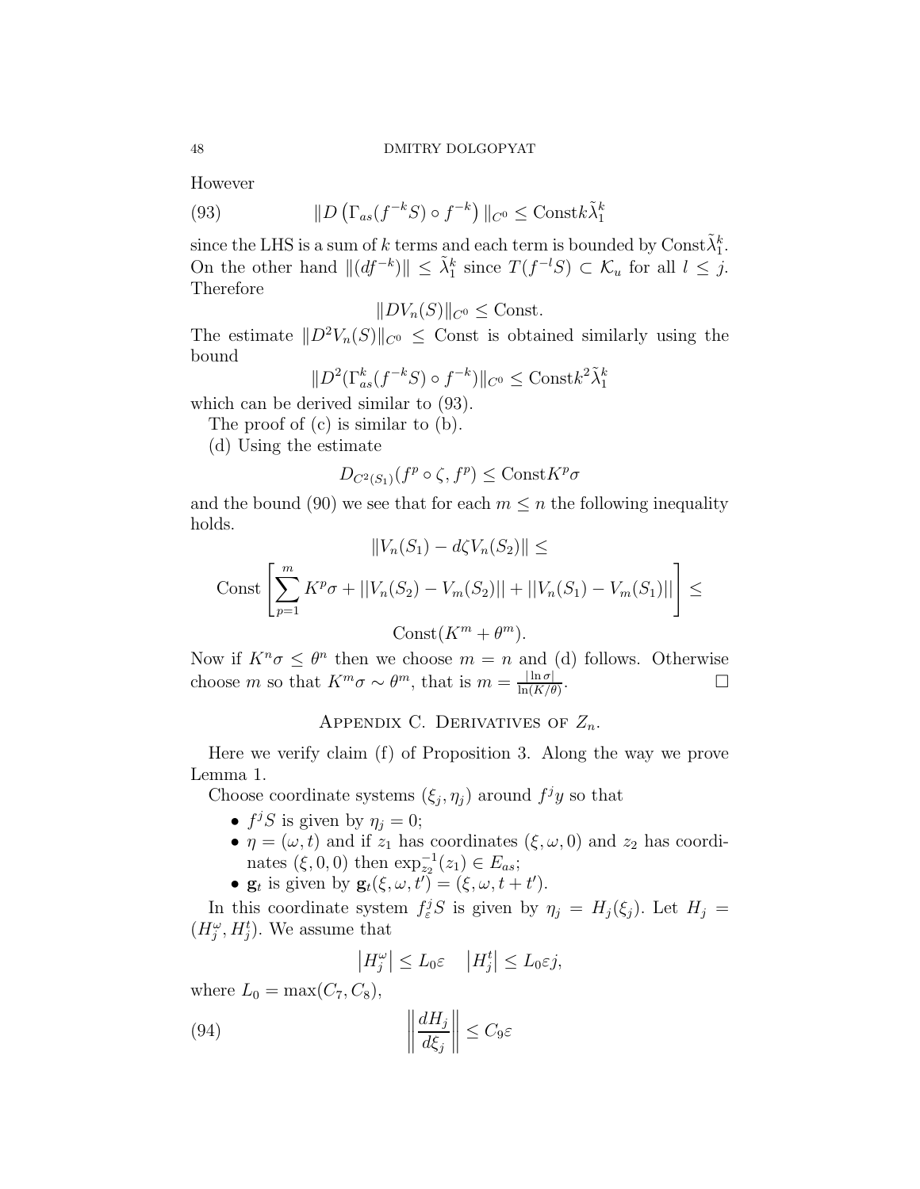However

$$\|D\left(\Gamma_{as}(f^{-k}S)\circ f^{-k}\right)\|_{C^0} \leq \text{Const}k\tilde{\lambda}_1^k \tag{93}$$

since the LHS is a sum of $k$ terms and each term is bounded by $\text{Const}\tilde{\lambda}_1^k$. On the other hand $\|(df^{-k})\| \leq \tilde{\lambda}_1^k$ since $T(f^{-l}S) \subset \mathcal{K}_u$ for all $l \leq j$. Therefore

$$\|DV_n(S)\|_{C^0} \leq \text{Const}.$$

The estimate $\|D^2V_n(S)\|_{C^0} \leq \text{Const}$ is obtained similarly using the bound

$$\|D^2(\Gamma_{as}^k(f^{-k}S)\circ f^{-k})\|_{C^0} \leq \text{Const}k^2\tilde{\lambda}_1^k$$

which can be derived similar to (93).

The proof of (c) is similar to (b).

(d) Using the estimate

$$D_{C^2(S_1)}(f^p\circ\zeta, f^p) \leq \text{Const}K^p\sigma$$

and the bound (90) we see that for each $m \leq n$ the following inequality holds.

$$\|V_n(S_1) - d\zeta V_n(S_2)\| \leq$$

$$\text{Const}\left[\sum_{p=1}^{m} K^p\sigma + ||V_n(S_2) - V_m(S_2)|| + ||V_n(S_1) - V_m(S_1)||\right] \leq$$

$$\text{Const}(K^m + \theta^m).$$

Now if $K^n\sigma \leq \theta^n$ then we choose $m = n$ and (d) follows. Otherwise choose $m$ so that $K^m\sigma \sim \theta^m$, that is $m = \frac{|\ln\sigma|}{\ln(K/\theta)}$. □

## Appendix C. Derivatives of $Z_n$.

Here we verify claim (f) of Proposition 3. Along the way we prove Lemma 1.

Choose coordinate systems $(\xi_j, \eta_j)$ around $f^jy$ so that

- $f^jS$ is given by $\eta_j = 0$;
- $\eta = (\omega, t)$ and if $z_1$ has coordinates $(\xi, \omega, 0)$ and $z_2$ has coordinates $(\xi, 0, 0)$ then $\exp_{z_2}^{-1}(z_1) \in E_{as}$;
- $\mathbf{g}_t$ is given by $\mathbf{g}_t(\xi, \omega, t') = (\xi, \omega, t + t')$.

In this coordinate system $f_\varepsilon^jS$ is given by $\eta_j = H_j(\xi_j)$. Let $H_j = (H_j^\omega, H_j^t)$. We assume that

$$\left|H_j^\omega\right| \leq L_0\varepsilon \quad \left|H_j^t\right| \leq L_0\varepsilon j,$$

where $L_0 = \max(C_7, C_8)$,

$$\left\|\frac{dH_j}{d\xi_j}\right\| \leq C_9\varepsilon \tag{94}$$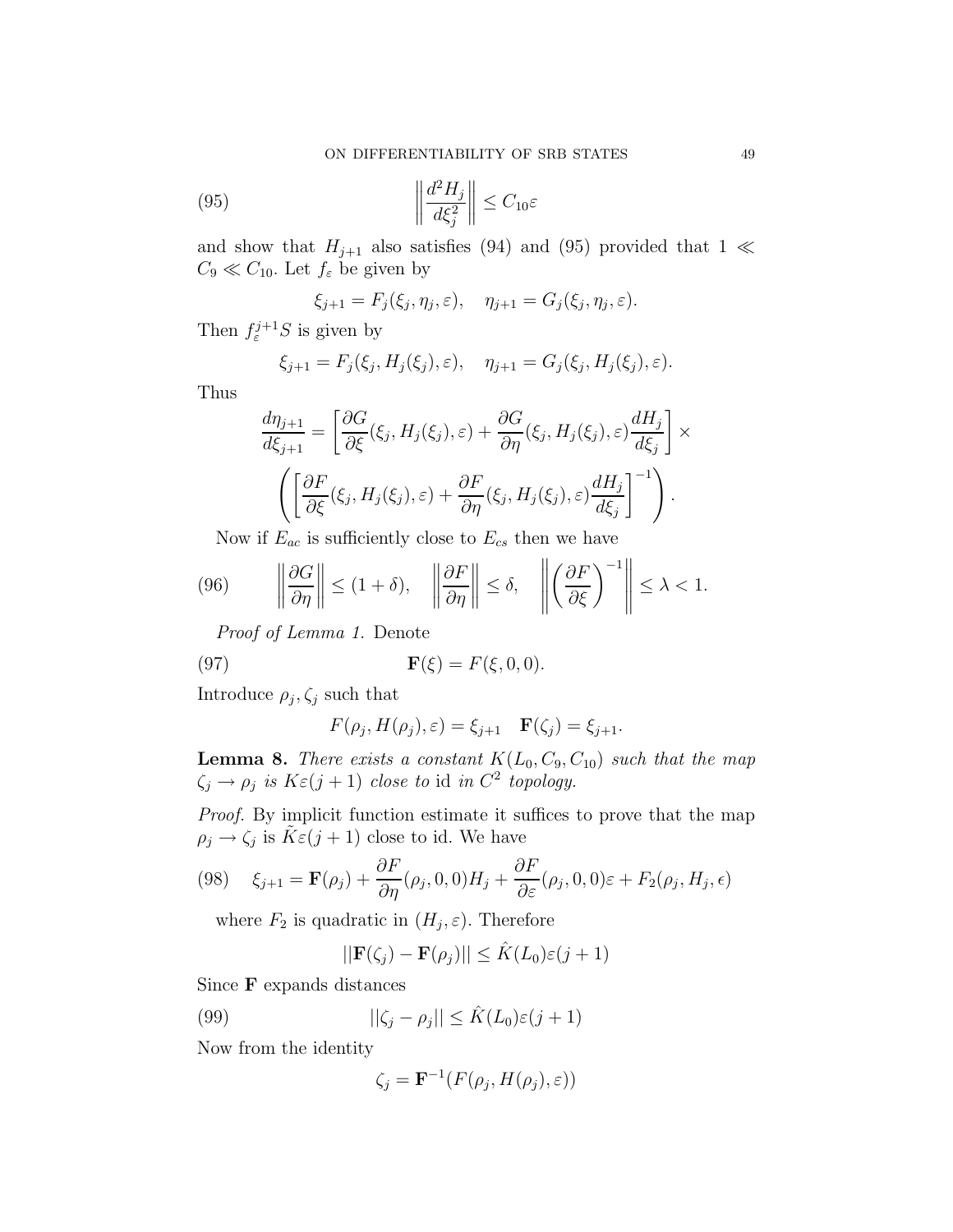$$\left\| \frac{d^2 H_j}{d\xi_j^2} \right\| \leq C_{10}\varepsilon \tag{95}$$

and show that $H_{j+1}$ also satisfies (94) and (95) provided that $1 \ll C_9 \ll C_{10}$. Let $f_\varepsilon$ be given by

$$\xi_{j+1} = F_j(\xi_j, \eta_j, \varepsilon), \quad \eta_{j+1} = G_j(\xi_j, \eta_j, \varepsilon).$$

Then $f_\varepsilon^{j+1} S$ is given by

$$\xi_{j+1} = F_j(\xi_j, H_j(\xi_j), \varepsilon), \quad \eta_{j+1} = G_j(\xi_j, H_j(\xi_j), \varepsilon).$$

Thus

$$\frac{d\eta_{j+1}}{d\xi_{j+1}} = \left[ \frac{\partial G}{\partial \xi}(\xi_j, H_j(\xi_j), \varepsilon) + \frac{\partial G}{\partial \eta}(\xi_j, H_j(\xi_j), \varepsilon) \frac{dH_j}{d\xi_j} \right] \times$$
$$\left( \left[ \frac{\partial F}{\partial \xi}(\xi_j, H_j(\xi_j), \varepsilon) + \frac{\partial F}{\partial \eta}(\xi_j, H_j(\xi_j), \varepsilon) \frac{dH_j}{d\xi_j} \right]^{-1} \right).$$

Now if $E_{ac}$ is sufficiently close to $E_{cs}$ then we have

$$\left\| \frac{\partial G}{\partial \eta} \right\| \leq (1+\delta), \quad \left\| \frac{\partial F}{\partial \eta} \right\| \leq \delta, \quad \left\| \left( \frac{\partial F}{\partial \xi} \right)^{-1} \right\| \leq \lambda < 1. \tag{96}$$

*Proof of Lemma 1.* Denote

$$\mathbf{F}(\xi) = F(\xi, 0, 0). \tag{97}$$

Introduce $\rho_j, \zeta_j$ such that

$$F(\rho_j, H(\rho_j), \varepsilon) = \xi_{j+1} \quad \mathbf{F}(\zeta_j) = \xi_{j+1}.$$

**Lemma 8.** *There exists a constant $K(L_0, C_9, C_{10})$ such that the map $\zeta_j \to \rho_j$ is $K\varepsilon(j+1)$ close to* id *in $C^2$ topology.*

*Proof.* By implicit function estimate it suffices to prove that the map $\rho_j \to \zeta_j$ is $\tilde{K}\varepsilon(j+1)$ close to id. We have

$$\xi_{j+1} = \mathbf{F}(\rho_j) + \frac{\partial F}{\partial \eta}(\rho_j, 0, 0) H_j + \frac{\partial F}{\partial \varepsilon}(\rho_j, 0, 0)\varepsilon + F_2(\rho_j, H_j, \epsilon) \tag{98}$$

where $F_2$ is quadratic in $(H_j, \varepsilon)$. Therefore

$$||\mathbf{F}(\zeta_j) - \mathbf{F}(\rho_j)|| \leq \hat{K}(L_0)\varepsilon(j+1)$$

Since $\mathbf{F}$ expands distances

$$||\zeta_j - \rho_j|| \leq \hat{K}(L_0)\varepsilon(j+1) \tag{99}$$

Now from the identity

$$\zeta_j = \mathbf{F}^{-1}(F(\rho_j, H(\rho_j), \varepsilon))$$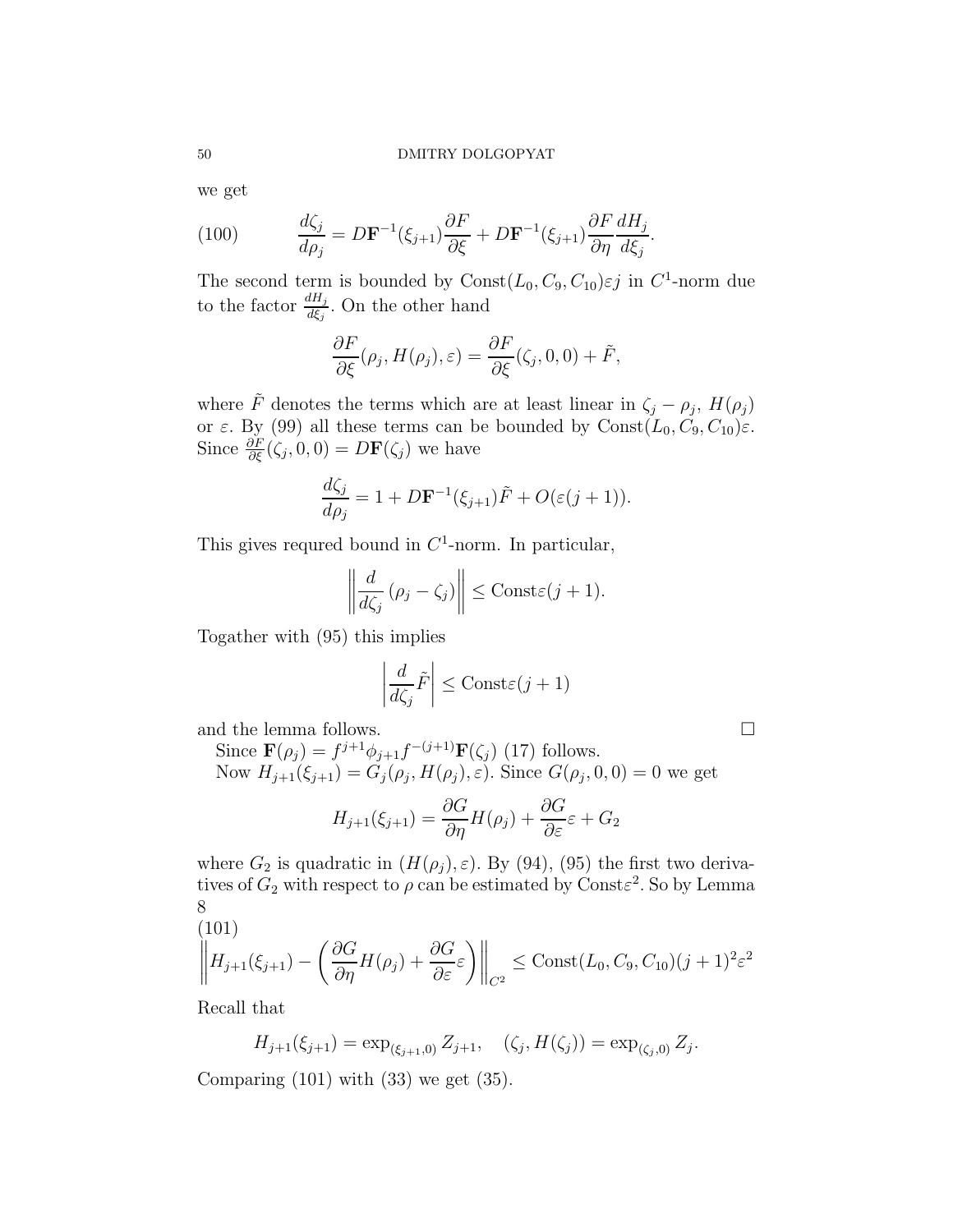we get

$$\frac{d\zeta_j}{d\rho_j} = D\mathbf{F}^{-1}(\xi_{j+1})\frac{\partial F}{\partial \xi} + D\mathbf{F}^{-1}(\xi_{j+1})\frac{\partial F}{\partial \eta}\frac{dH_j}{d\xi_j}. \tag{100}$$

The second term is bounded by $\text{Const}(L_0, C_9, C_{10})\varepsilon j$ in $C^1$-norm due to the factor $\frac{dH_j}{d\xi_j}$. On the other hand

$$\frac{\partial F}{\partial \xi}(\rho_j, H(\rho_j), \varepsilon) = \frac{\partial F}{\partial \xi}(\zeta_j, 0, 0) + \tilde{F},$$

where $\tilde{F}$ denotes the terms which are at least linear in $\zeta_j - \rho_j$, $H(\rho_j)$ or $\varepsilon$. By (99) all these terms can be bounded by $\text{Const}(L_0, C_9, C_{10})\varepsilon$. Since $\frac{\partial F}{\partial \xi}(\zeta_j, 0, 0) = D\mathbf{F}(\zeta_j)$ we have

$$\frac{d\zeta_j}{d\rho_j} = 1 + D\mathbf{F}^{-1}(\xi_{j+1})\tilde{F} + O(\varepsilon(j+1)).$$

This gives requred bound in $C^1$-norm. In particular,

$$\left\| \frac{d}{d\zeta_j}(\rho_j - \zeta_j) \right\| \leq \text{Const}\varepsilon(j+1).$$

Togather with (95) this implies

$$\left| \frac{d}{d\zeta_j}\tilde{F} \right| \leq \text{Const}\varepsilon(j+1)$$

and the lemma follows. $\square$

Since $\mathbf{F}(\rho_j) = f^{j+1}\phi_{j+1}f^{-(j+1)}\mathbf{F}(\zeta_j)$ (17) follows.

Now $H_{j+1}(\xi_{j+1}) = G_j(\rho_j, H(\rho_j), \varepsilon)$. Since $G(\rho_j, 0, 0) = 0$ we get

$$H_{j+1}(\xi_{j+1}) = \frac{\partial G}{\partial \eta}H(\rho_j) + \frac{\partial G}{\partial \varepsilon}\varepsilon + G_2$$

where $G_2$ is quadratic in $(H(\rho_j), \varepsilon)$. By (94), (95) the first two derivatives of $G_2$ with respect to $\rho$ can be estimated by $\text{Const}\varepsilon^2$. So by Lemma 8

$$\left\| H_{j+1}(\xi_{j+1}) - \left( \frac{\partial G}{\partial \eta}H(\rho_j) + \frac{\partial G}{\partial \varepsilon}\varepsilon \right) \right\|_{C^2} \leq \text{Const}(L_0, C_9, C_{10})(j+1)^2\varepsilon^2 \tag{101}$$

Recall that

$$H_{j+1}(\xi_{j+1}) = \exp_{(\xi_{j+1}, 0)} Z_{j+1}, \quad (\zeta_j, H(\zeta_j)) = \exp_{(\zeta_j, 0)} Z_j.$$

Comparing (101) with (33) we get (35).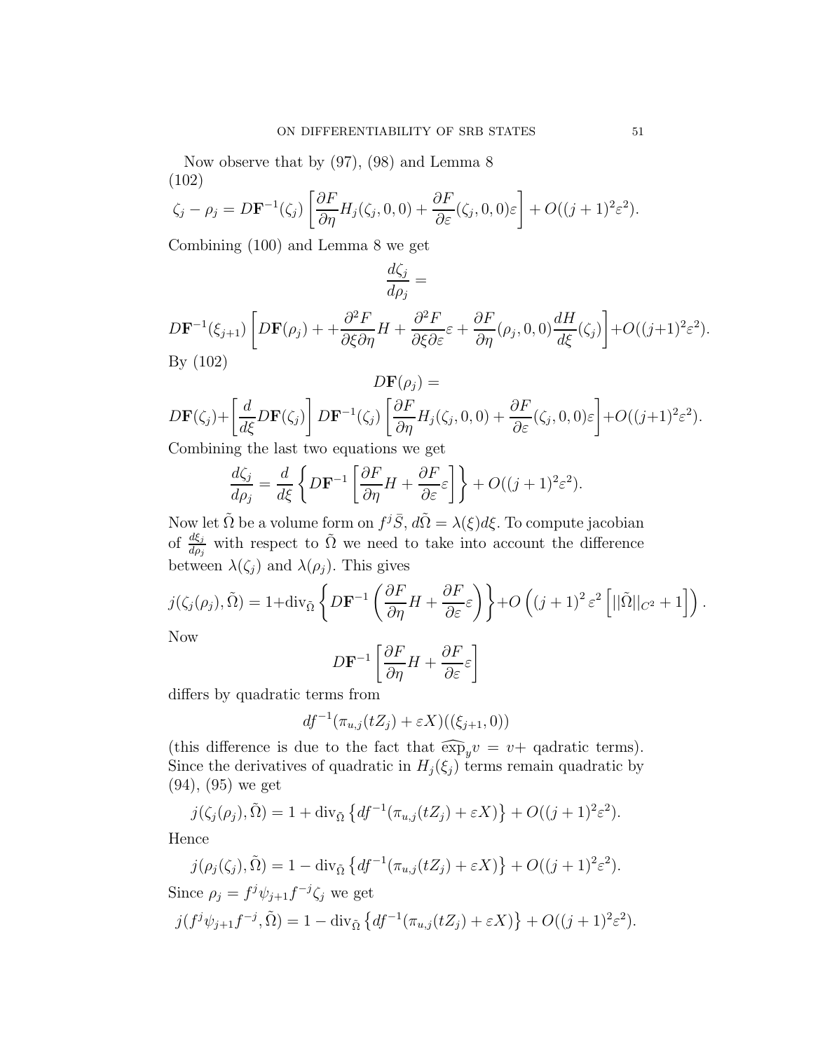Now observe that by (97), (98) and Lemma 8

(102)

$$\zeta_j - \rho_j = D\mathbf{F}^{-1}(\zeta_j)\left[\frac{\partial F}{\partial \eta} H_j(\zeta_j, 0, 0) + \frac{\partial F}{\partial \varepsilon}(\zeta_j, 0, 0)\varepsilon\right] + O((j+1)^2\varepsilon^2).$$

Combining (100) and Lemma 8 we get

$$\frac{d\zeta_j}{d\rho_j} =$$

$$D\mathbf{F}^{-1}(\xi_{j+1})\left[D\mathbf{F}(\rho_j) + +\frac{\partial^2 F}{\partial \xi \partial \eta} H + \frac{\partial^2 F}{\partial \xi \partial \varepsilon}\varepsilon + \frac{\partial F}{\partial \eta}(\rho_j, 0, 0)\frac{dH}{d\xi}(\zeta_j)\right] + O((j+1)^2\varepsilon^2).$$

By (102)

$$D\mathbf{F}(\rho_j) =$$

$$D\mathbf{F}(\zeta_j) + \left[\frac{d}{d\xi} D\mathbf{F}(\zeta_j)\right] D\mathbf{F}^{-1}(\zeta_j)\left[\frac{\partial F}{\partial \eta} H_j(\zeta_j, 0, 0) + \frac{\partial F}{\partial \varepsilon}(\zeta_j, 0, 0)\varepsilon\right] + O((j+1)^2\varepsilon^2).$$

Combining the last two equations we get

$$\frac{d\zeta_j}{d\rho_j} = \frac{d}{d\xi}\left\{D\mathbf{F}^{-1}\left[\frac{\partial F}{\partial \eta} H + \frac{\partial F}{\partial \varepsilon}\varepsilon\right]\right\} + O((j+1)^2\varepsilon^2).$$

Now let $\tilde{\Omega}$ be a volume form on $f^j\bar{S}$, $d\tilde{\Omega} = \lambda(\xi)d\xi$. To compute jacobian of $\frac{d\xi_j}{d\rho_j}$ with respect to $\tilde{\Omega}$ we need to take into account the difference between $\lambda(\zeta_j)$ and $\lambda(\rho_j)$. This gives

$$j(\zeta_j(\rho_j), \tilde{\Omega}) = 1 + \mathrm{div}_{\tilde{\Omega}}\left\{D\mathbf{F}^{-1}\left(\frac{\partial F}{\partial \eta} H + \frac{\partial F}{\partial \varepsilon}\varepsilon\right)\right\} + O\left((j+1)^2\varepsilon^2\left[||\tilde{\Omega}||_{C^2} + 1\right]\right).$$

Now

$$D\mathbf{F}^{-1}\left[\frac{\partial F}{\partial \eta} H + \frac{\partial F}{\partial \varepsilon}\varepsilon\right]$$

differs by quadratic terms from

$$df^{-1}(\pi_{u,j}(tZ_j) + \varepsilon X)((\xi_{j+1}, 0))$$

(this difference is due to the fact that $\widehat{\exp}_y v = v +$ qadratic terms). Since the derivatives of quadratic in $H_j(\xi_j)$ terms remain quadratic by (94), (95) we get

$$j(\zeta_j(\rho_j), \tilde{\Omega}) = 1 + \mathrm{div}_{\tilde{\Omega}}\left\{df^{-1}(\pi_{u,j}(tZ_j) + \varepsilon X)\right\} + O((j+1)^2\varepsilon^2).$$

Hence

$$j(\rho_j(\zeta_j), \tilde{\Omega}) = 1 - \mathrm{div}_{\tilde{\Omega}}\left\{df^{-1}(\pi_{u,j}(tZ_j) + \varepsilon X)\right\} + O((j+1)^2\varepsilon^2).$$

Since $\rho_j = f^j\psi_{j+1}f^{-j}\zeta_j$ we get

$$j(f^j\psi_{j+1}f^{-j}, \tilde{\Omega}) = 1 - \mathrm{div}_{\tilde{\Omega}}\left\{df^{-1}(\pi_{u,j}(tZ_j) + \varepsilon X)\right\} + O((j+1)^2\varepsilon^2).$$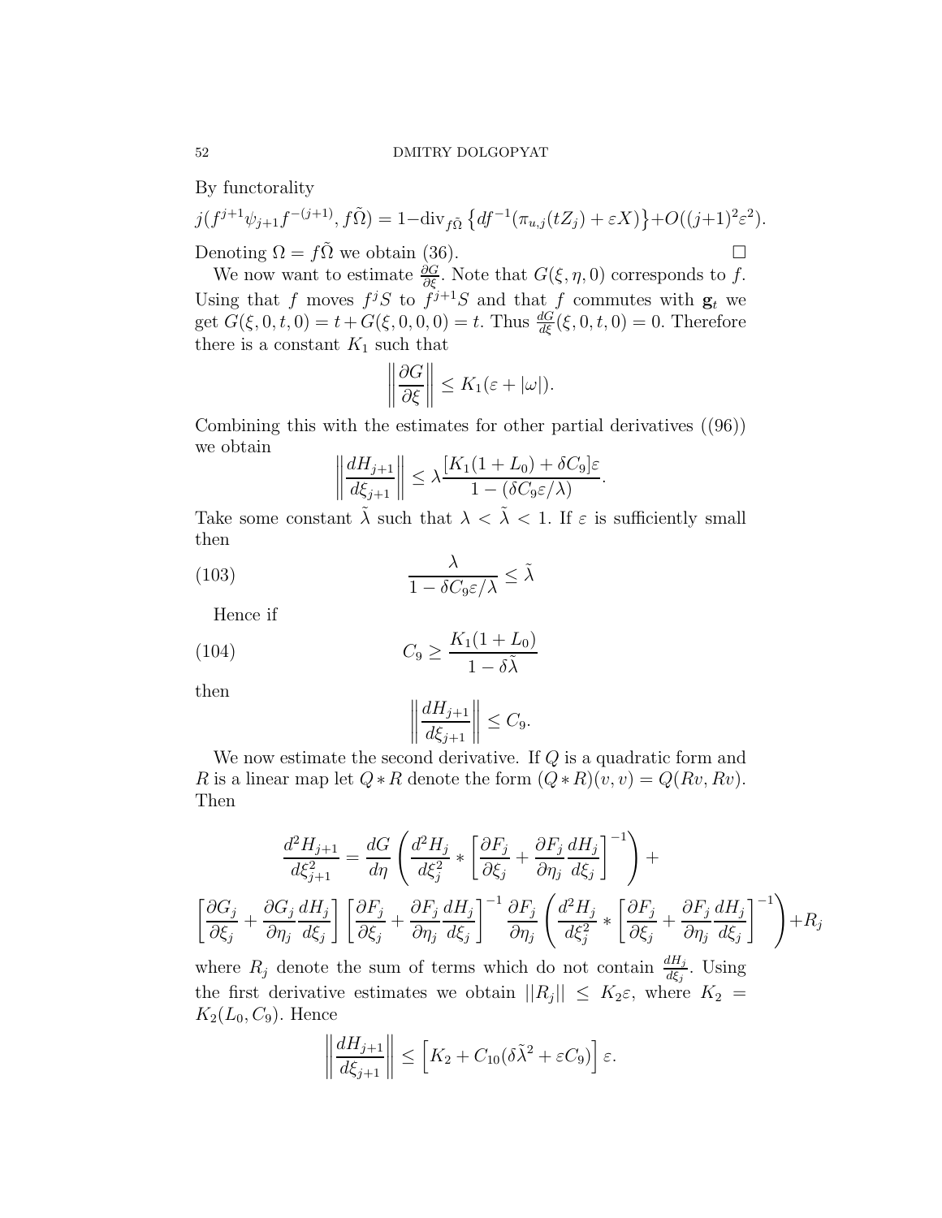By functorality

$$j(f^{j+1}\psi_{j+1}f^{-(j+1)}, f\tilde{\Omega}) = 1-\text{div}_{f\tilde{\Omega}}\left\{df^{-1}(\pi_{u,j}(tZ_j) + \varepsilon X)\right\}+O((j+1)^2\varepsilon^2).$$

Denoting $\Omega = f\tilde{\Omega}$ we obtain (36). $\square$

We now want to estimate $\frac{\partial G}{\partial \xi}$. Note that $G(\xi, \eta, 0)$ corresponds to $f$. Using that $f$ moves $f^j S$ to $f^{j+1}S$ and that $f$ commutes with $\mathbf{g}_t$ we get $G(\xi, 0, t, 0) = t + G(\xi, 0, 0, 0) = t$. Thus $\frac{dG}{d\xi}(\xi, 0, t, 0) = 0$. Therefore there is a constant $K_1$ such that

$$\left\|\frac{\partial G}{\partial \xi}\right\| \leq K_1(\varepsilon + |\omega|).$$

Combining this with the estimates for other partial derivatives ((96)) we obtain

$$\left\|\frac{dH_{j+1}}{d\xi_{j+1}}\right\| \leq \lambda \frac{[K_1(1+L_0) + \delta C_9]\varepsilon}{1 - (\delta C_9 \varepsilon/\lambda)}.$$

Take some constant $\tilde{\lambda}$ such that $\lambda < \tilde{\lambda} < 1$. If $\varepsilon$ is sufficiently small then

$$\frac{\lambda}{1 - \delta C_9 \varepsilon/\lambda} \leq \tilde{\lambda} \tag{103}$$

Hence if

$$C_9 \geq \frac{K_1(1+L_0)}{1 - \delta\tilde{\lambda}} \tag{104}$$

then

$$\left\|\frac{dH_{j+1}}{d\xi_{j+1}}\right\| \leq C_9.$$

We now estimate the second derivative. If $Q$ is a quadratic form and $R$ is a linear map let $Q * R$ denote the form $(Q * R)(v, v) = Q(Rv, Rv)$. Then

$$\frac{d^2 H_{j+1}}{d\xi_{j+1}^2} = \frac{dG}{d\eta}\left(\frac{d^2 H_j}{d\xi_j^2} * \left[\frac{\partial F_j}{\partial \xi_j} + \frac{\partial F_j}{\partial \eta_j}\frac{dH_j}{d\xi_j}\right]^{-1}\right) +$$

$$\left[\frac{\partial G_j}{\partial \xi_j} + \frac{\partial G_j}{\partial \eta_j}\frac{dH_j}{d\xi_j}\right]\left[\frac{\partial F_j}{\partial \xi_j} + \frac{\partial F_j}{\partial \eta_j}\frac{dH_j}{d\xi_j}\right]^{-1}\frac{\partial F_j}{\partial \eta_j}\left(\frac{d^2 H_j}{d\xi_j^2} * \left[\frac{\partial F_j}{\partial \xi_j} + \frac{\partial F_j}{\partial \eta_j}\frac{dH_j}{d\xi_j}\right]^{-1}\right) + R_j$$

where $R_j$ denote the sum of terms which do not contain $\frac{dH_j}{d\xi_j}$. Using the first derivative estimates we obtain $||R_j|| \leq K_2\varepsilon$, where $K_2 = K_2(L_0, C_9)$. Hence

$$\left\|\frac{dH_{j+1}}{d\xi_{j+1}}\right\| \leq \left[K_2 + C_{10}(\delta\tilde{\lambda}^2 + \varepsilon C_9)\right]\varepsilon.$$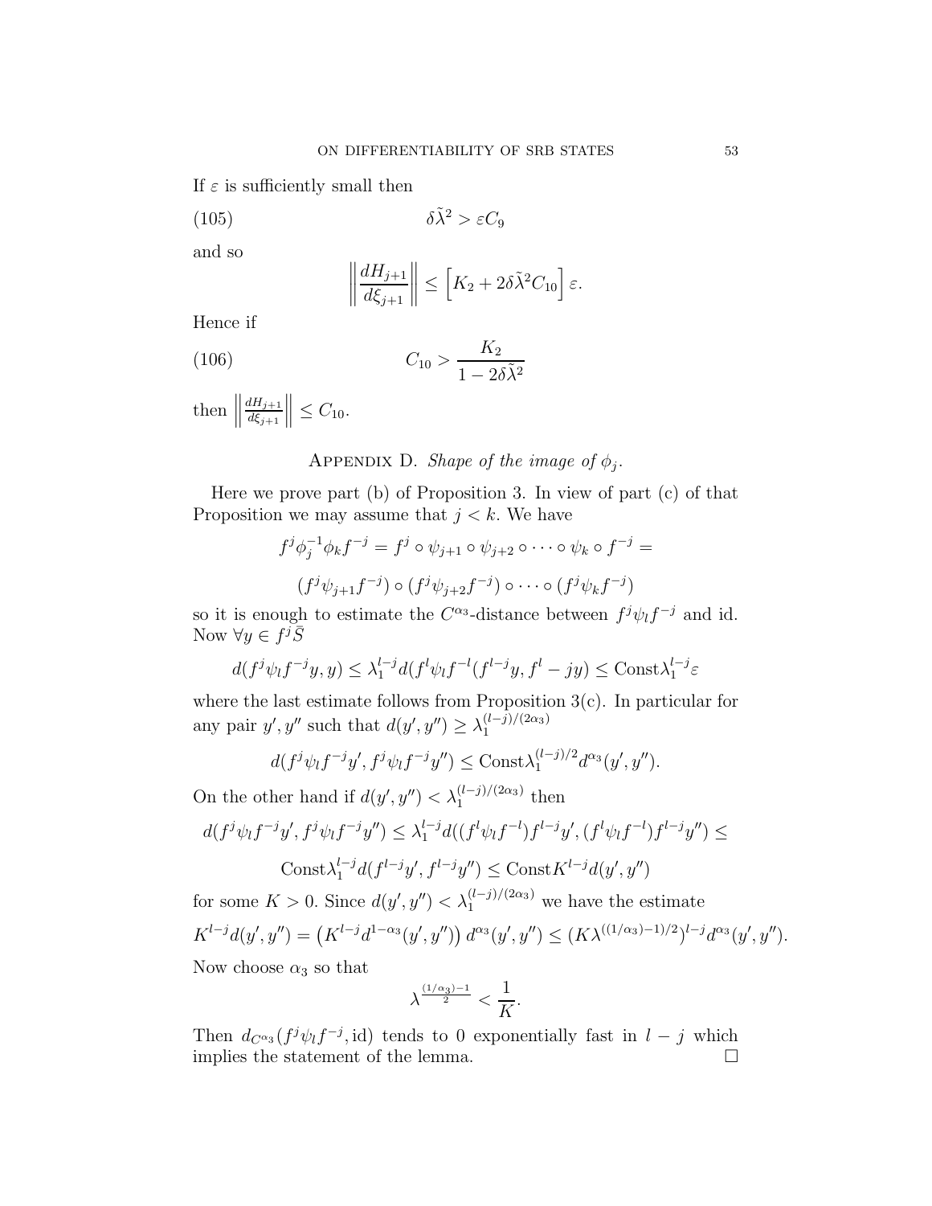If $\varepsilon$ is sufficiently small then

$$\delta\tilde{\lambda}^2 > \varepsilon C_9 \tag{105}$$

and so

$$\left\| \frac{dH_{j+1}}{d\xi_{j+1}} \right\| \leq \left[ K_2 + 2\delta\tilde{\lambda}^2 C_{10} \right] \varepsilon.$$

Hence if

$$C_{10} > \frac{K_2}{1 - 2\delta\tilde{\lambda}^2} \tag{106}$$

then $\left\| \frac{dH_{j+1}}{d\xi_{j+1}} \right\| \leq C_{10}$.

## Appendix D. *Shape of the image of $\phi_j$.*

Here we prove part (b) of Proposition 3. In view of part (c) of that Proposition we may assume that $j < k$. We have

$$f^j \phi_j^{-1} \phi_k f^{-j} = f^j \circ \psi_{j+1} \circ \psi_{j+2} \circ \cdots \circ \psi_k \circ f^{-j} =$$

$$(f^j \psi_{j+1} f^{-j}) \circ (f^j \psi_{j+2} f^{-j}) \circ \cdots \circ (f^j \psi_k f^{-j})$$

so it is enough to estimate the $C^{\alpha_3}$-distance between $f^j \psi_l f^{-j}$ and id. Now $\forall y \in f^j \bar{S}$

$$d(f^j \psi_l f^{-j} y, y) \leq \lambda_1^{l-j} d(f^l \psi_l f^{-l}(f^{l-j} y, f^l - jy) \leq \text{Const} \lambda_1^{l-j} \varepsilon$$

where the last estimate follows from Proposition 3(c). In particular for any pair $y', y''$ such that $d(y', y'') \geq \lambda_1^{(l-j)/(2\alpha_3)}$

$$d(f^j \psi_l f^{-j} y', f^j \psi_l f^{-j} y'') \leq \text{Const} \lambda_1^{(l-j)/2} d^{\alpha_3}(y', y'').$$

On the other hand if $d(y', y'') < \lambda_1^{(l-j)/(2\alpha_3)}$ then

$$d(f^j \psi_l f^{-j} y', f^j \psi_l f^{-j} y'') \leq \lambda_1^{l-j} d((f^l \psi_l f^{-l}) f^{l-j} y', (f^l \psi_l f^{-l}) f^{l-j} y'') \leq$$

$$\text{Const} \lambda_1^{l-j} d(f^{l-j} y', f^{l-j} y'') \leq \text{Const} K^{l-j} d(y', y'')$$

for some $K > 0$. Since $d(y', y'') < \lambda_1^{(l-j)/(2\alpha_3)}$ we have the estimate

$$K^{l-j} d(y', y'') = \left( K^{l-j} d^{1-\alpha_3}(y', y'') \right) d^{\alpha_3}(y', y'') \leq (K \lambda^{((1/\alpha_3)-1)/2})^{l-j} d^{\alpha_3}(y', y'').$$

Now choose $\alpha_3$ so that

$$\lambda^{\frac{(1/\alpha_3)-1}{2}} < \frac{1}{K}.$$

Then $d_{C^{\alpha_3}}(f^j \psi_l f^{-j}, \text{id})$ tends to 0 exponentially fast in $l - j$ which implies the statement of the lemma. $\square$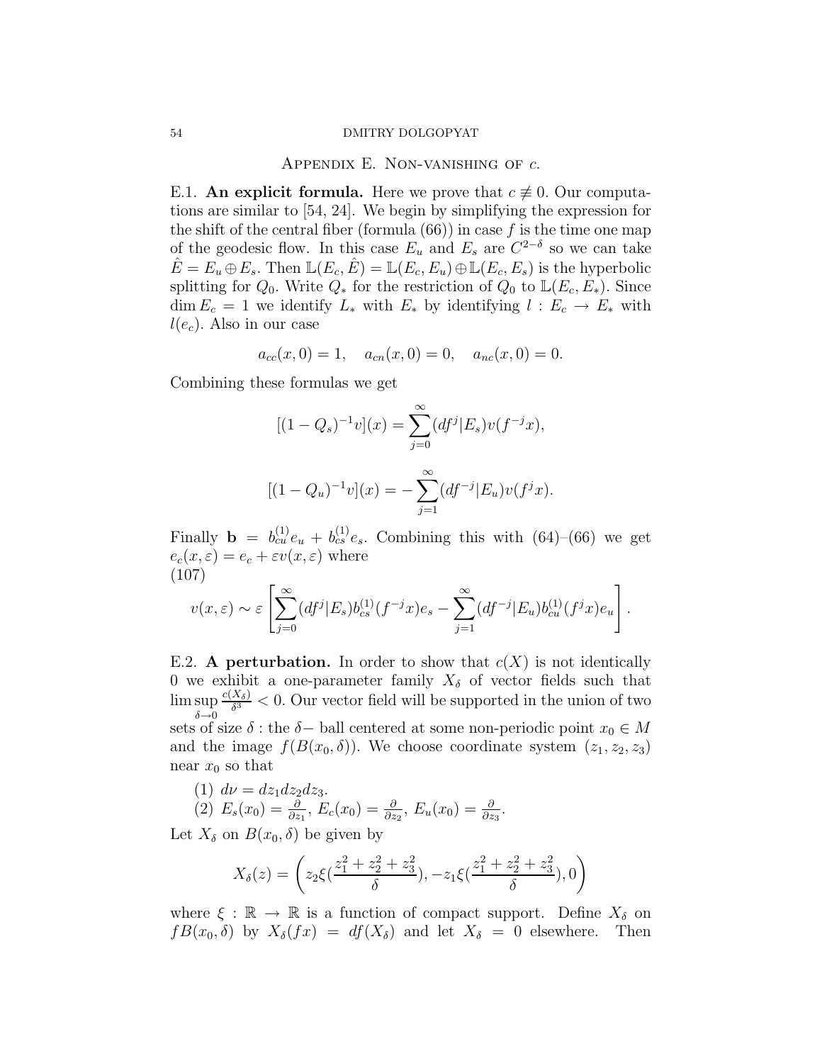## Appendix E. Non-vanishing of $c$.

E.1. **An explicit formula.** Here we prove that $c \not\equiv 0$. Our computations are similar to [54, 24]. We begin by simplifying the expression for the shift of the central fiber (formula (66)) in case $f$ is the time one map of the geodesic flow. In this case $E_u$ and $E_s$ are $C^{2-\delta}$ so we can take $\hat{E} = E_u \oplus E_s$. Then $\mathbb{L}(E_c, \hat{E}) = \mathbb{L}(E_c, E_u) \oplus \mathbb{L}(E_c, E_s)$ is the hyperbolic splitting for $Q_0$. Write $Q_*$ for the restriction of $Q_0$ to $\mathbb{L}(E_c, E_*)$. Since $\dim E_c = 1$ we identify $L_*$ with $E_*$ by identifying $l : E_c \to E_*$ with $l(e_c)$. Also in our case

$$a_{cc}(x, 0) = 1, \quad a_{cn}(x, 0) = 0, \quad a_{nc}(x, 0) = 0.$$

Combining these formulas we get

$$[(1 - Q_s)^{-1} v](x) = \sum_{j=0}^{\infty} (df^j | E_s) v(f^{-j} x),$$

$$[(1 - Q_u)^{-1} v](x) = -\sum_{j=1}^{\infty} (df^{-j} | E_u) v(f^j x).$$

Finally $\mathbf{b} = b_{cu}^{(1)} e_u + b_{cs}^{(1)} e_s$. Combining this with (64)–(66) we get $e_c(x, \varepsilon) = e_c + \varepsilon v(x, \varepsilon)$ where

$$v(x, \varepsilon) \sim \varepsilon \left[ \sum_{j=0}^{\infty} (df^j | E_s) b_{cs}^{(1)}(f^{-j} x) e_s - \sum_{j=1}^{\infty} (df^{-j} | E_u) b_{cu}^{(1)}(f^j x) e_u \right]. \tag{107}$$

E.2. **A perturbation.** In order to show that $c(X)$ is not identically 0 we exhibit a one-parameter family $X_\delta$ of vector fields such that $\limsup_{\delta \to 0} \frac{c(X_\delta)}{\delta^3} < 0$. Our vector field will be supported in the union of two sets of size $\delta$ : the $\delta-$ ball centered at some non-periodic point $x_0 \in M$ and the image $f(B(x_0, \delta))$. We choose coordinate system $(z_1, z_2, z_3)$ near $x_0$ so that

(1) $d\nu = dz_1 dz_2 dz_3$.
(2) $E_s(x_0) = \frac{\partial}{\partial z_1}$, $E_c(x_0) = \frac{\partial}{\partial z_2}$, $E_u(x_0) = \frac{\partial}{\partial z_3}$.

Let $X_\delta$ on $B(x_0, \delta)$ be given by

$$X_\delta(z) = \left( z_2 \xi\left(\frac{z_1^2 + z_2^2 + z_3^2}{\delta}\right), -z_1 \xi\left(\frac{z_1^2 + z_2^2 + z_3^2}{\delta}\right), 0 \right)$$

where $\xi : \mathbb{R} \to \mathbb{R}$ is a function of compact support. Define $X_\delta$ on $fB(x_0, \delta)$ by $X_\delta(fx) = df(X_\delta)$ and let $X_\delta = 0$ elsewhere. Then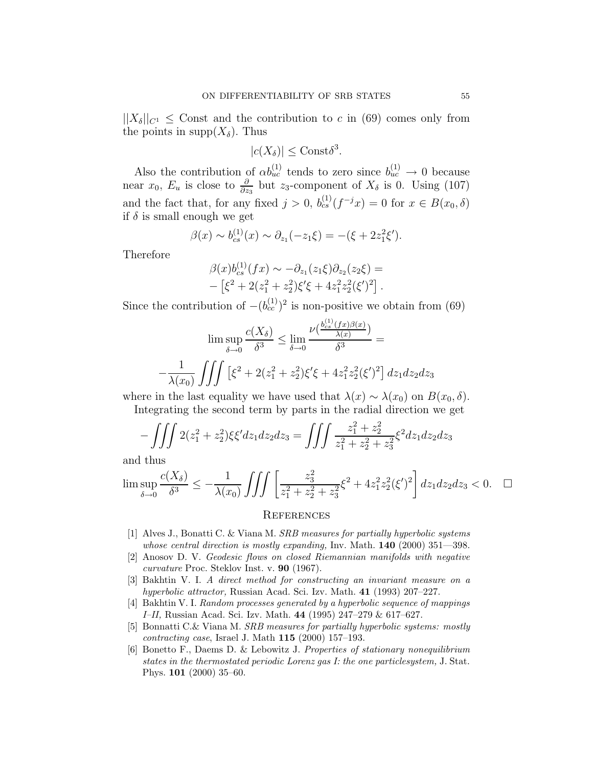$||X_\delta||_{C^1} \leq$ Const and the contribution to $c$ in (69) comes only from the points in $\text{supp}(X_\delta)$. Thus

$$|c(X_\delta)| \leq \text{Const}\delta^3.$$

Also the contribution of $\alpha b_{uc}^{(1)}$ tends to zero since $b_{uc}^{(1)} \to 0$ because near $x_0$, $E_u$ is close to $\frac{\partial}{\partial z_3}$ but $z_3$-component of $X_\delta$ is 0. Using (107) and the fact that, for any fixed $j > 0$, $b_{cs}^{(1)}(f^{-j}x) = 0$ for $x \in B(x_0, \delta)$ if $\delta$ is small enough we get

$$\beta(x) \sim b_{cs}^{(1)}(x) \sim \partial_{z_1}(-z_1\xi) = -(\xi + 2z_1^2\xi').$$

Therefore

$$\begin{aligned}\beta(x)b_{cs}^{(1)}(fx) &\sim -\partial_{z_1}(z_1\xi)\partial_{z_2}(z_2\xi) = \\ &-\left[\xi^2 + 2(z_1^2+z_2^2)\xi'\xi + 4z_1^2z_2^2(\xi')^2\right].\end{aligned}$$

Since the contribution of $-(b_{cc}^{(1)})^2$ is non-positive we obtain from (69)

$$\limsup_{\delta\to 0} \frac{c(X_\delta)}{\delta^3} \leq \lim_{\delta\to 0} \frac{\nu\left(\frac{b_{cs}^{(1)}(fx)\beta(x)}{\lambda(x)}\right)}{\delta^3} =$$

$$-\frac{1}{\lambda(x_0)} \iiint \left[\xi^2 + 2(z_1^2+z_2^2)\xi'\xi + 4z_1^2z_2^2(\xi')^2\right] dz_1dz_2dz_3$$

where in the last equality we have used that $\lambda(x) \sim \lambda(x_0)$ on $B(x_0, \delta)$.

Integrating the second term by parts in the radial direction we get

$$-\iiint 2(z_1^2+z_2^2)\xi\xi' dz_1dz_2dz_3 = \iiint \frac{z_1^2+z_2^2}{z_1^2+z_2^2+z_3^2}\xi^2 dz_1dz_2dz_3$$

and thus

$$\limsup_{\delta\to 0}\frac{c(X_\delta)}{\delta^3} \leq -\frac{1}{\lambda(x_0)}\iiint \left[\frac{z_3^2}{z_1^2+z_2^2+z_3^2}\xi^2 + 4z_1^2z_2^2(\xi')^2\right] dz_1dz_2dz_3 < 0. \quad \square$$

## References

[1] Alves J., Bonatti C. & Viana M. *SRB measures for partially hyperbolic systems whose central direction is mostly expanding,* Inv. Math. **140** (2000) 351—398.

[2] Anosov D. V. *Geodesic flows on closed Riemannian manifolds with negative curvature* Proc. Steklov Inst. v. **90** (1967).

[3] Bakhtin V. I. *A direct method for constructing an invariant measure on a hyperbolic attractor,* Russian Acad. Sci. Izv. Math. **41** (1993) 207–227.

[4] Bakhtin V. I. *Random processes generated by a hyperbolic sequence of mappings I–II,* Russian Acad. Sci. Izv. Math. **44** (1995) 247–279 & 617–627.

[5] Bonnatti C.& Viana M. *SRB measures for partially hyperbolic systems: mostly contracting case*, Israel J. Math **115** (2000) 157–193.

[6] Bonetto F., Daems D. & Lebowitz J. *Properties of stationary nonequilibrium states in the thermostated periodic Lorenz gas I: the one particlesystem,* J. Stat. Phys. **101** (2000) 35–60.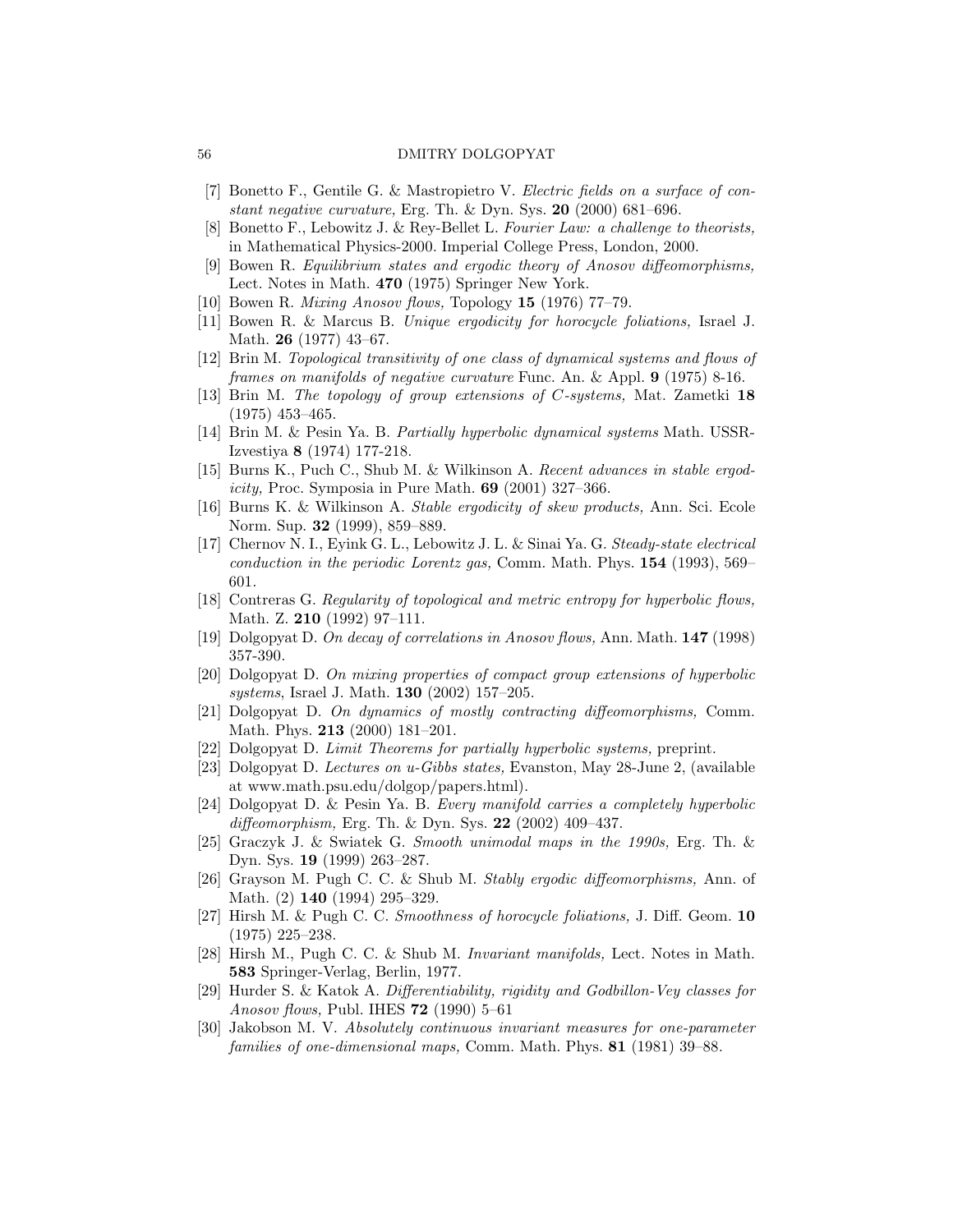[7] Bonetto F., Gentile G. & Mastropietro V. *Electric fields on a surface of constant negative curvature,* Erg. Th. & Dyn. Sys. **20** (2000) 681–696.

[8] Bonetto F., Lebowitz J. & Rey-Bellet L. *Fourier Law: a challenge to theorists,* in Mathematical Physics-2000. Imperial College Press, London, 2000.

[9] Bowen R. *Equilibrium states and ergodic theory of Anosov diffeomorphisms,* Lect. Notes in Math. **470** (1975) Springer New York.

[10] Bowen R. *Mixing Anosov flows,* Topology **15** (1976) 77–79.

[11] Bowen R. & Marcus B. *Unique ergodicity for horocycle foliations,* Israel J. Math. **26** (1977) 43–67.

[12] Brin M. *Topological transitivity of one class of dynamical systems and flows of frames on manifolds of negative curvature* Func. An. & Appl. **9** (1975) 8-16.

[13] Brin M. *The topology of group extensions of C-systems,* Mat. Zametki **18** (1975) 453–465.

[14] Brin M. & Pesin Ya. B. *Partially hyperbolic dynamical systems* Math. USSR-Izvestiya **8** (1974) 177-218.

[15] Burns K., Puch C., Shub M. & Wilkinson A. *Recent advances in stable ergodicity,* Proc. Symposia in Pure Math. **69** (2001) 327–366.

[16] Burns K. & Wilkinson A. *Stable ergodicity of skew products,* Ann. Sci. Ecole Norm. Sup. **32** (1999), 859–889.

[17] Chernov N. I., Eyink G. L., Lebowitz J. L. & Sinai Ya. G. *Steady-state electrical conduction in the periodic Lorentz gas,* Comm. Math. Phys. **154** (1993), 569–601.

[18] Contreras G. *Regularity of topological and metric entropy for hyperbolic flows,* Math. Z. **210** (1992) 97–111.

[19] Dolgopyat D. *On decay of correlations in Anosov flows,* Ann. Math. **147** (1998) 357-390.

[20] Dolgopyat D. *On mixing properties of compact group extensions of hyperbolic systems*, Israel J. Math. **130** (2002) 157–205.

[21] Dolgopyat D. *On dynamics of mostly contracting diffeomorphisms,* Comm. Math. Phys. **213** (2000) 181–201.

[22] Dolgopyat D. *Limit Theorems for partially hyperbolic systems,* preprint.

[23] Dolgopyat D. *Lectures on u-Gibbs states,* Evanston, May 28-June 2, (available at www.math.psu.edu/dolgop/papers.html).

[24] Dolgopyat D. & Pesin Ya. B. *Every manifold carries a completely hyperbolic diffeomorphism,* Erg. Th. & Dyn. Sys. **22** (2002) 409–437.

[25] Graczyk J. & Swiatek G. *Smooth unimodal maps in the 1990s,* Erg. Th. & Dyn. Sys. **19** (1999) 263–287.

[26] Grayson M. Pugh C. C. & Shub M. *Stably ergodic diffeomorphisms,* Ann. of Math. (2) **140** (1994) 295–329.

[27] Hirsh M. & Pugh C. C. *Smoothness of horocycle foliations,* J. Diff. Geom. **10** (1975) 225–238.

[28] Hirsh M., Pugh C. C. & Shub M. *Invariant manifolds,* Lect. Notes in Math. **583** Springer-Verlag, Berlin, 1977.

[29] Hurder S. & Katok A. *Differentiability, rigidity and Godbillon-Vey classes for Anosov flows,* Publ. IHES **72** (1990) 5–61

[30] Jakobson M. V. *Absolutely continuous invariant measures for one-parameter families of one-dimensional maps,* Comm. Math. Phys. **81** (1981) 39–88.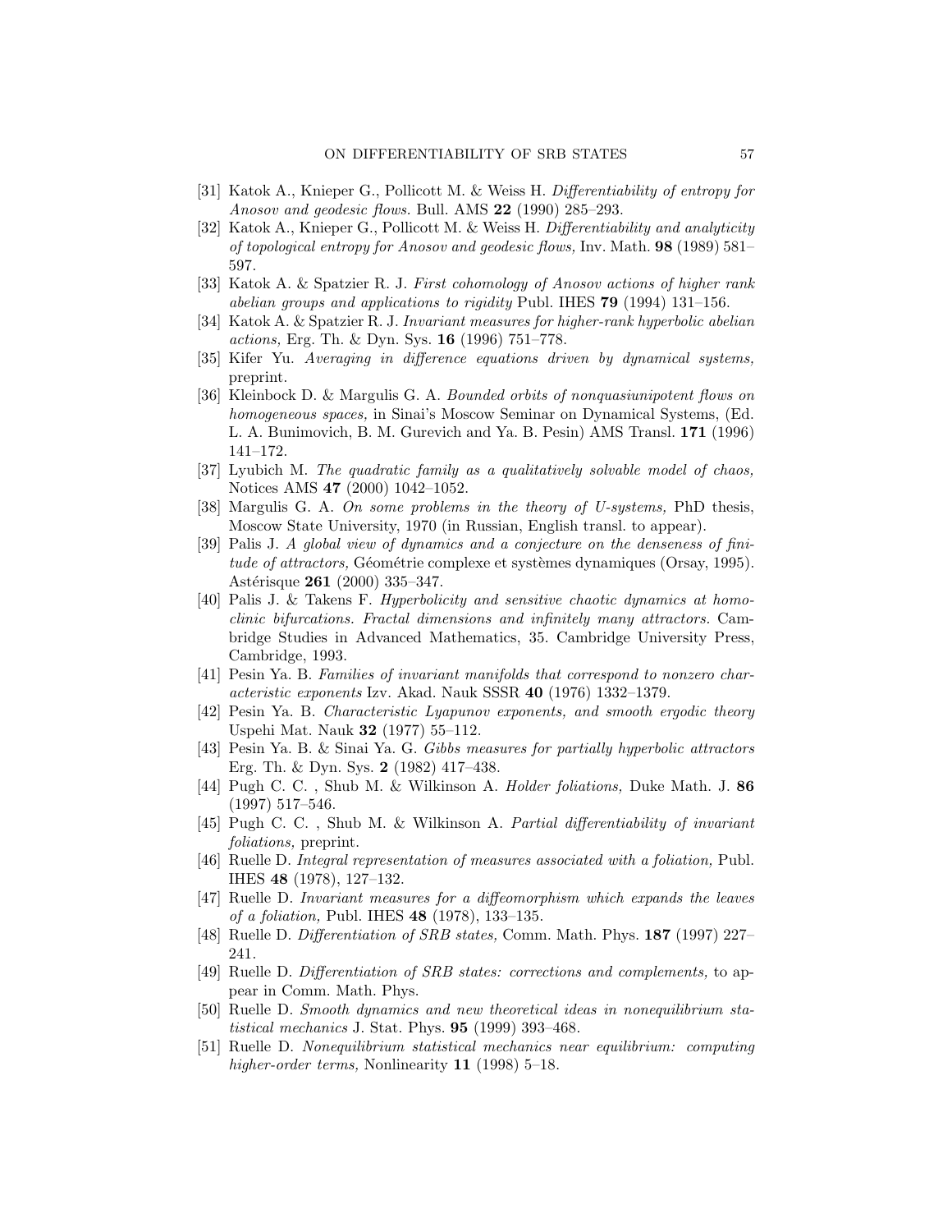[31] Katok A., Knieper G., Pollicott M. & Weiss H. *Differentiability of entropy for Anosov and geodesic flows.* Bull. AMS **22** (1990) 285–293.

[32] Katok A., Knieper G., Pollicott M. & Weiss H. *Differentiability and analyticity of topological entropy for Anosov and geodesic flows,* Inv. Math. **98** (1989) 581–597.

[33] Katok A. & Spatzier R. J. *First cohomology of Anosov actions of higher rank abelian groups and applications to rigidity* Publ. IHES **79** (1994) 131–156.

[34] Katok A. & Spatzier R. J. *Invariant measures for higher-rank hyperbolic abelian actions,* Erg. Th. & Dyn. Sys. **16** (1996) 751–778.

[35] Kifer Yu. *Averaging in difference equations driven by dynamical systems,* preprint.

[36] Kleinbock D. & Margulis G. A. *Bounded orbits of nonquasiunipotent flows on homogeneous spaces,* in Sinai's Moscow Seminar on Dynamical Systems, (Ed. L. A. Bunimovich, B. M. Gurevich and Ya. B. Pesin) AMS Transl. **171** (1996) 141–172.

[37] Lyubich M. *The quadratic family as a qualitatively solvable model of chaos,* Notices AMS **47** (2000) 1042–1052.

[38] Margulis G. A. *On some problems in the theory of U-systems,* PhD thesis, Moscow State University, 1970 (in Russian, English transl. to appear).

[39] Palis J. *A global view of dynamics and a conjecture on the denseness of finitude of attractors,* Géométrie complexe et systèmes dynamiques (Orsay, 1995). Astérisque **261** (2000) 335–347.

[40] Palis J. & Takens F. *Hyperbolicity and sensitive chaotic dynamics at homoclinic bifurcations. Fractal dimensions and infinitely many attractors.* Cambridge Studies in Advanced Mathematics, 35. Cambridge University Press, Cambridge, 1993.

[41] Pesin Ya. B. *Families of invariant manifolds that correspond to nonzero characteristic exponents* Izv. Akad. Nauk SSSR **40** (1976) 1332–1379.

[42] Pesin Ya. B. *Characteristic Lyapunov exponents, and smooth ergodic theory* Uspehi Mat. Nauk **32** (1977) 55–112.

[43] Pesin Ya. B. & Sinai Ya. G. *Gibbs measures for partially hyperbolic attractors* Erg. Th. & Dyn. Sys. **2** (1982) 417–438.

[44] Pugh C. C. , Shub M. & Wilkinson A. *Holder foliations,* Duke Math. J. **86** (1997) 517–546.

[45] Pugh C. C. , Shub M. & Wilkinson A. *Partial differentiability of invariant foliations,* preprint.

[46] Ruelle D. *Integral representation of measures associated with a foliation,* Publ. IHES **48** (1978), 127–132.

[47] Ruelle D. *Invariant measures for a diffeomorphism which expands the leaves of a foliation,* Publ. IHES **48** (1978), 133–135.

[48] Ruelle D. *Differentiation of SRB states,* Comm. Math. Phys. **187** (1997) 227–241.

[49] Ruelle D. *Differentiation of SRB states: corrections and complements,* to appear in Comm. Math. Phys.

[50] Ruelle D. *Smooth dynamics and new theoretical ideas in nonequilibrium statistical mechanics* J. Stat. Phys. **95** (1999) 393–468.

[51] Ruelle D. *Nonequilibrium statistical mechanics near equilibrium: computing higher-order terms,* Nonlinearity **11** (1998) 5–18.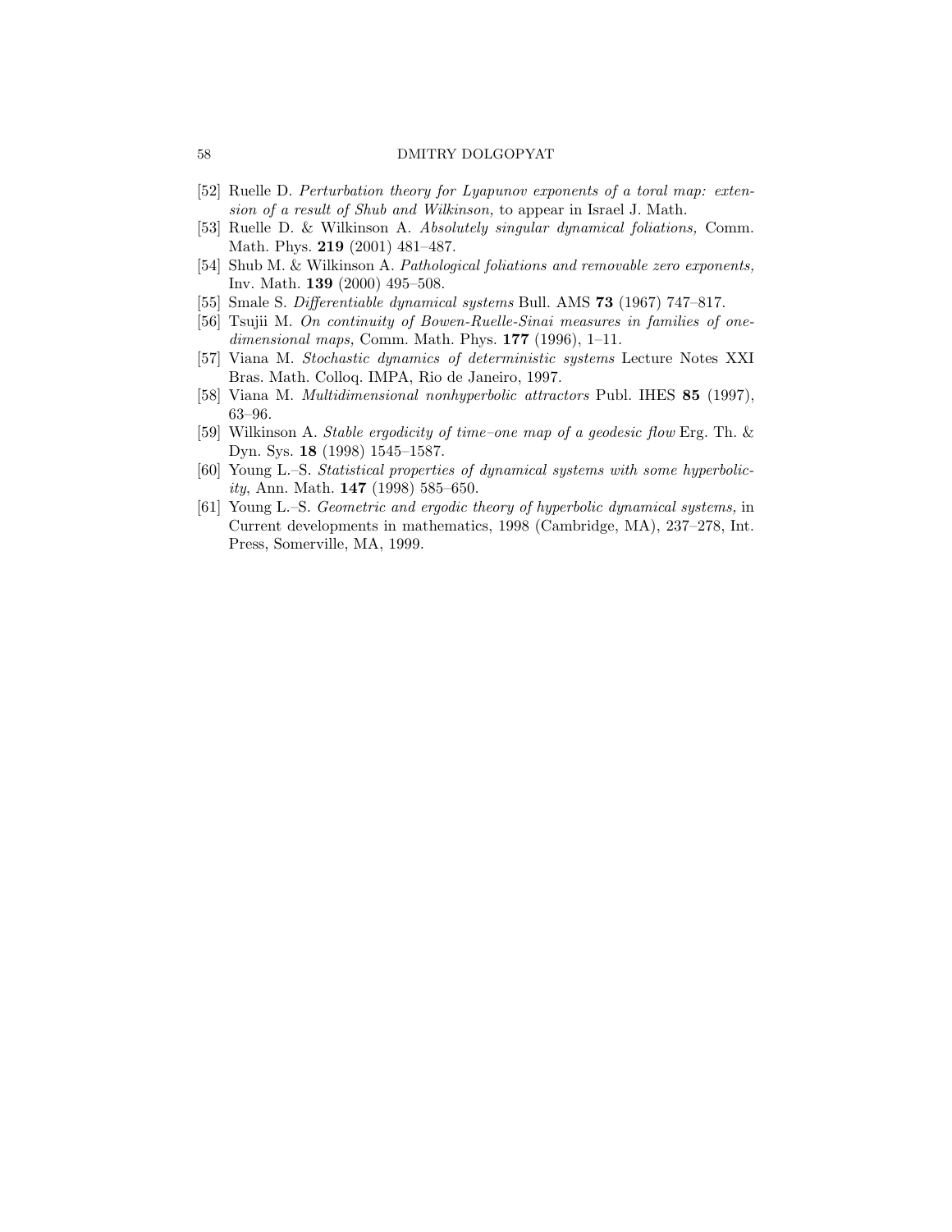[52] Ruelle D. *Perturbation theory for Lyapunov exponents of a toral map: extension of a result of Shub and Wilkinson,* to appear in Israel J. Math.

[53] Ruelle D. & Wilkinson A. *Absolutely singular dynamical foliations,* Comm. Math. Phys. **219** (2001) 481–487.

[54] Shub M. & Wilkinson A. *Pathological foliations and removable zero exponents,* Inv. Math. **139** (2000) 495–508.

[55] Smale S. *Differentiable dynamical systems* Bull. AMS **73** (1967) 747–817.

[56] Tsujii M. *On continuity of Bowen-Ruelle-Sinai measures in families of one-dimensional maps,* Comm. Math. Phys. **177** (1996), 1–11.

[57] Viana M. *Stochastic dynamics of deterministic systems* Lecture Notes XXI Bras. Math. Colloq. IMPA, Rio de Janeiro, 1997.

[58] Viana M. *Multidimensional nonhyperbolic attractors* Publ. IHES **85** (1997), 63–96.

[59] Wilkinson A. *Stable ergodicity of time–one map of a geodesic flow* Erg. Th. & Dyn. Sys. **18** (1998) 1545–1587.

[60] Young L.–S. *Statistical properties of dynamical systems with some hyperbolicity*, Ann. Math. **147** (1998) 585–650.

[61] Young L.–S. *Geometric and ergodic theory of hyperbolic dynamical systems,* in Current developments in mathematics, 1998 (Cambridge, MA), 237–278, Int. Press, Somerville, MA, 1999.